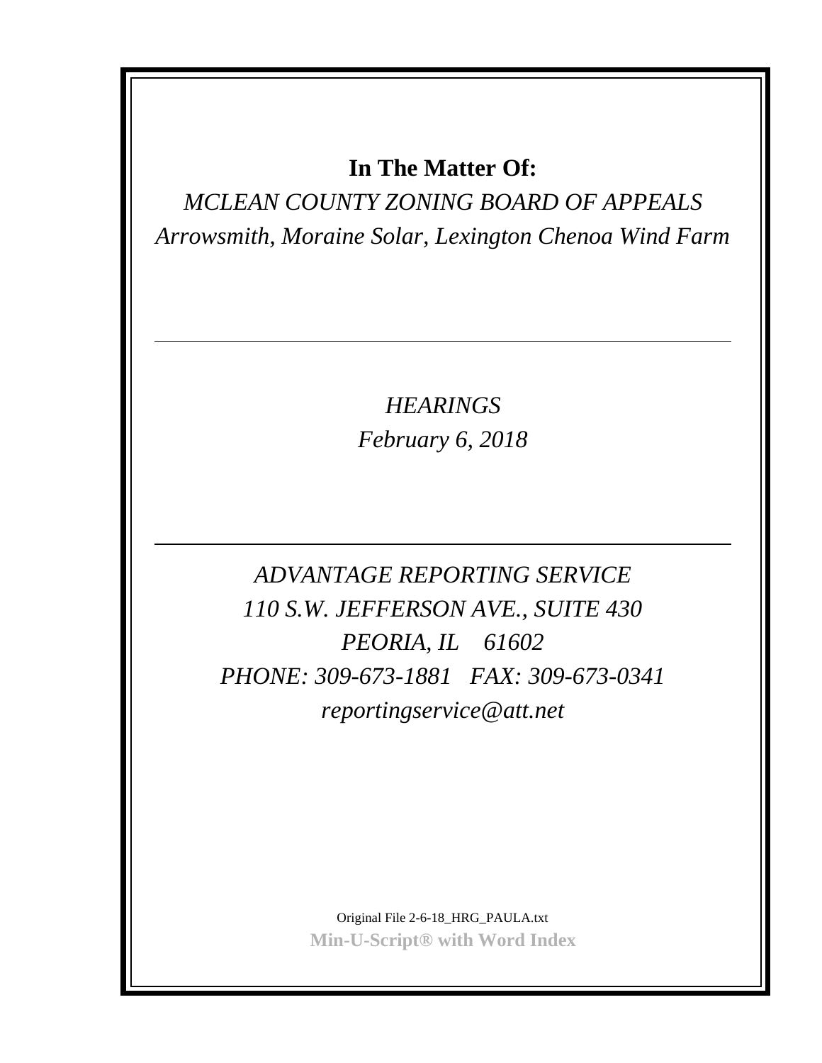**In The Matter Of:**

*MCLEAN COUNTY ZONING BOARD OF APPEALS*

*Arrowsmith, Moraine Solar, Lexington Chenoa Wind Farm*

---

*HEARINGS*

*February 6, 2018*

---

*ADVANTAGE REPORTING SERVICE*

*110 S.W. JEFFERSON AVE., SUITE 430*

*PEORIA, IL 61602*

*PHONE: 309-673-1881 FAX: 309-673-0341*

*reportingservice@att.net*

Original File 2-6-18_HRG_PAULA.txt

**Min-U-Script® with Word Index**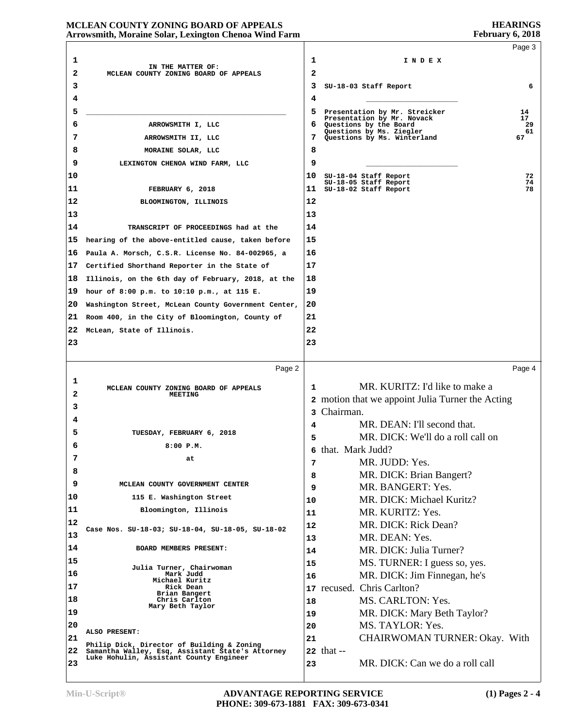IN THE MATTER OF:
MCLEAN COUNTY ZONING BOARD OF APPEALS

ARROWSMITH I, LLC
ARROWSMITH II, LLC
MORAINE SOLAR, LLC
LEXINGTON CHENOA WIND FARM, LLC

FEBRUARY 6, 2018
BLOOMINGTON, ILLINOIS

TRANSCRIPT OF PROCEEDINGS had at the hearing of the above-entitled cause, taken before Paula A. Morsch, C.S.R. License No. 84-002965, a Certified Shorthand Reporter in the State of Illinois, on the 6th day of February, 2018, at the hour of 8:00 p.m. to 10:10 p.m., at 115 E. Washington Street, McLean County Government Center, Room 400, in the City of Bloomington, County of McLean, State of Illinois.

---

MCLEAN COUNTY ZONING BOARD OF APPEALS
MEETING

TUESDAY, FEBRUARY 6, 2018
8:00 P.M.
at
MCLEAN COUNTY GOVERNMENT CENTER
115 E. Washington Street
Bloomington, Illinois

Case Nos. SU-18-03; SU-18-04, SU-18-05, SU-18-02

BOARD MEMBERS PRESENT:

Julia Turner, Chairwoman
Mark Judd
Michael Kuritz
Rick Dean
Brian Bangert
Chris Carlton
Mary Beth Taylor

ALSO PRESENT:

Philip Dick, Director of Building & Zoning
Samantha Walley, Esq, Assistant State's Attorney
Luke Hohulin, Assistant County Engineer

---

I N D E X

| | |
|---|---|
| SU-18-03 Staff Report | 6 |
| Presentation by Mr. Streicker | 14 |
| Presentation by Mr. Novack | 17 |
| Questions by the Board | 29 |
| Questions by Ms. Ziegler | 61 |
| Questions by Ms. Winterland | 67 |
| SU-18-04 Staff Report | 72 |
| SU-18-05 Staff Report | 74 |
| SU-18-02 Staff Report | 78 |

---

MR. KURITZ: I'd like to make a motion that we appoint Julia Turner the Acting Chairman.

MR. DEAN: I'll second that.

MR. DICK: We'll do a roll call on that. Mark Judd?

MR. JUDD: Yes.

MR. DICK: Brian Bangert?

MR. BANGERT: Yes.

MR. DICK: Michael Kuritz?

MR. KURITZ: Yes.

MR. DICK: Rick Dean?

MR. DEAN: Yes.

MR. DICK: Julia Turner?

MS. TURNER: I guess so, yes.

MR. DICK: Jim Finnegan, he's recused. Chris Carlton?

MS. CARLTON: Yes.

MR. DICK: Mary Beth Taylor?

MS. TAYLOR: Yes.

CHAIRWOMAN TURNER: Okay. With that --

MR. DICK: Can we do a roll call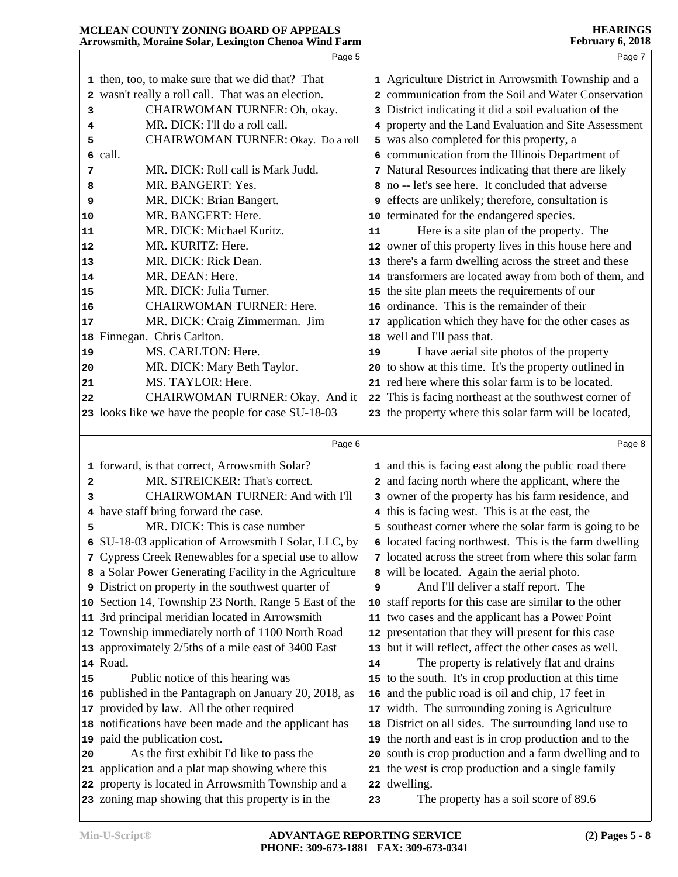Page 5

1 then, too, to make sure that we did that? That
2 wasn't really a roll call. That was an election.
3 CHAIRWOMAN TURNER: Oh, okay.
4 MR. DICK: I'll do a roll call.
5 CHAIRWOMAN TURNER: Okay. Do a roll
6 call.
7 MR. DICK: Roll call is Mark Judd.
8 MR. BANGERT: Yes.
9 MR. DICK: Brian Bangert.
10 MR. BANGERT: Here.
11 MR. DICK: Michael Kuritz.
12 MR. KURITZ: Here.
13 MR. DICK: Rick Dean.
14 MR. DEAN: Here.
15 MR. DICK: Julia Turner.
16 CHAIRWOMAN TURNER: Here.
17 MR. DICK: Craig Zimmerman. Jim
18 Finnegan. Chris Carlton.
19 MS. CARLTON: Here.
20 MR. DICK: Mary Beth Taylor.
21 MS. TAYLOR: Here.
22 CHAIRWOMAN TURNER: Okay. And it
23 looks like we have the people for case SU-18-03

Page 6

1 forward, is that correct, Arrowsmith Solar?
2 MR. STREICKER: That's correct.
3 CHAIRWOMAN TURNER: And with I'll
4 have staff bring forward the case.
5 MR. DICK: This is case number
6 SU-18-03 application of Arrowsmith I Solar, LLC, by
7 Cypress Creek Renewables for a special use to allow
8 a Solar Power Generating Facility in the Agriculture
9 District on property in the southwest quarter of
10 Section 14, Township 23 North, Range 5 East of the
11 3rd principal meridian located in Arrowsmith
12 Township immediately north of 1100 North Road
13 approximately 2/5ths of a mile east of 3400 East
14 Road.
15 Public notice of this hearing was
16 published in the Pantagraph on January 20, 2018, as
17 provided by law. All the other required
18 notifications have been made and the applicant has
19 paid the publication cost.
20 As the first exhibit I'd like to pass the
21 application and a plat map showing where this
22 property is located in Arrowsmith Township and a
23 zoning map showing that this property is in the

Page 7

1 Agriculture District in Arrowsmith Township and a
2 communication from the Soil and Water Conservation
3 District indicating it did a soil evaluation of the
4 property and the Land Evaluation and Site Assessment
5 was also completed for this property, a
6 communication from the Illinois Department of
7 Natural Resources indicating that there are likely
8 no -- let's see here. It concluded that adverse
9 effects are unlikely; therefore, consultation is
10 terminated for the endangered species.
11 Here is a site plan of the property. The
12 owner of this property lives in this house here and
13 there's a farm dwelling across the street and these
14 transformers are located away from both of them, and
15 the site plan meets the requirements of our
16 ordinance. This is the remainder of their
17 application which they have for the other cases as
18 well and I'll pass that.
19 I have aerial site photos of the property
20 to show at this time. It's the property outlined in
21 red here where this solar farm is to be located.
22 This is facing northeast at the southwest corner of
23 the property where this solar farm will be located,

Page 8

1 and this is facing east along the public road there
2 and facing north where the applicant, where the
3 owner of the property has his farm residence, and
4 this is facing west. This is at the east, the
5 southeast corner where the solar farm is going to be
6 located facing northwest. This is the farm dwelling
7 located across the street from where this solar farm
8 will be located. Again the aerial photo.
9 And I'll deliver a staff report. The
10 staff reports for this case are similar to the other
11 two cases and the applicant has a Power Point
12 presentation that they will present for this case
13 but it will reflect, affect the other cases as well.
14 The property is relatively flat and drains
15 to the south. It's in crop production at this time
16 and the public road is oil and chip, 17 feet in
17 width. The surrounding zoning is Agriculture
18 District on all sides. The surrounding land use to
19 the north and east is in crop production and to the
20 south is crop production and a farm dwelling and to
21 the west is crop production and a single family
22 dwelling.
23 The property has a soil score of 89.6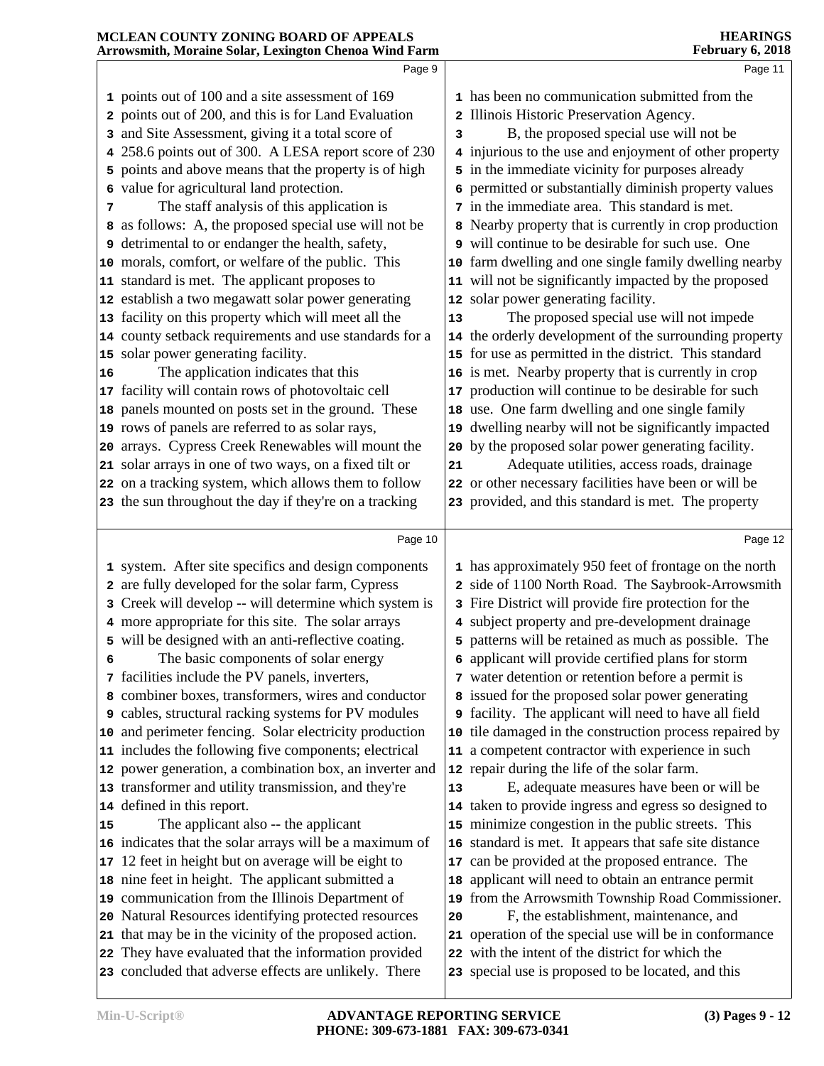points out of 100 and a site assessment of 169 points out of 200, and this is for Land Evaluation and Site Assessment, giving it a total score of 258.6 points out of 300. A LESA report score of 230 points and above means that the property is of high value for agricultural land protection.

The staff analysis of this application is as follows: A, the proposed special use will not be detrimental to or endanger the health, safety, morals, comfort, or welfare of the public. This standard is met. The applicant proposes to establish a two megawatt solar power generating facility on this property which will meet all the county setback requirements and use standards for a solar power generating facility.

The application indicates that this facility will contain rows of photovoltaic cell panels mounted on posts set in the ground. These rows of panels are referred to as solar rays, arrays. Cypress Creek Renewables will mount the solar arrays in one of two ways, on a fixed tilt or on a tracking system, which allows them to follow the sun throughout the day if they're on a tracking system. After site specifics and design components are fully developed for the solar farm, Cypress Creek will develop -- will determine which system is more appropriate for this site. The solar arrays will be designed with an anti-reflective coating.

The basic components of solar energy facilities include the PV panels, inverters, combiner boxes, transformers, wires and conductor cables, structural racking systems for PV modules and perimeter fencing. Solar electricity production includes the following five components; electrical power generation, a combination box, an inverter and transformer and utility transmission, and they're defined in this report.

The applicant also -- the applicant indicates that the solar arrays will be a maximum of 12 feet in height but on average will be eight to nine feet in height. The applicant submitted a communication from the Illinois Department of Natural Resources identifying protected resources that may be in the vicinity of the proposed action. They have evaluated that the information provided concluded that adverse effects are unlikely. There has been no communication submitted from the Illinois Historic Preservation Agency.

B, the proposed special use will not be injurious to the use and enjoyment of other property in the immediate vicinity for purposes already permitted or substantially diminish property values in the immediate area. This standard is met. Nearby property that is currently in crop production will continue to be desirable for such use. One farm dwelling and one single family dwelling nearby will not be significantly impacted by the proposed solar power generating facility.

The proposed special use will not impede the orderly development of the surrounding property for use as permitted in the district. This standard is met. Nearby property that is currently in crop production will continue to be desirable for such use. One farm dwelling and one single family dwelling nearby will not be significantly impacted by the proposed solar power generating facility.

Adequate utilities, access roads, drainage or other necessary facilities have been or will be provided, and this standard is met. The property has approximately 950 feet of frontage on the north side of 1100 North Road. The Saybrook-Arrowsmith Fire District will provide fire protection for the subject property and pre-development drainage patterns will be retained as much as possible. The applicant will provide certified plans for storm water detention or retention before a permit is issued for the proposed solar power generating facility. The applicant will need to have all field tile damaged in the construction process repaired by a competent contractor with experience in such repair during the life of the solar farm.

E, adequate measures have been or will be taken to provide ingress and egress so designed to minimize congestion in the public streets. This standard is met. It appears that safe site distance can be provided at the proposed entrance. The applicant will need to obtain an entrance permit from the Arrowsmith Township Road Commissioner.

F, the establishment, maintenance, and operation of the special use will be in conformance with the intent of the district for which the special use is proposed to be located, and this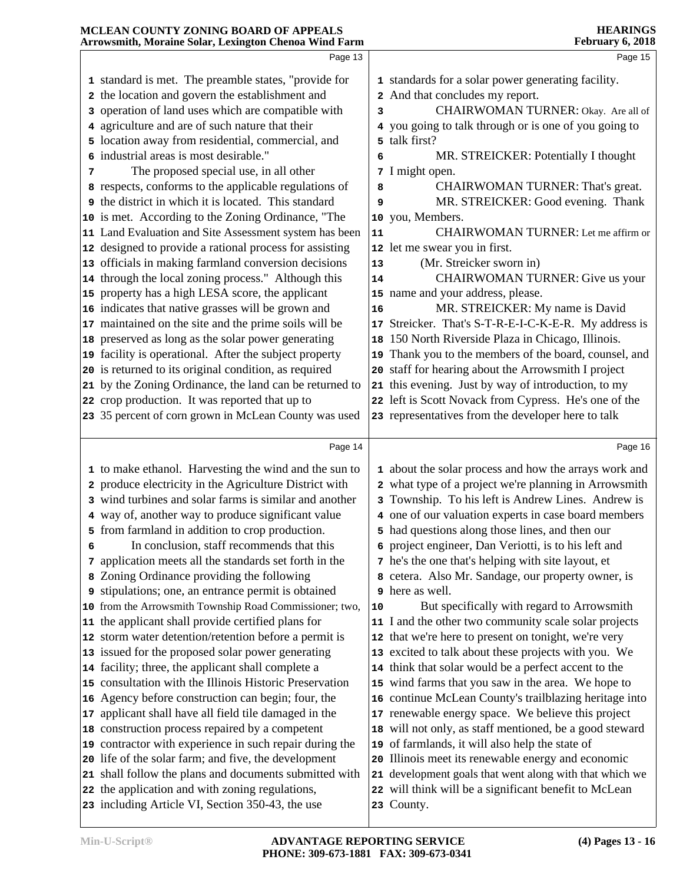Page 13

1 standard is met. The preamble states, "provide for
2 the location and govern the establishment and
3 operation of land uses which are compatible with
4 agriculture and are of such nature that their
5 location away from residential, commercial, and
6 industrial areas is most desirable."
7 The proposed special use, in all other
8 respects, conforms to the applicable regulations of
9 the district in which it is located. This standard
10 is met. According to the Zoning Ordinance, "The
11 Land Evaluation and Site Assessment system has been
12 designed to provide a rational process for assisting
13 officials in making farmland conversion decisions
14 through the local zoning process." Although this
15 property has a high LESA score, the applicant
16 indicates that native grasses will be grown and
17 maintained on the site and the prime soils will be
18 preserved as long as the solar power generating
19 facility is operational. After the subject property
20 is returned to its original condition, as required
21 by the Zoning Ordinance, the land can be returned to
22 crop production. It was reported that up to
23 35 percent of corn grown in McLean County was used

Page 14

1 to make ethanol. Harvesting the wind and the sun to
2 produce electricity in the Agriculture District with
3 wind turbines and solar farms is similar and another
4 way of, another way to produce significant value
5 from farmland in addition to crop production.
6 In conclusion, staff recommends that this
7 application meets all the standards set forth in the
8 Zoning Ordinance providing the following
9 stipulations; one, an entrance permit is obtained
10 from the Arrowsmith Township Road Commissioner; two,
11 the applicant shall provide certified plans for
12 storm water detention/retention before a permit is
13 issued for the proposed solar power generating
14 facility; three, the applicant shall complete a
15 consultation with the Illinois Historic Preservation
16 Agency before construction can begin; four, the
17 applicant shall have all field tile damaged in the
18 construction process repaired by a competent
19 contractor with experience in such repair during the
20 life of the solar farm; and five, the development
21 shall follow the plans and documents submitted with
22 the application and with zoning regulations,
23 including Article VI, Section 350-43, the use

Page 15

1 standards for a solar power generating facility.
2 And that concludes my report.
3 CHAIRWOMAN TURNER: Okay. Are all of
4 you going to talk through or is one of you going to
5 talk first?
6 MR. STREICKER: Potentially I thought
7 I might open.
8 CHAIRWOMAN TURNER: That's great.
9 MR. STREICKER: Good evening. Thank
10 you, Members.
11 CHAIRWOMAN TURNER: Let me affirm or
12 let me swear you in first.
13 (Mr. Streicker sworn in)
14 CHAIRWOMAN TURNER: Give us your
15 name and your address, please.
16 MR. STREICKER: My name is David
17 Streicker. That's S-T-R-E-I-C-K-E-R. My address is
18 150 North Riverside Plaza in Chicago, Illinois.
19 Thank you to the members of the board, counsel, and
20 staff for hearing about the Arrowsmith I project
21 this evening. Just by way of introduction, to my
22 left is Scott Novack from Cypress. He's one of the
23 representatives from the developer here to talk

Page 16

1 about the solar process and how the arrays work and
2 what type of a project we're planning in Arrowsmith
3 Township. To his left is Andrew Lines. Andrew is
4 one of our valuation experts in case board members
5 had questions along those lines, and then our
6 project engineer, Dan Veriotti, is to his left and
7 he's the one that's helping with site layout, et
8 cetera. Also Mr. Sandage, our property owner, is
9 here as well.
10 But specifically with regard to Arrowsmith
11 I and the other two community scale solar projects
12 that we're here to present on tonight, we're very
13 excited to talk about these projects with you. We
14 think that solar would be a perfect accent to the
15 wind farms that you saw in the area. We hope to
16 continue McLean County's trailblazing heritage into
17 renewable energy space. We believe this project
18 will not only, as staff mentioned, be a good steward
19 of farmlands, it will also help the state of
20 Illinois meet its renewable energy and economic
21 development goals that went along with that which we
22 will think will be a significant benefit to McLean
23 County.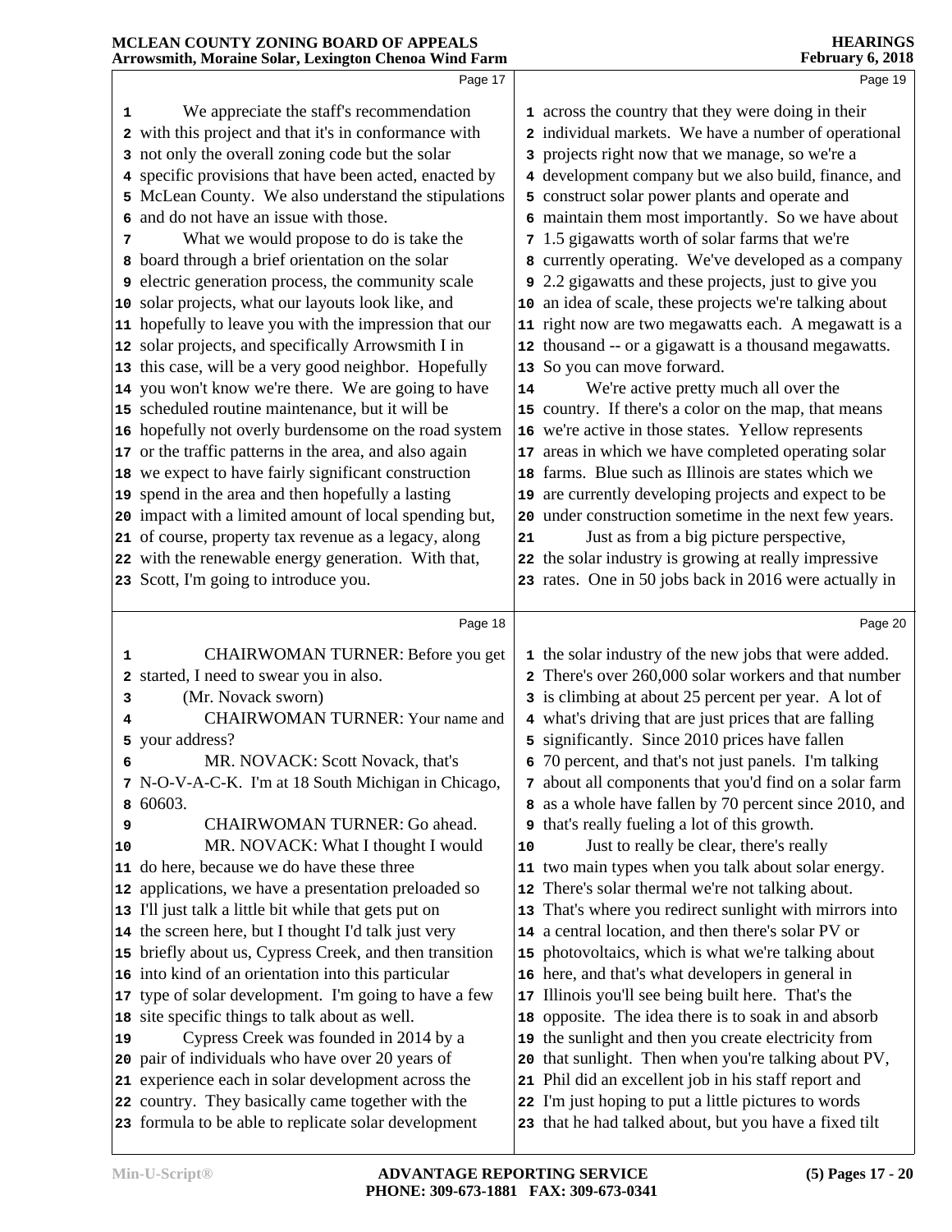We appreciate the staff's recommendation with this project and that it's in conformance with not only the overall zoning code but the solar specific provisions that have been acted, enacted by McLean County. We also understand the stipulations and do not have an issue with those.

What we would propose to do is take the board through a brief orientation on the solar electric generation process, the community scale solar projects, what our layouts look like, and hopefully to leave you with the impression that our solar projects, and specifically Arrowsmith I in this case, will be a very good neighbor. Hopefully you won't know we're there. We are going to have scheduled routine maintenance, but it will be hopefully not overly burdensome on the road system or the traffic patterns in the area, and also again we expect to have fairly significant construction spend in the area and then hopefully a lasting impact with a limited amount of local spending but, of course, property tax revenue as a legacy, along with the renewable energy generation. With that, Scott, I'm going to introduce you.

CHAIRWOMAN TURNER: Before you get started, I need to swear you in also.

(Mr. Novack sworn)

CHAIRWOMAN TURNER: Your name and your address?

MR. NOVACK: Scott Novack, that's N-O-V-A-C-K. I'm at 18 South Michigan in Chicago, 60603.

CHAIRWOMAN TURNER: Go ahead.

MR. NOVACK: What I thought I would do here, because we do have these three applications, we have a presentation preloaded so I'll just talk a little bit while that gets put on the screen here, but I thought I'd talk just very briefly about us, Cypress Creek, and then transition into kind of an orientation into this particular type of solar development. I'm going to have a few site specific things to talk about as well.

Cypress Creek was founded in 2014 by a pair of individuals who have over 20 years of experience each in solar development across the country. They basically came together with the formula to be able to replicate solar development across the country that they were doing in their individual markets. We have a number of operational projects right now that we manage, so we're a development company but we also build, finance, and construct solar power plants and operate and maintain them most importantly. So we have about 1.5 gigawatts worth of solar farms that we're currently operating. We've developed as a company 2.2 gigawatts and these projects, just to give you an idea of scale, these projects we're talking about right now are two megawatts each. A megawatt is a thousand -- or a gigawatt is a thousand megawatts. So you can move forward.

We're active pretty much all over the country. If there's a color on the map, that means we're active in those states. Yellow represents areas in which we have completed operating solar farms. Blue such as Illinois are states which we are currently developing projects and expect to be under construction sometime in the next few years.

Just as from a big picture perspective, the solar industry is growing at really impressive rates. One in 50 jobs back in 2016 were actually in the solar industry of the new jobs that were added. There's over 260,000 solar workers and that number is climbing at about 25 percent per year. A lot of what's driving that are just prices that are falling significantly. Since 2010 prices have fallen 70 percent, and that's not just panels. I'm talking about all components that you'd find on a solar farm as a whole have fallen by 70 percent since 2010, and that's really fueling a lot of this growth.

Just to really be clear, there's really two main types when you talk about solar energy. There's solar thermal we're not talking about. That's where you redirect sunlight with mirrors into a central location, and then there's solar PV or photovoltaics, which is what we're talking about here, and that's what developers in general in Illinois you'll see being built here. That's the opposite. The idea there is to soak in and absorb the sunlight and then you create electricity from that sunlight. Then when you're talking about PV, Phil did an excellent job in his staff report and I'm just hoping to put a little pictures to words that he had talked about, but you have a fixed tilt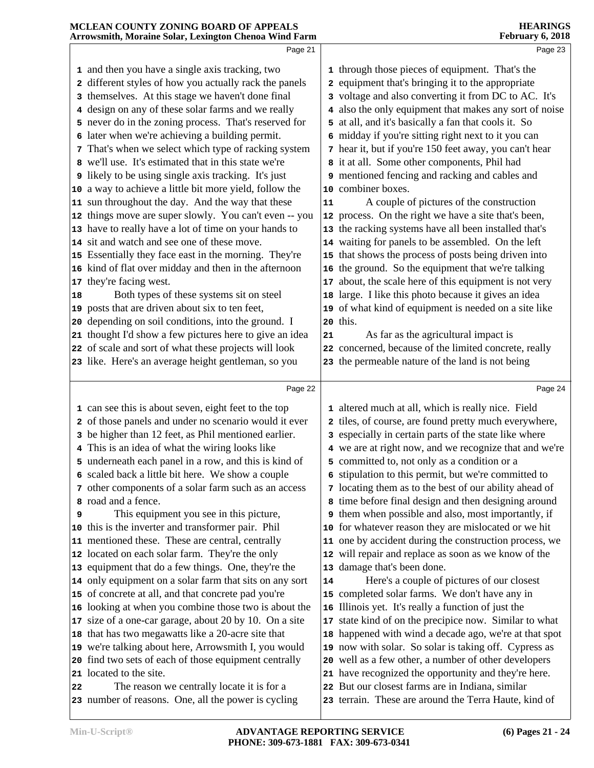and then you have a single axis tracking, two different styles of how you actually rack the panels themselves. At this stage we haven't done final design on any of these solar farms and we really never do in the zoning process. That's reserved for later when we're achieving a building permit. That's when we select which type of racking system we'll use. It's estimated that in this state we're likely to be using single axis tracking. It's just a way to achieve a little bit more yield, follow the sun throughout the day. And the way that these things move are super slowly. You can't even -- you have to really have a lot of time on your hands to sit and watch and see one of these move. Essentially they face east in the morning. They're kind of flat over midday and then in the afternoon they're facing west.

Both types of these systems sit on steel posts that are driven about six to ten feet, depending on soil conditions, into the ground. I thought I'd show a few pictures here to give an idea of scale and sort of what these projects will look like. Here's an average height gentleman, so you can see this is about seven, eight feet to the top of those panels and under no scenario would it ever be higher than 12 feet, as Phil mentioned earlier. This is an idea of what the wiring looks like underneath each panel in a row, and this is kind of scaled back a little bit here. We show a couple other components of a solar farm such as an access road and a fence.

This equipment you see in this picture, this is the inverter and transformer pair. Phil mentioned these. These are central, centrally located on each solar farm. They're the only equipment that do a few things. One, they're the only equipment on a solar farm that sits on any sort of concrete at all, and that concrete pad you're looking at when you combine those two is about the size of a one-car garage, about 20 by 10. On a site that has two megawatts like a 20-acre site that we're talking about here, Arrowsmith I, you would find two sets of each of those equipment centrally located to the site.

The reason we centrally locate it is for a number of reasons. One, all the power is cycling through those pieces of equipment. That's the equipment that's bringing it to the appropriate voltage and also converting it from DC to AC. It's also the only equipment that makes any sort of noise at all, and it's basically a fan that cools it. So midday if you're sitting right next to it you can hear it, but if you're 150 feet away, you can't hear it at all. Some other components, Phil had mentioned fencing and racking and cables and combiner boxes.

A couple of pictures of the construction process. On the right we have a site that's been, the racking systems have all been installed that's waiting for panels to be assembled. On the left that shows the process of posts being driven into the ground. So the equipment that we're talking about, the scale here of this equipment is not very large. I like this photo because it gives an idea of what kind of equipment is needed on a site like this.

As far as the agricultural impact is concerned, because of the limited concrete, really the permeable nature of the land is not being altered much at all, which is really nice. Field tiles, of course, are found pretty much everywhere, especially in certain parts of the state like where we are at right now, and we recognize that and we're committed to, not only as a condition or a stipulation to this permit, but we're committed to locating them as to the best of our ability ahead of time before final design and then designing around them when possible and also, most importantly, if for whatever reason they are mislocated or we hit one by accident during the construction process, we will repair and replace as soon as we know of the damage that's been done.

Here's a couple of pictures of our closest completed solar farms. We don't have any in Illinois yet. It's really a function of just the state kind of on the precipice now. Similar to what happened with wind a decade ago, we're at that spot now with solar. So solar is taking off. Cypress as well as a few other, a number of other developers have recognized the opportunity and they're here. But our closest farms are in Indiana, similar terrain. These are around the Terra Haute, kind of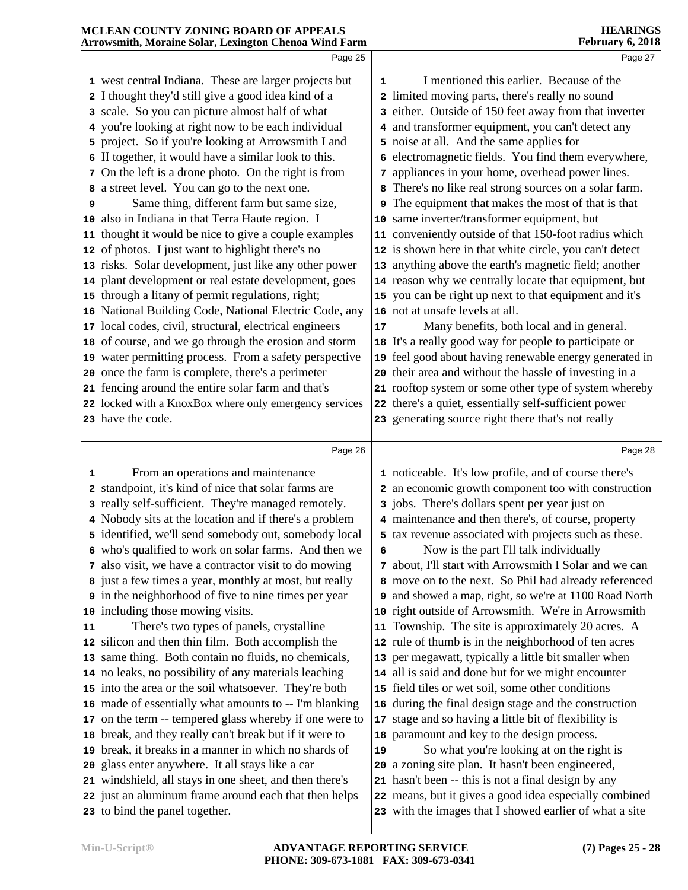west central Indiana. These are larger projects but I thought they'd still give a good idea kind of a scale. So you can picture almost half of what you're looking at right now to be each individual project. So if you're looking at Arrowsmith I and II together, it would have a similar look to this. On the left is a drone photo. On the right is from a street level. You can go to the next one.

Same thing, different farm but same size, also in Indiana in that Terra Haute region. I thought it would be nice to give a couple examples of photos. I just want to highlight there's no risks. Solar development, just like any other power plant development or real estate development, goes through a litany of permit regulations, right; National Building Code, National Electric Code, any local codes, civil, structural, electrical engineers of course, and we go through the erosion and storm water permitting process. From a safety perspective once the farm is complete, there's a perimeter fencing around the entire solar farm and that's locked with a KnoxBox where only emergency services have the code.

From an operations and maintenance standpoint, it's kind of nice that solar farms are really self-sufficient. They're managed remotely. Nobody sits at the location and if there's a problem identified, we'll send somebody out, somebody local who's qualified to work on solar farms. And then we also visit, we have a contractor visit to do mowing just a few times a year, monthly at most, but really in the neighborhood of five to nine times per year including those mowing visits.

There's two types of panels, crystalline silicon and then thin film. Both accomplish the same thing. Both contain no fluids, no chemicals, no leaks, no possibility of any materials leaching into the area or the soil whatsoever. They're both made of essentially what amounts to -- I'm blanking on the term -- tempered glass whereby if one were to break, and they really can't break but if it were to break, it breaks in a manner in which no shards of glass enter anywhere. It all stays like a car windshield, all stays in one sheet, and then there's just an aluminum frame around each that then helps to bind the panel together.

I mentioned this earlier. Because of the limited moving parts, there's really no sound either. Outside of 150 feet away from that inverter and transformer equipment, you can't detect any noise at all. And the same applies for electromagnetic fields. You find them everywhere, appliances in your home, overhead power lines. There's no like real strong sources on a solar farm. The equipment that makes the most of that is that same inverter/transformer equipment, but conveniently outside of that 150-foot radius which is shown here in that white circle, you can't detect anything above the earth's magnetic field; another reason why we centrally locate that equipment, but you can be right up next to that equipment and it's not at unsafe levels at all.

Many benefits, both local and in general. It's a really good way for people to participate or feel good about having renewable energy generated in their area and without the hassle of investing in a rooftop system or some other type of system whereby there's a quiet, essentially self-sufficient power generating source right there that's not really noticeable. It's low profile, and of course there's an economic growth component too with construction jobs. There's dollars spent per year just on maintenance and then there's, of course, property tax revenue associated with projects such as these.

Now is the part I'll talk individually about, I'll start with Arrowsmith I Solar and we can move on to the next. So Phil had already referenced and showed a map, right, so we're at 1100 Road North right outside of Arrowsmith. We're in Arrowsmith Township. The site is approximately 20 acres. A rule of thumb is in the neighborhood of ten acres per megawatt, typically a little bit smaller when all is said and done but for we might encounter field tiles or wet soil, some other conditions during the final design stage and the construction stage and so having a little bit of flexibility is paramount and key to the design process.

So what you're looking at on the right is a zoning site plan. It hasn't been engineered, hasn't been -- this is not a final design by any means, but it gives a good idea especially combined with the images that I showed earlier of what a site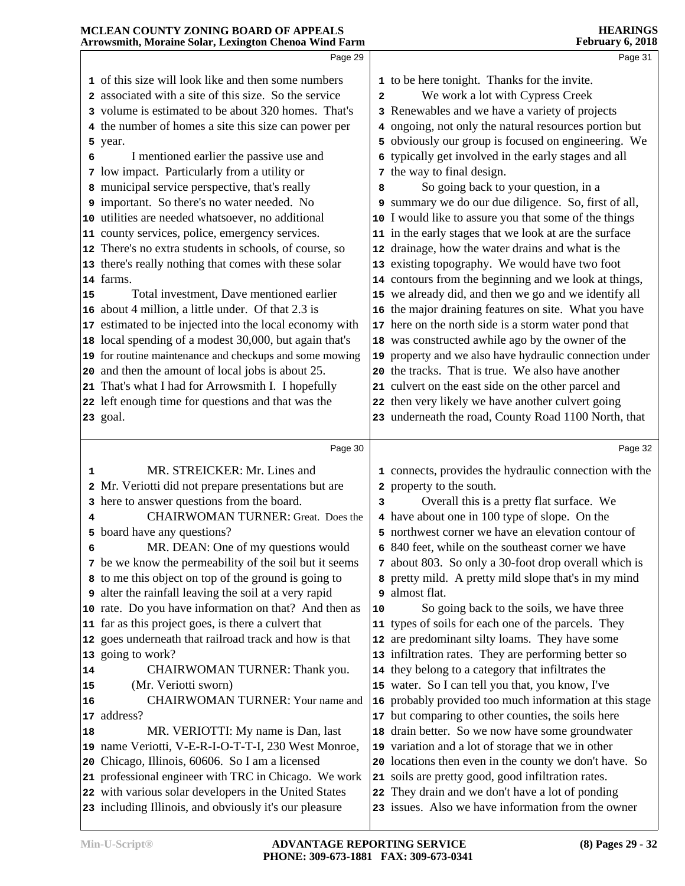of this size will look like and then some numbers associated with a site of this size. So the service volume is estimated to be about 320 homes. That's the number of homes a site this size can power per year.

I mentioned earlier the passive use and low impact. Particularly from a utility or municipal service perspective, that's really important. So there's no water needed. No utilities are needed whatsoever, no additional county services, police, emergency services. There's no extra students in schools, of course, so there's really nothing that comes with these solar farms.

Total investment, Dave mentioned earlier about 4 million, a little under. Of that 2.3 is estimated to be injected into the local economy with local spending of a modest 30,000, but again that's for routine maintenance and checkups and some mowing and then the amount of local jobs is about 25. That's what I had for Arrowsmith I. I hopefully left enough time for questions and that was the goal.

MR. STREICKER: Mr. Lines and Mr. Veriotti did not prepare presentations but are here to answer questions from the board.

CHAIRWOMAN TURNER: Great. Does the board have any questions?

MR. DEAN: One of my questions would be we know the permeability of the soil but it seems to me this object on top of the ground is going to alter the rainfall leaving the soil at a very rapid rate. Do you have information on that? And then as far as this project goes, is there a culvert that goes underneath that railroad track and how is that going to work?

CHAIRWOMAN TURNER: Thank you.

(Mr. Veriotti sworn)

CHAIRWOMAN TURNER: Your name and address?

MR. VERIOTTI: My name is Dan, last name Veriotti, V-E-R-I-O-T-T-I, 230 West Monroe, Chicago, Illinois, 60606. So I am a licensed professional engineer with TRC in Chicago. We work with various solar developers in the United States including Illinois, and obviously it's our pleasure to be here tonight. Thanks for the invite.

We work a lot with Cypress Creek Renewables and we have a variety of projects ongoing, not only the natural resources portion but obviously our group is focused on engineering. We typically get involved in the early stages and all the way to final design.

So going back to your question, in a summary we do our due diligence. So, first of all, I would like to assure you that some of the things in the early stages that we look at are the surface drainage, how the water drains and what is the existing topography. We would have two foot contours from the beginning and we look at things, we already did, and then we go and we identify all the major draining features on site. What you have here on the north side is a storm water pond that was constructed awhile ago by the owner of the property and we also have hydraulic connection under the tracks. That is true. We also have another culvert on the east side on the other parcel and then very likely we have another culvert going underneath the road, County Road 1100 North, that connects, provides the hydraulic connection with the property to the south.

Overall this is a pretty flat surface. We have about one in 100 type of slope. On the northwest corner we have an elevation contour of 840 feet, while on the southeast corner we have about 803. So only a 30-foot drop overall which is pretty mild. A pretty mild slope that's in my mind almost flat.

So going back to the soils, we have three types of soils for each one of the parcels. They are predominant silty loams. They have some infiltration rates. They are performing better so they belong to a category that infiltrates the water. So I can tell you that, you know, I've probably provided too much information at this stage but comparing to other counties, the soils here drain better. So we now have some groundwater variation and a lot of storage that we in other locations then even in the county we don't have. So soils are pretty good, good infiltration rates. They drain and we don't have a lot of ponding issues. Also we have information from the owner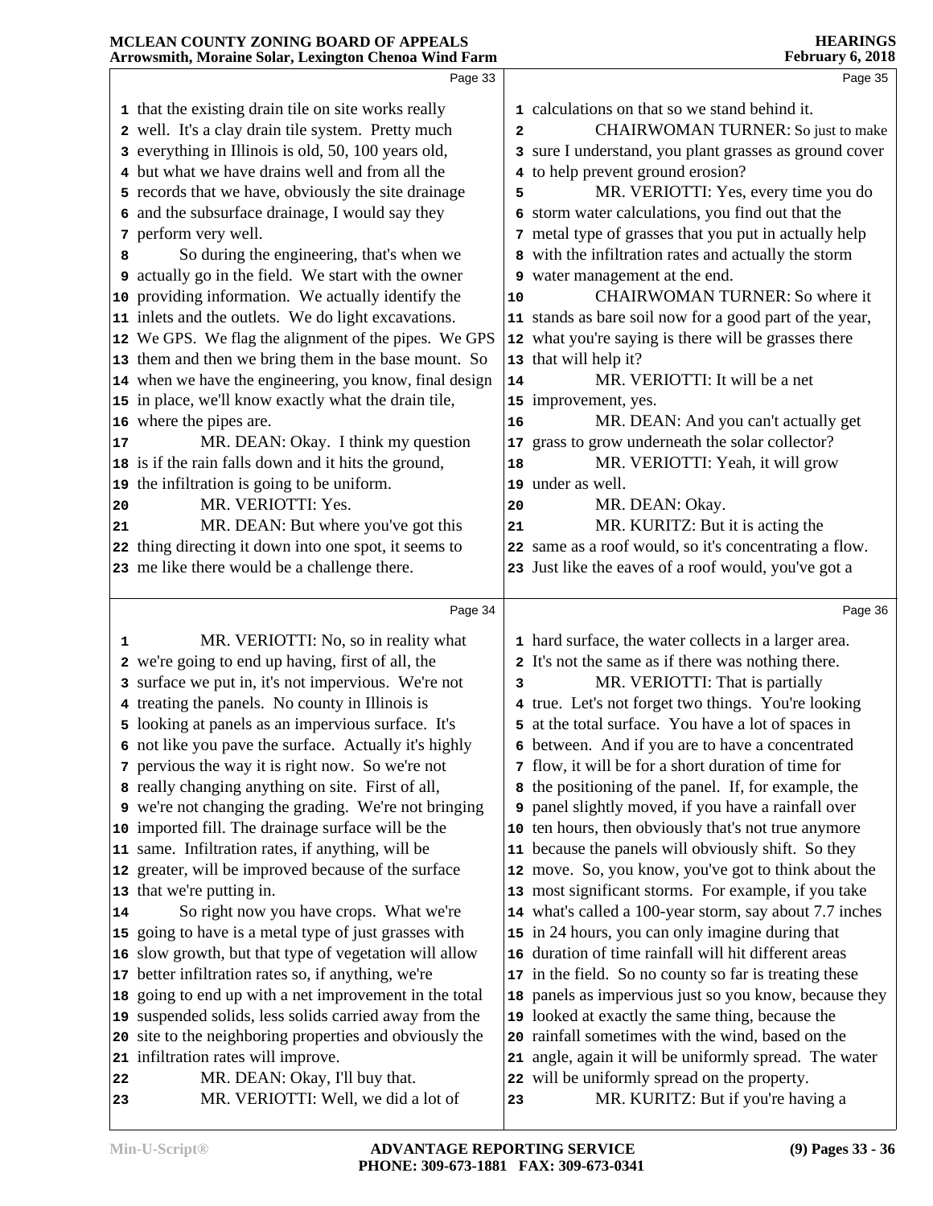that the existing drain tile on site works really well. It's a clay drain tile system. Pretty much everything in Illinois is old, 50, 100 years old, but what we have drains well and from all the records that we have, obviously the site drainage and the subsurface drainage, I would say they perform very well.

So during the engineering, that's when we actually go in the field. We start with the owner providing information. We actually identify the inlets and the outlets. We do light excavations. We GPS. We flag the alignment of the pipes. We GPS them and then we bring them in the base mount. So when we have the engineering, you know, final design in place, we'll know exactly what the drain tile, where the pipes are.

MR. DEAN: Okay. I think my question is if the rain falls down and it hits the ground, the infiltration is going to be uniform.

MR. VERIOTTI: Yes.

MR. DEAN: But where you've got this thing directing it down into one spot, it seems to me like there would be a challenge there.

MR. VERIOTTI: No, so in reality what we're going to end up having, first of all, the surface we put in, it's not impervious. We're not treating the panels. No county in Illinois is looking at panels as an impervious surface. It's not like you pave the surface. Actually it's highly pervious the way it is right now. So we're not really changing anything on site. First of all, we're not changing the grading. We're not bringing imported fill. The drainage surface will be the same. Infiltration rates, if anything, will be greater, will be improved because of the surface that we're putting in.

So right now you have crops. What we're going to have is a metal type of just grasses with slow growth, but that type of vegetation will allow better infiltration rates so, if anything, we're going to end up with a net improvement in the total suspended solids, less solids carried away from the site to the neighboring properties and obviously the infiltration rates will improve.

MR. DEAN: Okay, I'll buy that.

MR. VERIOTTI: Well, we did a lot of calculations on that so we stand behind it.

CHAIRWOMAN TURNER: So just to make sure I understand, you plant grasses as ground cover to help prevent ground erosion?

MR. VERIOTTI: Yes, every time you do storm water calculations, you find out that the metal type of grasses that you put in actually help with the infiltration rates and actually the storm water management at the end.

CHAIRWOMAN TURNER: So where it stands as bare soil now for a good part of the year, what you're saying is there will be grasses there that will help it?

MR. VERIOTTI: It will be a net improvement, yes.

MR. DEAN: And you can't actually get grass to grow underneath the solar collector?

MR. VERIOTTI: Yeah, it will grow under as well.

MR. DEAN: Okay.

MR. KURITZ: But it is acting the same as a roof would, so it's concentrating a flow. Just like the eaves of a roof would, you've got a hard surface, the water collects in a larger area. It's not the same as if there was nothing there.

MR. VERIOTTI: That is partially true. Let's not forget two things. You're looking at the total surface. You have a lot of spaces in between. And if you are to have a concentrated flow, it will be for a short duration of time for the positioning of the panel. If, for example, the panel slightly moved, if you have a rainfall over ten hours, then obviously that's not true anymore because the panels will obviously shift. So they move. So, you know, you've got to think about the most significant storms. For example, if you take what's called a 100-year storm, say about 7.7 inches in 24 hours, you can only imagine during that duration of time rainfall will hit different areas in the field. So no county so far is treating these panels as impervious just so you know, because they looked at exactly the same thing, because the rainfall sometimes with the wind, based on the angle, again it will be uniformly spread. The water will be uniformly spread on the property.

MR. KURITZ: But if you're having a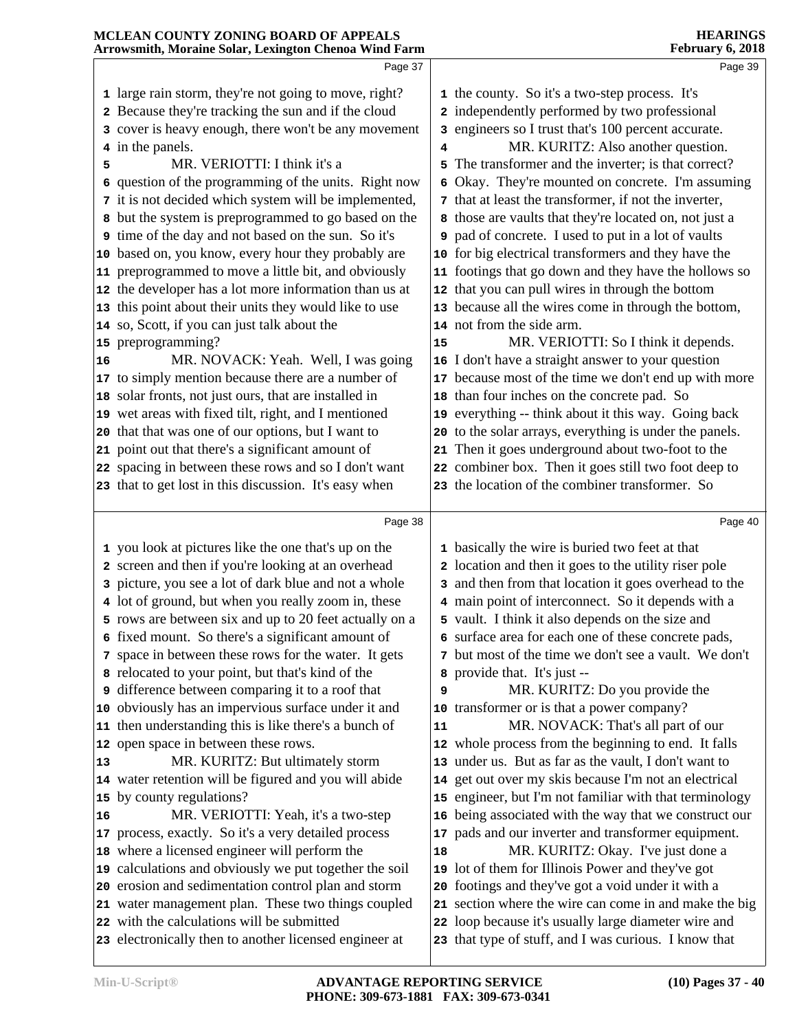large rain storm, they're not going to move, right? Because they're tracking the sun and if the cloud cover is heavy enough, there won't be any movement in the panels.

MR. VERIOTTI: I think it's a question of the programming of the units. Right now it is not decided which system will be implemented, but the system is preprogrammed to go based on the time of the day and not based on the sun. So it's based on, you know, every hour they probably are preprogrammed to move a little bit, and obviously the developer has a lot more information than us at this point about their units they would like to use so, Scott, if you can just talk about the preprogramming?

MR. NOVACK: Yeah. Well, I was going to simply mention because there are a number of solar fronts, not just ours, that are installed in wet areas with fixed tilt, right, and I mentioned that that was one of our options, but I want to point out that there's a significant amount of spacing in between these rows and so I don't want that to get lost in this discussion. It's easy when you look at pictures like the one that's up on the screen and then if you're looking at an overhead picture, you see a lot of dark blue and not a whole lot of ground, but when you really zoom in, these rows are between six and up to 20 feet actually on a fixed mount. So there's a significant amount of space in between these rows for the water. It gets relocated to your point, but that's kind of the difference between comparing it to a roof that obviously has an impervious surface under it and then understanding this is like there's a bunch of open space in between these rows.

MR. KURITZ: But ultimately storm water retention will be figured and you will abide by county regulations?

MR. VERIOTTI: Yeah, it's a two-step process, exactly. So it's a very detailed process where a licensed engineer will perform the calculations and obviously we put together the soil erosion and sedimentation control plan and storm water management plan. These two things coupled with the calculations will be submitted electronically then to another licensed engineer at the county. So it's a two-step process. It's independently performed by two professional engineers so I trust that's 100 percent accurate.

MR. KURITZ: Also another question. The transformer and the inverter; is that correct? Okay. They're mounted on concrete. I'm assuming that at least the transformer, if not the inverter, those are vaults that they're located on, not just a pad of concrete. I used to put in a lot of vaults for big electrical transformers and they have the footings that go down and they have the hollows so that you can pull wires in through the bottom because all the wires come in through the bottom, not from the side arm.

MR. VERIOTTI: So I think it depends. I don't have a straight answer to your question because most of the time we don't end up with more than four inches on the concrete pad. So everything -- think about it this way. Going back to the solar arrays, everything is under the panels. Then it goes underground about two-foot to the combiner box. Then it goes still two foot deep to the location of the combiner transformer. So basically the wire is buried two feet at that location and then it goes to the utility riser pole and then from that location it goes overhead to the main point of interconnect. So it depends with a vault. I think it also depends on the size and surface area for each one of these concrete pads, but most of the time we don't see a vault. We don't provide that. It's just --

MR. KURITZ: Do you provide the transformer or is that a power company?

MR. NOVACK: That's all part of our whole process from the beginning to end. It falls under us. But as far as the vault, I don't want to get out over my skis because I'm not an electrical engineer, but I'm not familiar with that terminology being associated with the way that we construct our pads and our inverter and transformer equipment.

MR. KURITZ: Okay. I've just done a lot of them for Illinois Power and they've got footings and they've got a void under it with a section where the wire can come in and make the big loop because it's usually large diameter wire and that type of stuff, and I was curious. I know that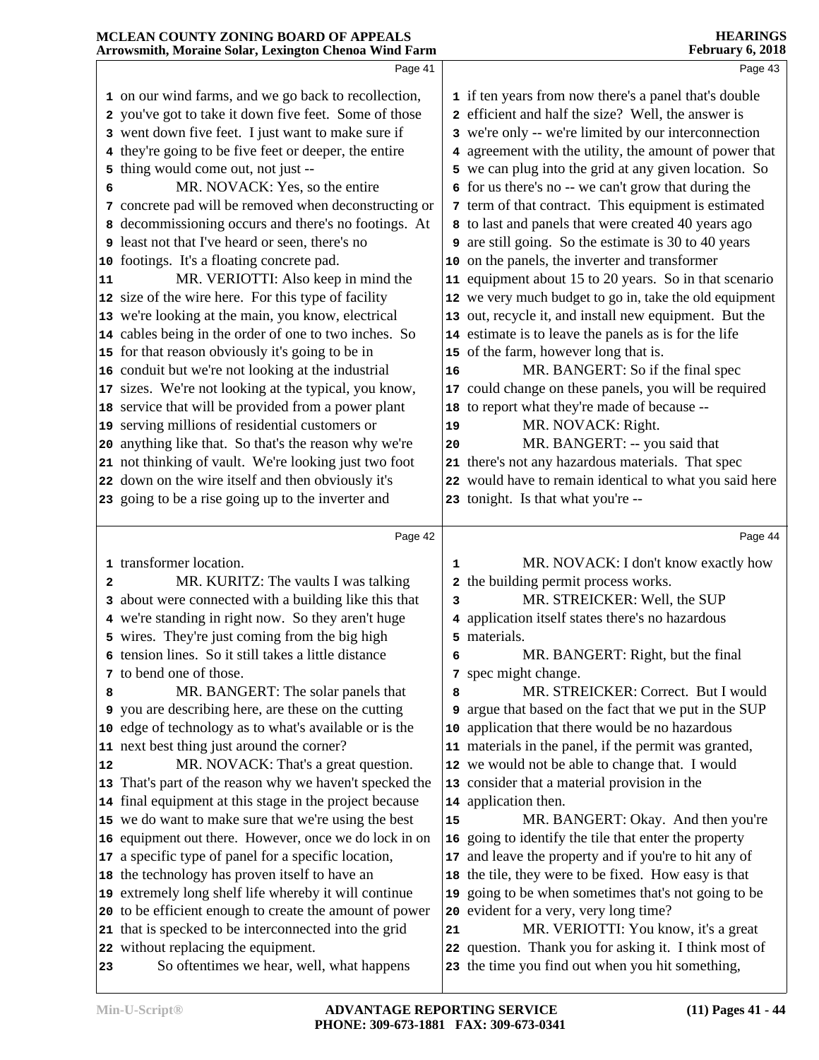on our wind farms, and we go back to recollection, you've got to take it down five feet. Some of those went down five feet. I just want to make sure if they're going to be five feet or deeper, the entire thing would come out, not just --

MR. NOVACK: Yes, so the entire concrete pad will be removed when deconstructing or decommissioning occurs and there's no footings. At least not that I've heard or seen, there's no footings. It's a floating concrete pad.

MR. VERIOTTI: Also keep in mind the size of the wire here. For this type of facility we're looking at the main, you know, electrical cables being in the order of one to two inches. So for that reason obviously it's going to be in conduit but we're not looking at the industrial sizes. We're not looking at the typical, you know, service that will be provided from a power plant serving millions of residential customers or anything like that. So that's the reason why we're not thinking of vault. We're looking just two foot down on the wire itself and then obviously it's going to be a rise going up to the inverter and transformer location.

MR. KURITZ: The vaults I was talking about were connected with a building like this that we're standing in right now. So they aren't huge wires. They're just coming from the big high tension lines. So it still takes a little distance to bend one of those.

MR. BANGERT: The solar panels that you are describing here, are these on the cutting edge of technology as to what's available or is the next best thing just around the corner?

MR. NOVACK: That's a great question. That's part of the reason why we haven't specked the final equipment at this stage in the project because we do want to make sure that we're using the best equipment out there. However, once we do lock in on a specific type of panel for a specific location, the technology has proven itself to have an extremely long shelf life whereby it will continue to be efficient enough to create the amount of power that is specked to be interconnected into the grid without replacing the equipment.

So oftentimes we hear, well, what happens if ten years from now there's a panel that's double efficient and half the size? Well, the answer is we're only -- we're limited by our interconnection agreement with the utility, the amount of power that we can plug into the grid at any given location. So for us there's no -- we can't grow that during the term of that contract. This equipment is estimated to last and panels that were created 40 years ago are still going. So the estimate is 30 to 40 years on the panels, the inverter and transformer equipment about 15 to 20 years. So in that scenario we very much budget to go in, take the old equipment out, recycle it, and install new equipment. But the estimate is to leave the panels as is for the life of the farm, however long that is.

MR. BANGERT: So if the final spec could change on these panels, you will be required to report what they're made of because --

MR. NOVACK: Right.

MR. BANGERT: -- you said that there's not any hazardous materials. That spec would have to remain identical to what you said here tonight. Is that what you're --

MR. NOVACK: I don't know exactly how the building permit process works.

MR. STREICKER: Well, the SUP application itself states there's no hazardous materials.

MR. BANGERT: Right, but the final spec might change.

MR. STREICKER: Correct. But I would argue that based on the fact that we put in the SUP application that there would be no hazardous materials in the panel, if the permit was granted, we would not be able to change that. I would consider that a material provision in the application then.

MR. BANGERT: Okay. And then you're going to identify the tile that enter the property and leave the property and if you're to hit any of the tile, they were to be fixed. How easy is that going to be when sometimes that's not going to be evident for a very, very long time?

MR. VERIOTTI: You know, it's a great question. Thank you for asking it. I think most of the time you find out when you hit something,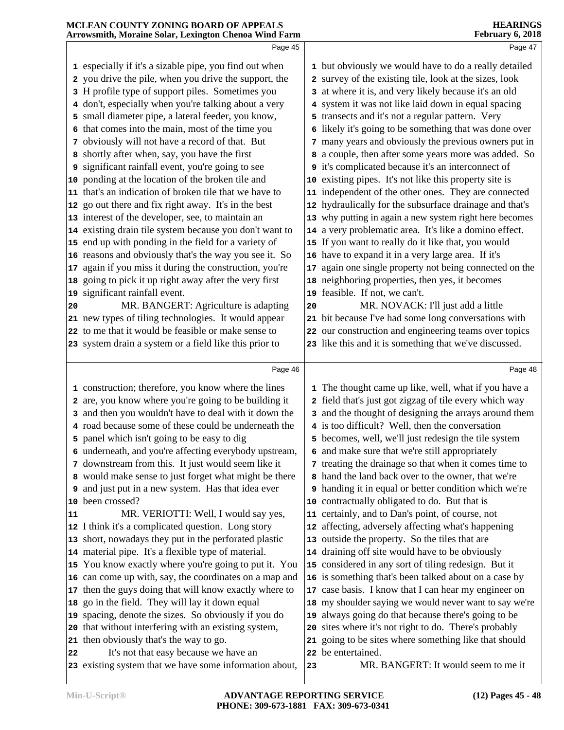Page 45

1 especially if it's a sizable pipe, you find out when
2 you drive the pile, when you drive the support, the
3 H profile type of support piles. Sometimes you
4 don't, especially when you're talking about a very
5 small diameter pipe, a lateral feeder, you know,
6 that comes into the main, most of the time you
7 obviously will not have a record of that. But
8 shortly after when, say, you have the first
9 significant rainfall event, you're going to see
10 ponding at the location of the broken tile and
11 that's an indication of broken tile that we have to
12 go out there and fix right away. It's in the best
13 interest of the developer, see, to maintain an
14 existing drain tile system because you don't want to
15 end up with ponding in the field for a variety of
16 reasons and obviously that's the way you see it. So
17 again if you miss it during the construction, you're
18 going to pick it up right away after the very first
19 significant rainfall event.
20 MR. BANGERT: Agriculture is adapting
21 new types of tiling technologies. It would appear
22 to me that it would be feasible or make sense to
23 system drain a system or a field like this prior to

Page 46

1 construction; therefore, you know where the lines
2 are, you know where you're going to be building it
3 and then you wouldn't have to deal with it down the
4 road because some of these could be underneath the
5 panel which isn't going to be easy to dig
6 underneath, and you're affecting everybody upstream,
7 downstream from this. It just would seem like it
8 would make sense to just forget what might be there
9 and just put in a new system. Has that idea ever
10 been crossed?
11 MR. VERIOTTI: Well, I would say yes,
12 I think it's a complicated question. Long story
13 short, nowadays they put in the perforated plastic
14 material pipe. It's a flexible type of material.
15 You know exactly where you're going to put it. You
16 can come up with, say, the coordinates on a map and
17 then the guys doing that will know exactly where to
18 go in the field. They will lay it down equal
19 spacing, denote the sizes. So obviously if you do
20 that without interfering with an existing system,
21 then obviously that's the way to go.
22 It's not that easy because we have an
23 existing system that we have some information about,

Page 47

1 but obviously we would have to do a really detailed
2 survey of the existing tile, look at the sizes, look
3 at where it is, and very likely because it's an old
4 system it was not like laid down in equal spacing
5 transects and it's not a regular pattern. Very
6 likely it's going to be something that was done over
7 many years and obviously the previous owners put in
8 a couple, then after some years more was added. So
9 it's complicated because it's an interconnect of
10 existing pipes. It's not like this property site is
11 independent of the other ones. They are connected
12 hydraulically for the subsurface drainage and that's
13 why putting in again a new system right here becomes
14 a very problematic area. It's like a domino effect.
15 If you want to really do it like that, you would
16 have to expand it in a very large area. If it's
17 again one single property not being connected on the
18 neighboring properties, then yes, it becomes
19 feasible. If not, we can't.
20 MR. NOVACK: I'll just add a little
21 bit because I've had some long conversations with
22 our construction and engineering teams over topics
23 like this and it is something that we've discussed.

Page 48

1 The thought came up like, well, what if you have a
2 field that's just got zigzag of tile every which way
3 and the thought of designing the arrays around them
4 is too difficult? Well, then the conversation
5 becomes, well, we'll just redesign the tile system
6 and make sure that we're still appropriately
7 treating the drainage so that when it comes time to
8 hand the land back over to the owner, that we're
9 handing it in equal or better condition which we're
10 contractually obligated to do. But that is
11 certainly, and to Dan's point, of course, not
12 affecting, adversely affecting what's happening
13 outside the property. So the tiles that are
14 draining off site would have to be obviously
15 considered in any sort of tiling redesign. But it
16 is something that's been talked about on a case by
17 case basis. I know that I can hear my engineer on
18 my shoulder saying we would never want to say we're
19 always going do that because there's going to be
20 sites where it's not right to do. There's probably
21 going to be sites where something like that should
22 be entertained.
23 MR. BANGERT: It would seem to me it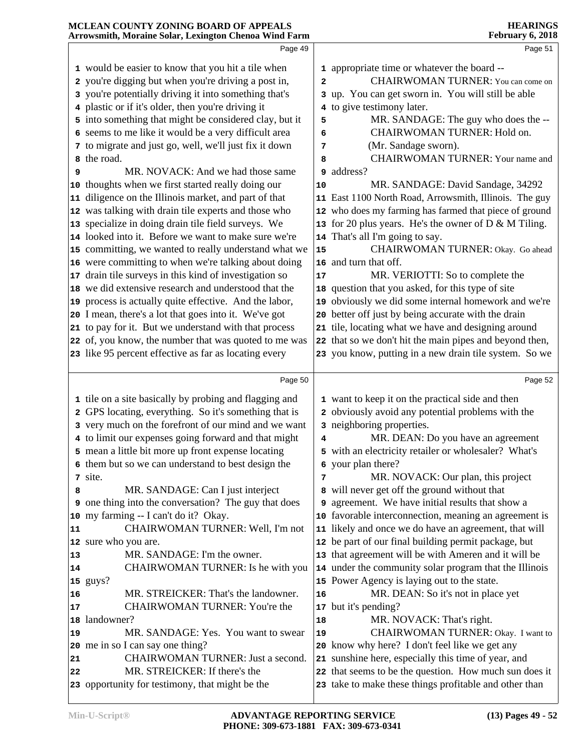Page 49

1 would be easier to know that you hit a tile when
2 you're digging but when you're driving a post in,
3 you're potentially driving it into something that's
4 plastic or if it's older, then you're driving it
5 into something that might be considered clay, but it
6 seems to me like it would be a very difficult area
7 to migrate and just go, well, we'll just fix it down
8 the road.
9 MR. NOVACK: And we had those same
10 thoughts when we first started really doing our
11 diligence on the Illinois market, and part of that
12 was talking with drain tile experts and those who
13 specialize in doing drain tile field surveys. We
14 looked into it. Before we want to make sure we're
15 committing, we wanted to really understand what we
16 were committing to when we're talking about doing
17 drain tile surveys in this kind of investigation so
18 we did extensive research and understood that the
19 process is actually quite effective. And the labor,
20 I mean, there's a lot that goes into it. We've got
21 to pay for it. But we understand with that process
22 of, you know, the number that was quoted to me was
23 like 95 percent effective as far as locating every

Page 50

1 tile on a site basically by probing and flagging and
2 GPS locating, everything. So it's something that is
3 very much on the forefront of our mind and we want
4 to limit our expenses going forward and that might
5 mean a little bit more up front expense locating
6 them but so we can understand to best design the
7 site.
8 MR. SANDAGE: Can I just interject
9 one thing into the conversation? The guy that does
10 my farming -- I can't do it? Okay.
11 CHAIRWOMAN TURNER: Well, I'm not
12 sure who you are.
13 MR. SANDAGE: I'm the owner.
14 CHAIRWOMAN TURNER: Is he with you
15 guys?
16 MR. STREICKER: That's the landowner.
17 CHAIRWOMAN TURNER: You're the
18 landowner?
19 MR. SANDAGE: Yes. You want to swear
20 me in so I can say one thing?
21 CHAIRWOMAN TURNER: Just a second.
22 MR. STREICKER: If there's the
23 opportunity for testimony, that might be the

Page 51

1 appropriate time or whatever the board --
2 CHAIRWOMAN TURNER: You can come on
3 up. You can get sworn in. You will still be able
4 to give testimony later.
5 MR. SANDAGE: The guy who does the --
6 CHAIRWOMAN TURNER: Hold on.
7 (Mr. Sandage sworn).
8 CHAIRWOMAN TURNER: Your name and
9 address?
10 MR. SANDAGE: David Sandage, 34292
11 East 1100 North Road, Arrowsmith, Illinois. The guy
12 who does my farming has farmed that piece of ground
13 for 20 plus years. He's the owner of D & M Tiling.
14 That's all I'm going to say.
15 CHAIRWOMAN TURNER: Okay. Go ahead
16 and turn that off.
17 MR. VERIOTTI: So to complete the
18 question that you asked, for this type of site
19 obviously we did some internal homework and we're
20 better off just by being accurate with the drain
21 tile, locating what we have and designing around
22 that so we don't hit the main pipes and beyond then,
23 you know, putting in a new drain tile system. So we

Page 52

1 want to keep it on the practical side and then
2 obviously avoid any potential problems with the
3 neighboring properties.
4 MR. DEAN: Do you have an agreement
5 with an electricity retailer or wholesaler? What's
6 your plan there?
7 MR. NOVACK: Our plan, this project
8 will never get off the ground without that
9 agreement. We have initial results that show a
10 favorable interconnection, meaning an agreement is
11 likely and once we do have an agreement, that will
12 be part of our final building permit package, but
13 that agreement will be with Ameren and it will be
14 under the community solar program that the Illinois
15 Power Agency is laying out to the state.
16 MR. DEAN: So it's not in place yet
17 but it's pending?
18 MR. NOVACK: That's right.
19 CHAIRWOMAN TURNER: Okay. I want to
20 know why here? I don't feel like we get any
21 sunshine here, especially this time of year, and
22 that seems to be the question. How much sun does it
23 take to make these things profitable and other than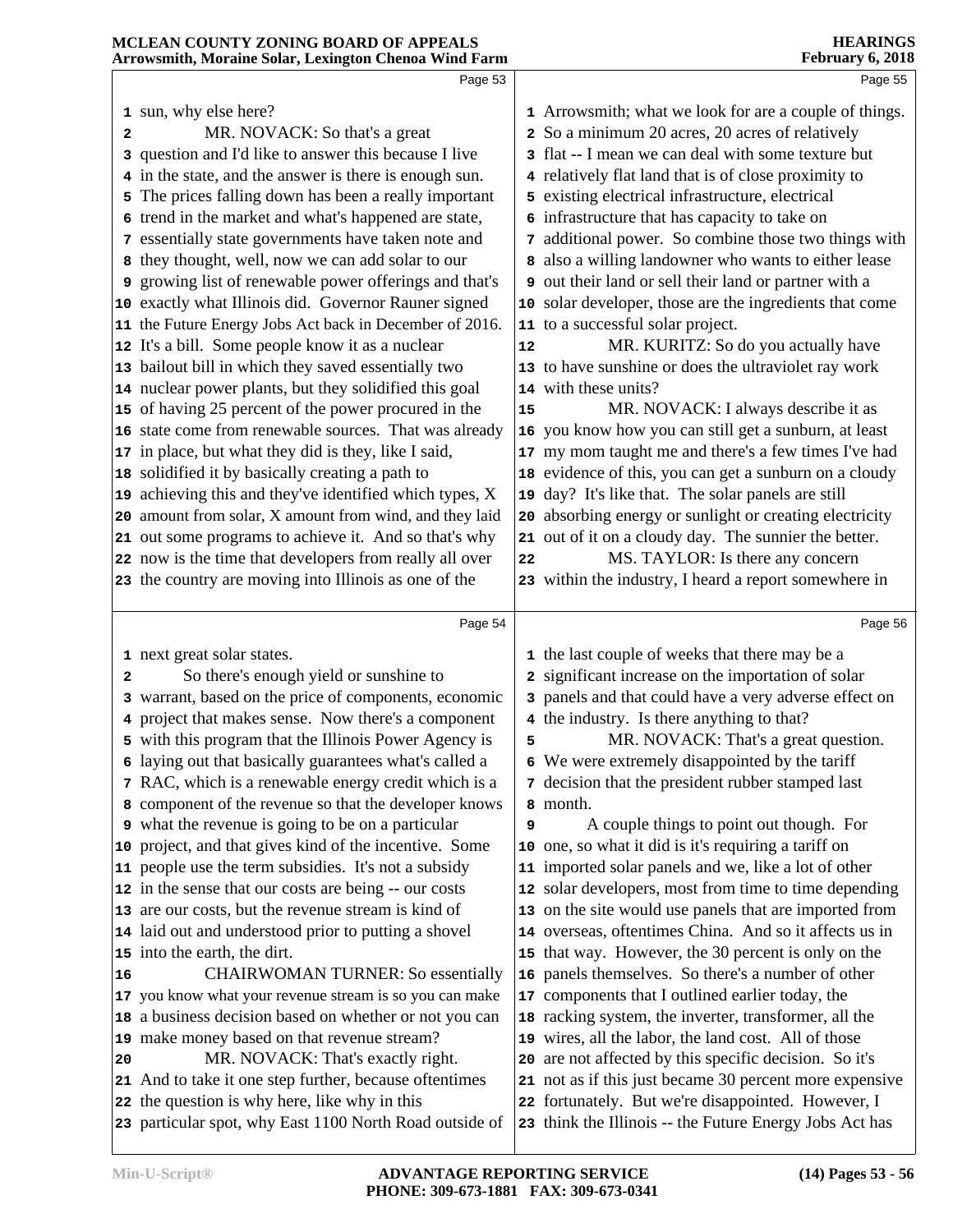sun, why else here?

MR. NOVACK: So that's a great question and I'd like to answer this because I live in the state, and the answer is there is enough sun. The prices falling down has been a really important trend in the market and what's happened are state, essentially state governments have taken note and they thought, well, now we can add solar to our growing list of renewable power offerings and that's exactly what Illinois did. Governor Rauner signed the Future Energy Jobs Act back in December of 2016. It's a bill. Some people know it as a nuclear bailout bill in which they saved essentially two nuclear power plants, but they solidified this goal of having 25 percent of the power procured in the state come from renewable sources. That was already in place, but what they did is they, like I said, solidified it by basically creating a path to achieving this and they've identified which types, X amount from solar, X amount from wind, and they laid out some programs to achieve it. And so that's why now is the time that developers from really all over the country are moving into Illinois as one of the next great solar states.

So there's enough yield or sunshine to warrant, based on the price of components, economic project that makes sense. Now there's a component with this program that the Illinois Power Agency is laying out that basically guarantees what's called a RAC, which is a renewable energy credit which is a component of the revenue so that the developer knows what the revenue is going to be on a particular project, and that gives kind of the incentive. Some people use the term subsidies. It's not a subsidy in the sense that our costs are being -- our costs are our costs, but the revenue stream is kind of laid out and understood prior to putting a shovel into the earth, the dirt.

CHAIRWOMAN TURNER: So essentially you know what your revenue stream is so you can make a business decision based on whether or not you can make money based on that revenue stream?

MR. NOVACK: That's exactly right. And to take it one step further, because oftentimes the question is why here, like why in this particular spot, why East 1100 North Road outside of Arrowsmith; what we look for are a couple of things. So a minimum 20 acres, 20 acres of relatively flat -- I mean we can deal with some texture but relatively flat land that is of close proximity to existing electrical infrastructure, electrical infrastructure that has capacity to take on additional power. So combine those two things with also a willing landowner who wants to either lease out their land or sell their land or partner with a solar developer, those are the ingredients that come to a successful solar project.

MR. KURITZ: So do you actually have to have sunshine or does the ultraviolet ray work with these units?

MR. NOVACK: I always describe it as you know how you can still get a sunburn, at least my mom taught me and there's a few times I've had evidence of this, you can get a sunburn on a cloudy day? It's like that. The solar panels are still absorbing energy or sunlight or creating electricity out of it on a cloudy day. The sunnier the better.

MS. TAYLOR: Is there any concern within the industry, I heard a report somewhere in the last couple of weeks that there may be a significant increase on the importation of solar panels and that could have a very adverse effect on the industry. Is there anything to that?

MR. NOVACK: That's a great question. We were extremely disappointed by the tariff decision that the president rubber stamped last month.

A couple things to point out though. For one, so what it did is it's requiring a tariff on imported solar panels and we, like a lot of other solar developers, most from time to time depending on the site would use panels that are imported from overseas, oftentimes China. And so it affects us in that way. However, the 30 percent is only on the panels themselves. So there's a number of other components that I outlined earlier today, the racking system, the inverter, transformer, all the wires, all the labor, the land cost. All of those are not affected by this specific decision. So it's not as if this just became 30 percent more expensive fortunately. But we're disappointed. However, I think the Illinois -- the Future Energy Jobs Act has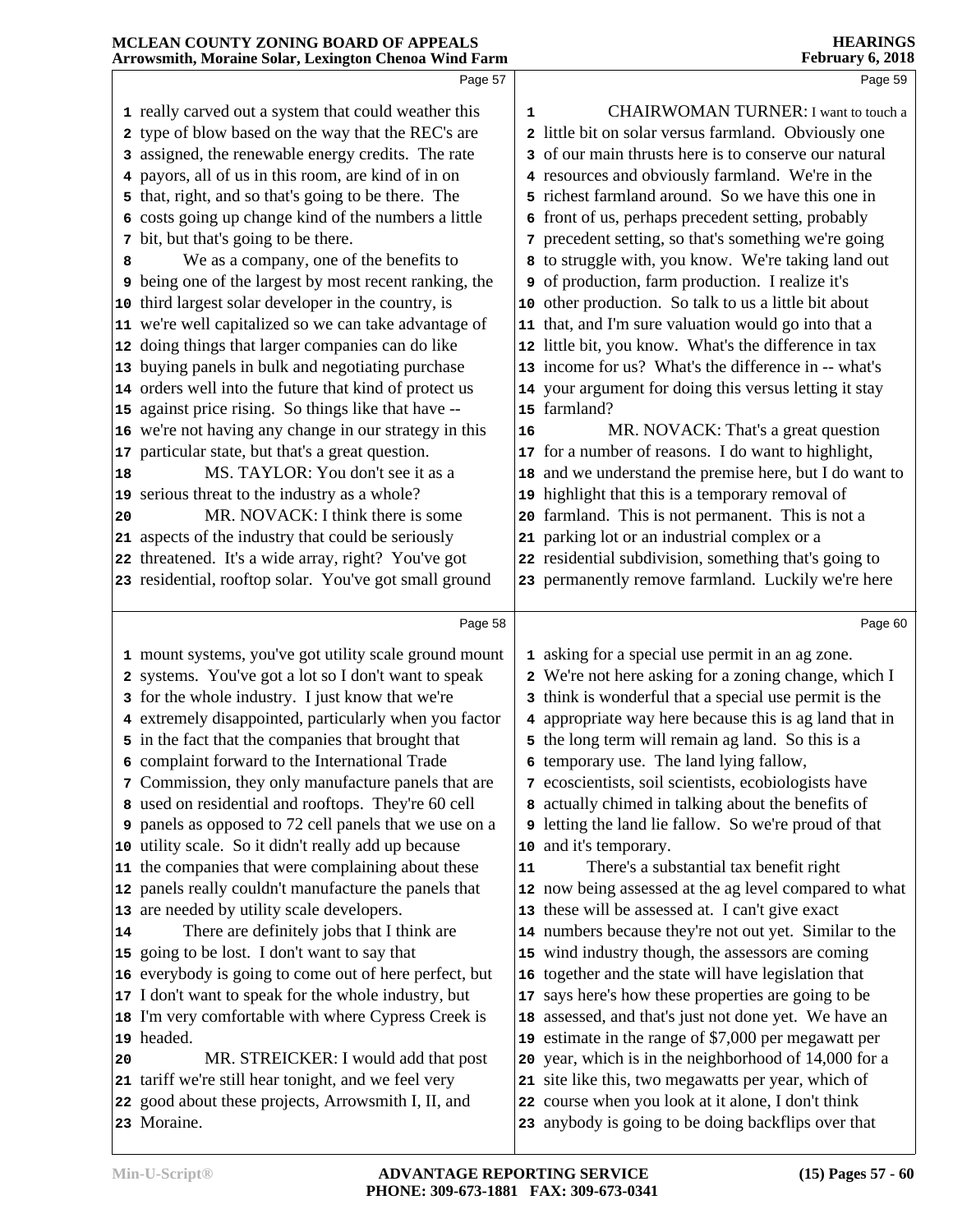really carved out a system that could weather this type of blow based on the way that the REC's are assigned, the renewable energy credits. The rate payors, all of us in this room, are kind of in on that, right, and so that's going to be there. The costs going up change kind of the numbers a little bit, but that's going to be there.

We as a company, one of the benefits to being one of the largest by most recent ranking, the third largest solar developer in the country, is we're well capitalized so we can take advantage of doing things that larger companies can do like buying panels in bulk and negotiating purchase orders well into the future that kind of protect us against price rising. So things like that have -- we're not having any change in our strategy in this particular state, but that's a great question.

MS. TAYLOR: You don't see it as a serious threat to the industry as a whole?

MR. NOVACK: I think there is some aspects of the industry that could be seriously threatened. It's a wide array, right? You've got residential, rooftop solar. You've got small ground mount systems, you've got utility scale ground mount systems. You've got a lot so I don't want to speak for the whole industry. I just know that we're extremely disappointed, particularly when you factor in the fact that the companies that brought that complaint forward to the International Trade Commission, they only manufacture panels that are used on residential and rooftops. They're 60 cell panels as opposed to 72 cell panels that we use on a utility scale. So it didn't really add up because the companies that were complaining about these panels really couldn't manufacture the panels that are needed by utility scale developers.

There are definitely jobs that I think are going to be lost. I don't want to say that everybody is going to come out of here perfect, but I don't want to speak for the whole industry, but I'm very comfortable with where Cypress Creek is headed.

MR. STREICKER: I would add that post tariff we're still hear tonight, and we feel very good about these projects, Arrowsmith I, II, and Moraine.

CHAIRWOMAN TURNER: I want to touch a little bit on solar versus farmland. Obviously one of our main thrusts here is to conserve our natural resources and obviously farmland. We're in the richest farmland around. So we have this one in front of us, perhaps precedent setting, probably precedent setting, so that's something we're going to struggle with, you know. We're taking land out of production, farm production. I realize it's other production. So talk to us a little bit about that, and I'm sure valuation would go into that a little bit, you know. What's the difference in tax income for us? What's the difference in -- what's your argument for doing this versus letting it stay farmland?

MR. NOVACK: That's a great question for a number of reasons. I do want to highlight, and we understand the premise here, but I do want to highlight that this is a temporary removal of farmland. This is not permanent. This is not a parking lot or an industrial complex or a residential subdivision, something that's going to permanently remove farmland. Luckily we're here asking for a special use permit in an ag zone. We're not here asking for a zoning change, which I think is wonderful that a special use permit is the appropriate way here because this is ag land that in the long term will remain ag land. So this is a temporary use. The land lying fallow, ecoscientists, soil scientists, ecobiologists have actually chimed in talking about the benefits of letting the land lie fallow. So we're proud of that and it's temporary.

There's a substantial tax benefit right now being assessed at the ag level compared to what these will be assessed at. I can't give exact numbers because they're not out yet. Similar to the wind industry though, the assessors are coming together and the state will have legislation that says here's how these properties are going to be assessed, and that's just not done yet. We have an estimate in the range of $7,000 per megawatt per year, which is in the neighborhood of 14,000 for a site like this, two megawatts per year, which of course when you look at it alone, I don't think anybody is going to be doing backflips over that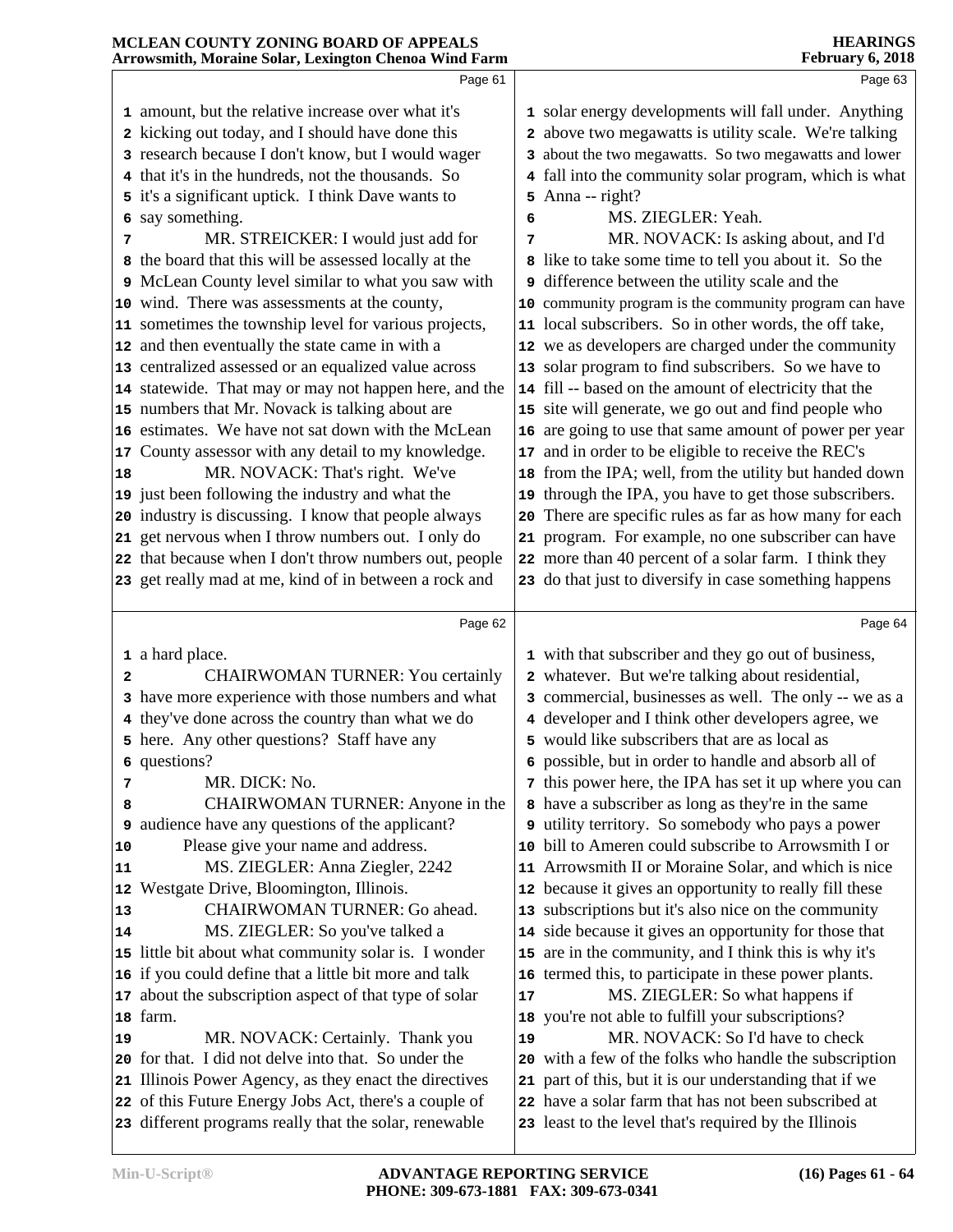Page 61

1 amount, but the relative increase over what it's
2 kicking out today, and I should have done this
3 research because I don't know, but I would wager
4 that it's in the hundreds, not the thousands. So
5 it's a significant uptick. I think Dave wants to
6 say something.
7 MR. STREICKER: I would just add for
8 the board that this will be assessed locally at the
9 McLean County level similar to what you saw with
10 wind. There was assessments at the county,
11 sometimes the township level for various projects,
12 and then eventually the state came in with a
13 centralized assessed or an equalized value across
14 statewide. That may or may not happen here, and the
15 numbers that Mr. Novack is talking about are
16 estimates. We have not sat down with the McLean
17 County assessor with any detail to my knowledge.
18 MR. NOVACK: That's right. We've
19 just been following the industry and what the
20 industry is discussing. I know that people always
21 get nervous when I throw numbers out. I only do
22 that because when I don't throw numbers out, people
23 get really mad at me, kind of in between a rock and

Page 62

1 a hard place.
2 CHAIRWOMAN TURNER: You certainly
3 have more experience with those numbers and what
4 they've done across the country than what we do
5 here. Any other questions? Staff have any
6 questions?
7 MR. DICK: No.
8 CHAIRWOMAN TURNER: Anyone in the
9 audience have any questions of the applicant?
10 Please give your name and address.
11 MS. ZIEGLER: Anna Ziegler, 2242
12 Westgate Drive, Bloomington, Illinois.
13 CHAIRWOMAN TURNER: Go ahead.
14 MS. ZIEGLER: So you've talked a
15 little bit about what community solar is. I wonder
16 if you could define that a little bit more and talk
17 about the subscription aspect of that type of solar
18 farm.
19 MR. NOVACK: Certainly. Thank you
20 for that. I did not delve into that. So under the
21 Illinois Power Agency, as they enact the directives
22 of this Future Energy Jobs Act, there's a couple of
23 different programs really that the solar, renewable

Page 63

1 solar energy developments will fall under. Anything
2 above two megawatts is utility scale. We're talking
3 about the two megawatts. So two megawatts and lower
4 fall into the community solar program, which is what
5 Anna -- right?
6 MS. ZIEGLER: Yeah.
7 MR. NOVACK: Is asking about, and I'd
8 like to take some time to tell you about it. So the
9 difference between the utility scale and the
10 community program is the community program can have
11 local subscribers. So in other words, the off take,
12 we as developers are charged under the community
13 solar program to find subscribers. So we have to
14 fill -- based on the amount of electricity that the
15 site will generate, we go out and find people who
16 are going to use that same amount of power per year
17 and in order to be eligible to receive the REC's
18 from the IPA; well, from the utility but handed down
19 through the IPA, you have to get those subscribers.
20 There are specific rules as far as how many for each
21 program. For example, no one subscriber can have
22 more than 40 percent of a solar farm. I think they
23 do that just to diversify in case something happens

Page 64

1 with that subscriber and they go out of business,
2 whatever. But we're talking about residential,
3 commercial, businesses as well. The only -- we as a
4 developer and I think other developers agree, we
5 would like subscribers that are as local as
6 possible, but in order to handle and absorb all of
7 this power here, the IPA has set it up where you can
8 have a subscriber as long as they're in the same
9 utility territory. So somebody who pays a power
10 bill to Ameren could subscribe to Arrowsmith I or
11 Arrowsmith II or Moraine Solar, and which is nice
12 because it gives an opportunity to really fill these
13 subscriptions but it's also nice on the community
14 side because it gives an opportunity for those that
15 are in the community, and I think this is why it's
16 termed this, to participate in these power plants.
17 MS. ZIEGLER: So what happens if
18 you're not able to fulfill your subscriptions?
19 MR. NOVACK: So I'd have to check
20 with a few of the folks who handle the subscription
21 part of this, but it is our understanding that if we
22 have a solar farm that has not been subscribed at
23 least to the level that's required by the Illinois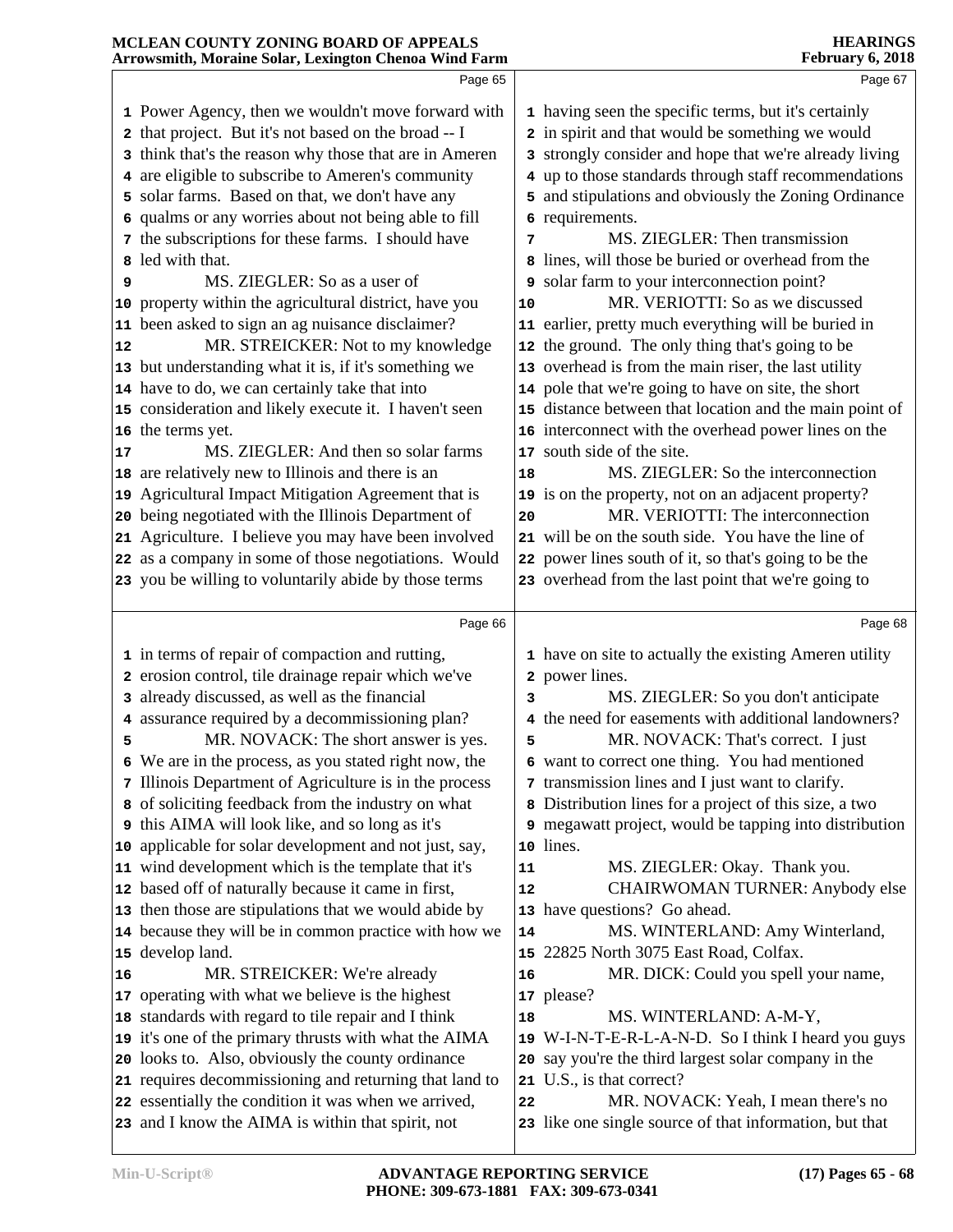Page 65

1 Power Agency, then we wouldn't move forward with
2 that project. But it's not based on the broad -- I
3 think that's the reason why those that are in Ameren
4 are eligible to subscribe to Ameren's community
5 solar farms. Based on that, we don't have any
6 qualms or any worries about not being able to fill
7 the subscriptions for these farms. I should have
8 led with that.
9 MS. ZIEGLER: So as a user of
10 property within the agricultural district, have you
11 been asked to sign an ag nuisance disclaimer?
12 MR. STREICKER: Not to my knowledge
13 but understanding what it is, if it's something we
14 have to do, we can certainly take that into
15 consideration and likely execute it. I haven't seen
16 the terms yet.
17 MS. ZIEGLER: And then so solar farms
18 are relatively new to Illinois and there is an
19 Agricultural Impact Mitigation Agreement that is
20 being negotiated with the Illinois Department of
21 Agriculture. I believe you may have been involved
22 as a company in some of those negotiations. Would
23 you be willing to voluntarily abide by those terms

Page 66

1 in terms of repair of compaction and rutting,
2 erosion control, tile drainage repair which we've
3 already discussed, as well as the financial
4 assurance required by a decommissioning plan?
5 MR. NOVACK: The short answer is yes.
6 We are in the process, as you stated right now, the
7 Illinois Department of Agriculture is in the process
8 of soliciting feedback from the industry on what
9 this AIMA will look like, and so long as it's
10 applicable for solar development and not just, say,
11 wind development which is the template that it's
12 based off of naturally because it came in first,
13 then those are stipulations that we would abide by
14 because they will be in common practice with how we
15 develop land.
16 MR. STREICKER: We're already
17 operating with what we believe is the highest
18 standards with regard to tile repair and I think
19 it's one of the primary thrusts with what the AIMA
20 looks to. Also, obviously the county ordinance
21 requires decommissioning and returning that land to
22 essentially the condition it was when we arrived,
23 and I know the AIMA is within that spirit, not

Page 67

1 having seen the specific terms, but it's certainly
2 in spirit and that would be something we would
3 strongly consider and hope that we're already living
4 up to those standards through staff recommendations
5 and stipulations and obviously the Zoning Ordinance
6 requirements.
7 MS. ZIEGLER: Then transmission
8 lines, will those be buried or overhead from the
9 solar farm to your interconnection point?
10 MR. VERIOTTI: So as we discussed
11 earlier, pretty much everything will be buried in
12 the ground. The only thing that's going to be
13 overhead is from the main riser, the last utility
14 pole that we're going to have on site, the short
15 distance between that location and the main point of
16 interconnect with the overhead power lines on the
17 south side of the site.
18 MS. ZIEGLER: So the interconnection
19 is on the property, not on an adjacent property?
20 MR. VERIOTTI: The interconnection
21 will be on the south side. You have the line of
22 power lines south of it, so that's going to be the
23 overhead from the last point that we're going to

Page 68

1 have on site to actually the existing Ameren utility
2 power lines.
3 MS. ZIEGLER: So you don't anticipate
4 the need for easements with additional landowners?
5 MR. NOVACK: That's correct. I just
6 want to correct one thing. You had mentioned
7 transmission lines and I just want to clarify.
8 Distribution lines for a project of this size, a two
9 megawatt project, would be tapping into distribution
10 lines.
11 MS. ZIEGLER: Okay. Thank you.
12 CHAIRWOMAN TURNER: Anybody else
13 have questions? Go ahead.
14 MS. WINTERLAND: Amy Winterland,
15 22825 North 3075 East Road, Colfax.
16 MR. DICK: Could you spell your name,
17 please?
18 MS. WINTERLAND: A-M-Y,
19 W-I-N-T-E-R-L-A-N-D. So I think I heard you guys
20 say you're the third largest solar company in the
21 U.S., is that correct?
22 MR. NOVACK: Yeah, I mean there's no
23 like one single source of that information, but that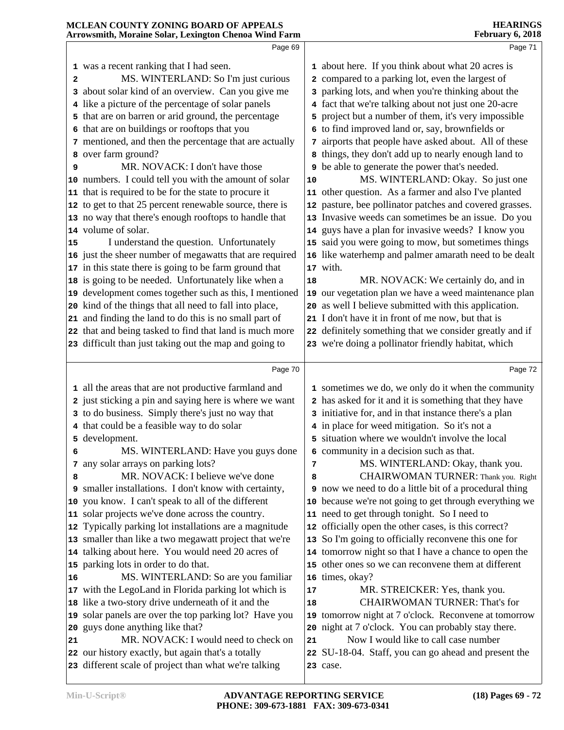Page 69

1 was a recent ranking that I had seen.
2 MS. WINTERLAND: So I'm just curious
3 about solar kind of an overview. Can you give me
4 like a picture of the percentage of solar panels
5 that are on barren or arid ground, the percentage
6 that are on buildings or rooftops that you
7 mentioned, and then the percentage that are actually
8 over farm ground?
9 MR. NOVACK: I don't have those
10 numbers. I could tell you with the amount of solar
11 that is required to be for the state to procure it
12 to get to that 25 percent renewable source, there is
13 no way that there's enough rooftops to handle that
14 volume of solar.
15 I understand the question. Unfortunately
16 just the sheer number of megawatts that are required
17 in this state there is going to be farm ground that
18 is going to be needed. Unfortunately like when a
19 development comes together such as this, I mentioned
20 kind of the things that all need to fall into place,
21 and finding the land to do this is no small part of
22 that and being tasked to find that land is much more
23 difficult than just taking out the map and going to

Page 70

1 all the areas that are not productive farmland and
2 just sticking a pin and saying here is where we want
3 to do business. Simply there's just no way that
4 that could be a feasible way to do solar
5 development.
6 MS. WINTERLAND: Have you guys done
7 any solar arrays on parking lots?
8 MR. NOVACK: I believe we've done
9 smaller installations. I don't know with certainty,
10 you know. I can't speak to all of the different
11 solar projects we've done across the country.
12 Typically parking lot installations are a magnitude
13 smaller than like a two megawatt project that we're
14 talking about here. You would need 20 acres of
15 parking lots in order to do that.
16 MS. WINTERLAND: So are you familiar
17 with the LegoLand in Florida parking lot which is
18 like a two-story drive underneath of it and the
19 solar panels are over the top parking lot? Have you
20 guys done anything like that?
21 MR. NOVACK: I would need to check on
22 our history exactly, but again that's a totally
23 different scale of project than what we're talking

Page 71

1 about here. If you think about what 20 acres is
2 compared to a parking lot, even the largest of
3 parking lots, and when you're thinking about the
4 fact that we're talking about not just one 20-acre
5 project but a number of them, it's very impossible
6 to find improved land or, say, brownfields or
7 airports that people have asked about. All of these
8 things, they don't add up to nearly enough land to
9 be able to generate the power that's needed.
10 MS. WINTERLAND: Okay. So just one
11 other question. As a farmer and also I've planted
12 pasture, bee pollinator patches and covered grasses.
13 Invasive weeds can sometimes be an issue. Do you
14 guys have a plan for invasive weeds? I know you
15 said you were going to mow, but sometimes things
16 like waterhemp and palmer amarath need to be dealt
17 with.
18 MR. NOVACK: We certainly do, and in
19 our vegetation plan we have a weed maintenance plan
20 as well I believe submitted with this application.
21 I don't have it in front of me now, but that is
22 definitely something that we consider greatly and if
23 we're doing a pollinator friendly habitat, which

Page 72

1 sometimes we do, we only do it when the community
2 has asked for it and it is something that they have
3 initiative for, and in that instance there's a plan
4 in place for weed mitigation. So it's not a
5 situation where we wouldn't involve the local
6 community in a decision such as that.
7 MS. WINTERLAND: Okay, thank you.
8 CHAIRWOMAN TURNER: Thank you. Right
9 now we need to do a little bit of a procedural thing
10 because we're not going to get through everything we
11 need to get through tonight. So I need to
12 officially open the other cases, is this correct?
13 So I'm going to officially reconvene this one for
14 tomorrow night so that I have a chance to open the
15 other ones so we can reconvene them at different
16 times, okay?
17 MR. STREICKER: Yes, thank you.
18 CHAIRWOMAN TURNER: That's for
19 tomorrow night at 7 o'clock. Reconvene at tomorrow
20 night at 7 o'clock. You can probably stay there.
21 Now I would like to call case number
22 SU-18-04. Staff, you can go ahead and present the
23 case.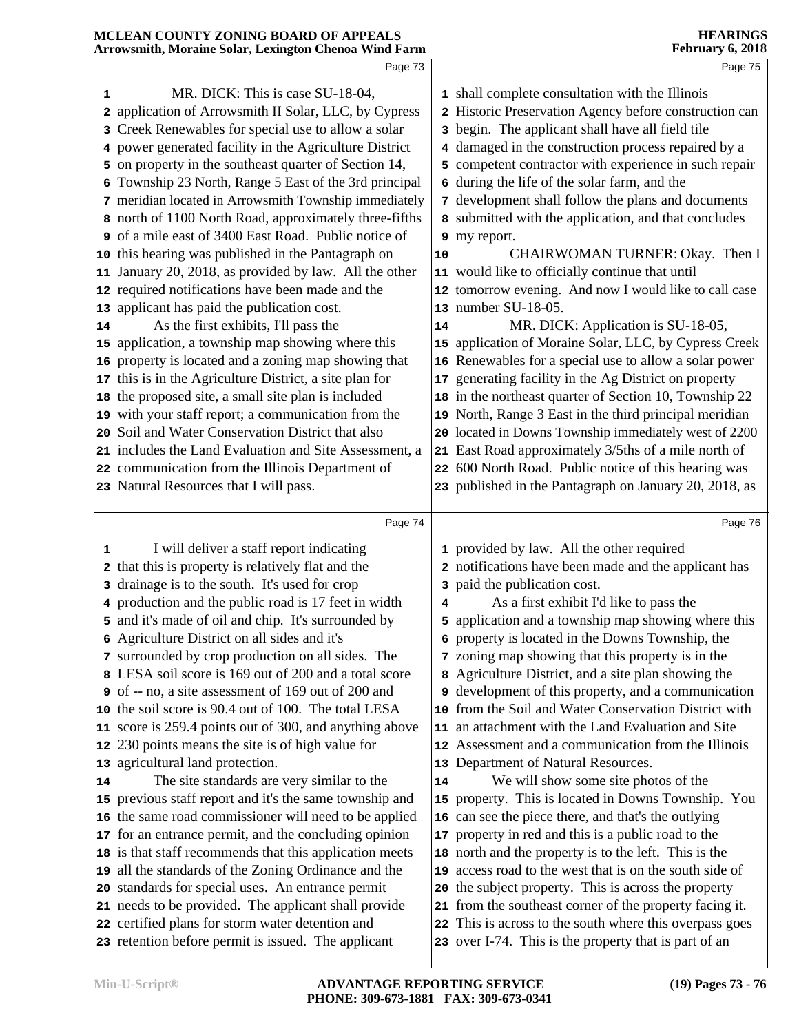MR. DICK: This is case SU-18-04, application of Arrowsmith II Solar, LLC, by Cypress Creek Renewables for special use to allow a solar power generated facility in the Agriculture District on property in the southeast quarter of Section 14, Township 23 North, Range 5 East of the 3rd principal meridian located in Arrowsmith Township immediately north of 1100 North Road, approximately three-fifths of a mile east of 3400 East Road. Public notice of this hearing was published in the Pantagraph on January 20, 2018, as provided by law. All the other required notifications have been made and the applicant has paid the publication cost.

As the first exhibits, I'll pass the application, a township map showing where this property is located and a zoning map showing that this is in the Agriculture District, a site plan for the proposed site, a small site plan is included with your staff report; a communication from the Soil and Water Conservation District that also includes the Land Evaluation and Site Assessment, a communication from the Illinois Department of Natural Resources that I will pass.

I will deliver a staff report indicating that this is property is relatively flat and the drainage is to the south. It's used for crop production and the public road is 17 feet in width and it's made of oil and chip. It's surrounded by Agriculture District on all sides and it's surrounded by crop production on all sides. The LESA soil score is 169 out of 200 and a total score of -- no, a site assessment of 169 out of 200 and the soil score is 90.4 out of 100. The total LESA score is 259.4 points out of 300, and anything above 230 points means the site is of high value for agricultural land protection.

The site standards are very similar to the previous staff report and it's the same township and the same road commissioner will need to be applied for an entrance permit, and the concluding opinion is that staff recommends that this application meets all the standards of the Zoning Ordinance and the standards for special uses. An entrance permit needs to be provided. The applicant shall provide certified plans for storm water detention and retention before permit is issued. The applicant shall complete consultation with the Illinois Historic Preservation Agency before construction can begin. The applicant shall have all field tile damaged in the construction process repaired by a competent contractor with experience in such repair during the life of the solar farm, and the development shall follow the plans and documents submitted with the application, and that concludes my report.

CHAIRWOMAN TURNER: Okay. Then I would like to officially continue that until tomorrow evening. And now I would like to call case number SU-18-05.

MR. DICK: Application is SU-18-05, application of Moraine Solar, LLC, by Cypress Creek Renewables for a special use to allow a solar power generating facility in the Ag District on property in the northeast quarter of Section 10, Township 22 North, Range 3 East in the third principal meridian located in Downs Township immediately west of 2200 East Road approximately 3/5ths of a mile north of 600 North Road. Public notice of this hearing was published in the Pantagraph on January 20, 2018, as provided by law. All the other required notifications have been made and the applicant has paid the publication cost.

As a first exhibit I'd like to pass the application and a township map showing where this property is located in the Downs Township, the zoning map showing that this property is in the Agriculture District, and a site plan showing the development of this property, and a communication from the Soil and Water Conservation District with an attachment with the Land Evaluation and Site Assessment and a communication from the Illinois Department of Natural Resources.

We will show some site photos of the property. This is located in Downs Township. You can see the piece there, and that's the outlying property in red and this is a public road to the north and the property is to the left. This is the access road to the west that is on the south side of the subject property. This is across the property from the southeast corner of the property facing it. This is across to the south where this overpass goes over I-74. This is the property that is part of an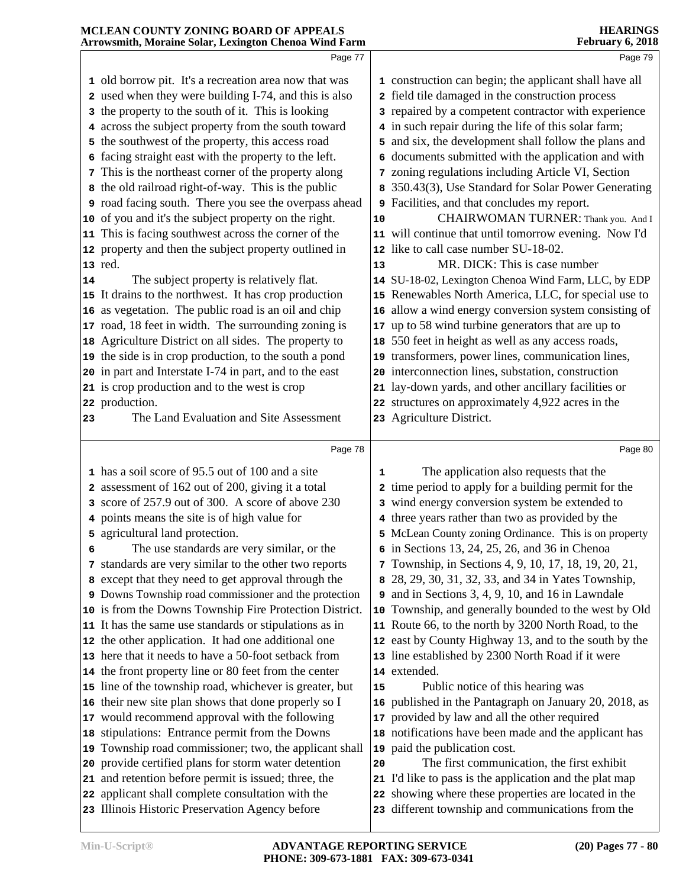Page 77

old borrow pit. It's a recreation area now that was used when they were building I-74, and this is also the property to the south of it. This is looking across the subject property from the south toward the southwest of the property, this access road facing straight east with the property to the left. This is the northeast corner of the property along the old railroad right-of-way. This is the public road facing south. There you see the overpass ahead of you and it's the subject property on the right. This is facing southwest across the corner of the property and then the subject property outlined in red.

The subject property is relatively flat. It drains to the northwest. It has crop production as vegetation. The public road is an oil and chip road, 18 feet in width. The surrounding zoning is Agriculture District on all sides. The property to the side is in crop production, to the south a pond in part and Interstate I-74 in part, and to the east is crop production and to the west is crop production.

The Land Evaluation and Site Assessment

Page 78

has a soil score of 95.5 out of 100 and a site assessment of 162 out of 200, giving it a total score of 257.9 out of 300. A score of above 230 points means the site is of high value for agricultural land protection.

The use standards are very similar, or the standards are very similar to the other two reports except that they need to get approval through the Downs Township road commissioner and the protection is from the Downs Township Fire Protection District. It has the same use standards or stipulations as in the other application. It had one additional one here that it needs to have a 50-foot setback from the front property line or 80 feet from the center line of the township road, whichever is greater, but their new site plan shows that done properly so I would recommend approval with the following stipulations: Entrance permit from the Downs Township road commissioner; two, the applicant shall provide certified plans for storm water detention and retention before permit is issued; three, the applicant shall complete consultation with the Illinois Historic Preservation Agency before

Page 79

construction can begin; the applicant shall have all field tile damaged in the construction process repaired by a competent contractor with experience in such repair during the life of this solar farm; and six, the development shall follow the plans and documents submitted with the application and with zoning regulations including Article VI, Section 350.43(3), Use Standard for Solar Power Generating Facilities, and that concludes my report.

CHAIRWOMAN TURNER: Thank you. And I will continue that until tomorrow evening. Now I'd like to call case number SU-18-02.

MR. DICK: This is case number SU-18-02, Lexington Chenoa Wind Farm, LLC, by EDP Renewables North America, LLC, for special use to allow a wind energy conversion system consisting of up to 58 wind turbine generators that are up to 550 feet in height as well as any access roads, transformers, power lines, communication lines, interconnection lines, substation, construction lay-down yards, and other ancillary facilities or structures on approximately 4,922 acres in the Agriculture District.

Page 80

The application also requests that the time period to apply for a building permit for the wind energy conversion system be extended to three years rather than two as provided by the McLean County zoning Ordinance. This is on property in Sections 13, 24, 25, 26, and 36 in Chenoa Township, in Sections 4, 9, 10, 17, 18, 19, 20, 21, 28, 29, 30, 31, 32, 33, and 34 in Yates Township, and in Sections 3, 4, 9, 10, and 16 in Lawndale Township, and generally bounded to the west by Old Route 66, to the north by 3200 North Road, to the east by County Highway 13, and to the south by the line established by 2300 North Road if it were extended.

Public notice of this hearing was published in the Pantagraph on January 20, 2018, as provided by law and all the other required notifications have been made and the applicant has paid the publication cost.

The first communication, the first exhibit I'd like to pass is the application and the plat map showing where these properties are located in the different township and communications from the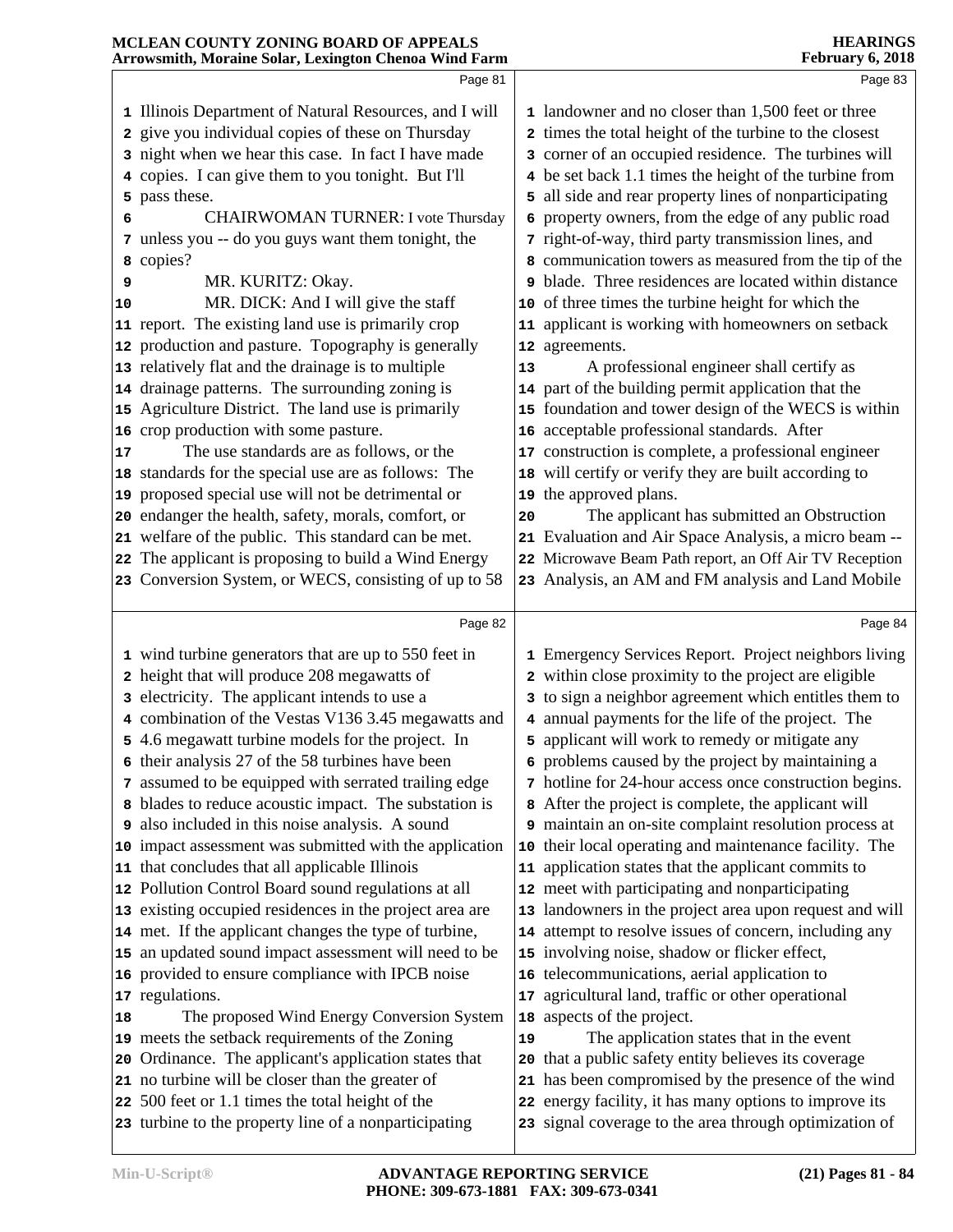Page 81

1 Illinois Department of Natural Resources, and I will
2 give you individual copies of these on Thursday
3 night when we hear this case. In fact I have made
4 copies. I can give them to you tonight. But I'll
5 pass these.
6 CHAIRWOMAN TURNER: I vote Thursday
7 unless you -- do you guys want them tonight, the
8 copies?
9 MR. KURITZ: Okay.
10 MR. DICK: And I will give the staff
11 report. The existing land use is primarily crop
12 production and pasture. Topography is generally
13 relatively flat and the drainage is to multiple
14 drainage patterns. The surrounding zoning is
15 Agriculture District. The land use is primarily
16 crop production with some pasture.
17 The use standards are as follows, or the
18 standards for the special use are as follows: The
19 proposed special use will not be detrimental or
20 endanger the health, safety, morals, comfort, or
21 welfare of the public. This standard can be met.
22 The applicant is proposing to build a Wind Energy
23 Conversion System, or WECS, consisting of up to 58

Page 82

1 wind turbine generators that are up to 550 feet in
2 height that will produce 208 megawatts of
3 electricity. The applicant intends to use a
4 combination of the Vestas V136 3.45 megawatts and
5 4.6 megawatt turbine models for the project. In
6 their analysis 27 of the 58 turbines have been
7 assumed to be equipped with serrated trailing edge
8 blades to reduce acoustic impact. The substation is
9 also included in this noise analysis. A sound
10 impact assessment was submitted with the application
11 that concludes that all applicable Illinois
12 Pollution Control Board sound regulations at all
13 existing occupied residences in the project area are
14 met. If the applicant changes the type of turbine,
15 an updated sound impact assessment will need to be
16 provided to ensure compliance with IPCB noise
17 regulations.
18 The proposed Wind Energy Conversion System
19 meets the setback requirements of the Zoning
20 Ordinance. The applicant's application states that
21 no turbine will be closer than the greater of
22 500 feet or 1.1 times the total height of the
23 turbine to the property line of a nonparticipating

Page 83

1 landowner and no closer than 1,500 feet or three
2 times the total height of the turbine to the closest
3 corner of an occupied residence. The turbines will
4 be set back 1.1 times the height of the turbine from
5 all side and rear property lines of nonparticipating
6 property owners, from the edge of any public road
7 right-of-way, third party transmission lines, and
8 communication towers as measured from the tip of the
9 blade. Three residences are located within distance
10 of three times the turbine height for which the
11 applicant is working with homeowners on setback
12 agreements.
13 A professional engineer shall certify as
14 part of the building permit application that the
15 foundation and tower design of the WECS is within
16 acceptable professional standards. After
17 construction is complete, a professional engineer
18 will certify or verify they are built according to
19 the approved plans.
20 The applicant has submitted an Obstruction
21 Evaluation and Air Space Analysis, a micro beam --
22 Microwave Beam Path report, an Off Air TV Reception
23 Analysis, an AM and FM analysis and Land Mobile

Page 84

1 Emergency Services Report. Project neighbors living
2 within close proximity to the project are eligible
3 to sign a neighbor agreement which entitles them to
4 annual payments for the life of the project. The
5 applicant will work to remedy or mitigate any
6 problems caused by the project by maintaining a
7 hotline for 24-hour access once construction begins.
8 After the project is complete, the applicant will
9 maintain an on-site complaint resolution process at
10 their local operating and maintenance facility. The
11 application states that the applicant commits to
12 meet with participating and nonparticipating
13 landowners in the project area upon request and will
14 attempt to resolve issues of concern, including any
15 involving noise, shadow or flicker effect,
16 telecommunications, aerial application to
17 agricultural land, traffic or other operational
18 aspects of the project.
19 The application states that in the event
20 that a public safety entity believes its coverage
21 has been compromised by the presence of the wind
22 energy facility, it has many options to improve its
23 signal coverage to the area through optimization of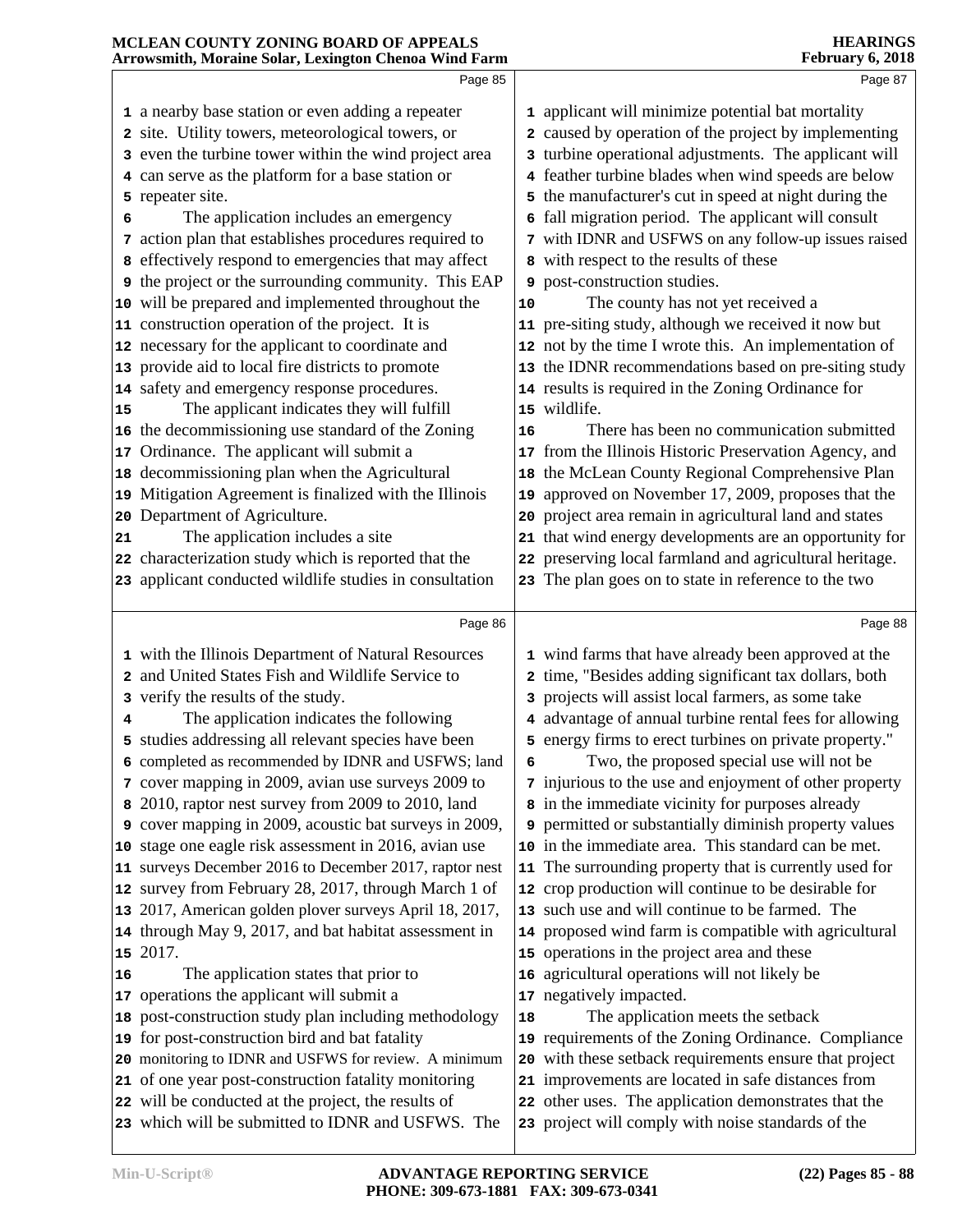a nearby base station or even adding a repeater site. Utility towers, meteorological towers, or even the turbine tower within the wind project area can serve as the platform for a base station or repeater site.

The application includes an emergency action plan that establishes procedures required to effectively respond to emergencies that may affect the project or the surrounding community. This EAP will be prepared and implemented throughout the construction operation of the project. It is necessary for the applicant to coordinate and provide aid to local fire districts to promote safety and emergency response procedures.

The applicant indicates they will fulfill the decommissioning use standard of the Zoning Ordinance. The applicant will submit a decommissioning plan when the Agricultural Mitigation Agreement is finalized with the Illinois Department of Agriculture.

The application includes a site characterization study which is reported that the applicant conducted wildlife studies in consultation with the Illinois Department of Natural Resources and United States Fish and Wildlife Service to verify the results of the study.

The application indicates the following studies addressing all relevant species have been completed as recommended by IDNR and USFWS; land cover mapping in 2009, avian use surveys 2009 to 2010, raptor nest survey from 2009 to 2010, land cover mapping in 2009, acoustic bat surveys in 2009, stage one eagle risk assessment in 2016, avian use surveys December 2016 to December 2017, raptor nest survey from February 28, 2017, through March 1 of 2017, American golden plover surveys April 18, 2017, through May 9, 2017, and bat habitat assessment in 2017.

The application states that prior to operations the applicant will submit a post-construction study plan including methodology for post-construction bird and bat fatality monitoring to IDNR and USFWS for review. A minimum of one year post-construction fatality monitoring will be conducted at the project, the results of which will be submitted to IDNR and USFWS. The applicant will minimize potential bat mortality caused by operation of the project by implementing turbine operational adjustments. The applicant will feather turbine blades when wind speeds are below the manufacturer's cut in speed at night during the fall migration period. The applicant will consult with IDNR and USFWS on any follow-up issues raised with respect to the results of these post-construction studies.

The county has not yet received a pre-siting study, although we received it now but not by the time I wrote this. An implementation of the IDNR recommendations based on pre-siting study results is required in the Zoning Ordinance for wildlife.

There has been no communication submitted from the Illinois Historic Preservation Agency, and the McLean County Regional Comprehensive Plan approved on November 17, 2009, proposes that the project area remain in agricultural land and states that wind energy developments are an opportunity for preserving local farmland and agricultural heritage. The plan goes on to state in reference to the two wind farms that have already been approved at the time, "Besides adding significant tax dollars, both projects will assist local farmers, as some take advantage of annual turbine rental fees for allowing energy firms to erect turbines on private property."

Two, the proposed special use will not be injurious to the use and enjoyment of other property in the immediate vicinity for purposes already permitted or substantially diminish property values in the immediate area. This standard can be met. The surrounding property that is currently used for crop production will continue to be desirable for such use and will continue to be farmed. The proposed wind farm is compatible with agricultural operations in the project area and these agricultural operations will not likely be negatively impacted.

The application meets the setback requirements of the Zoning Ordinance. Compliance with these setback requirements ensure that project improvements are located in safe distances from other uses. The application demonstrates that the project will comply with noise standards of the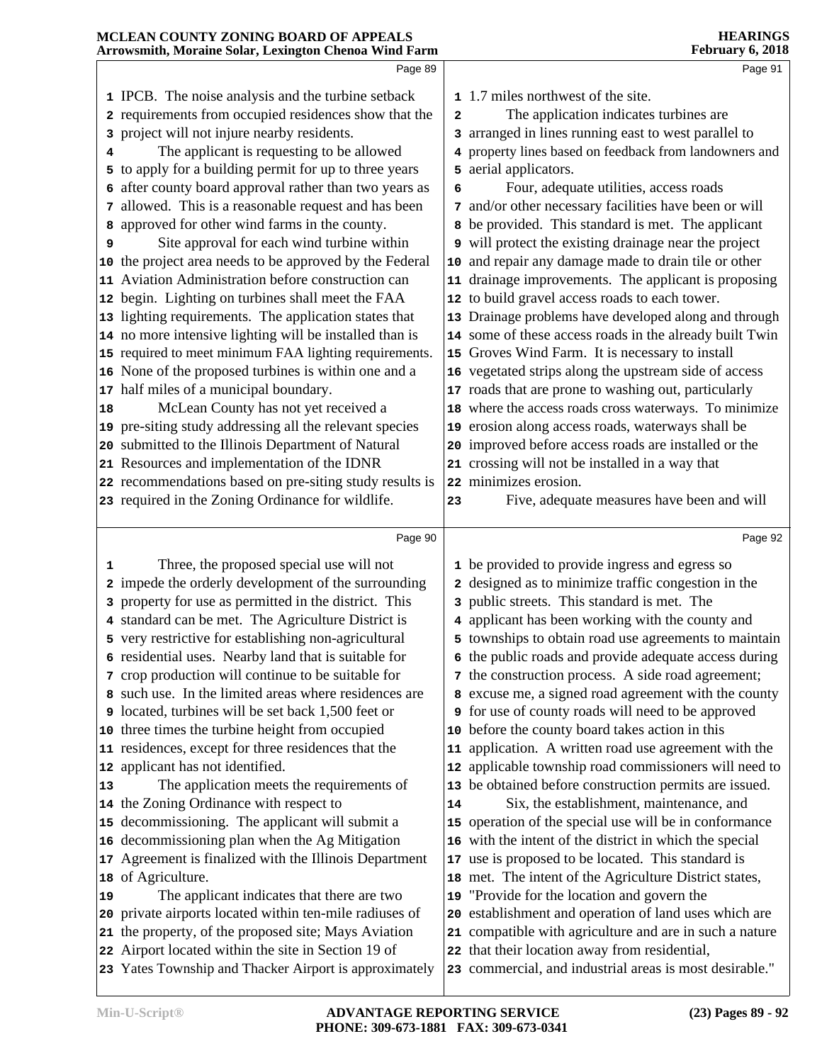IPCB. The noise analysis and the turbine setback requirements from occupied residences show that the project will not injure nearby residents.

The applicant is requesting to be allowed to apply for a building permit for up to three years after county board approval rather than two years as allowed. This is a reasonable request and has been approved for other wind farms in the county.

Site approval for each wind turbine within the project area needs to be approved by the Federal Aviation Administration before construction can begin. Lighting on turbines shall meet the FAA lighting requirements. The application states that no more intensive lighting will be installed than is required to meet minimum FAA lighting requirements. None of the proposed turbines is within one and a half miles of a municipal boundary.

McLean County has not yet received a pre-siting study addressing all the relevant species submitted to the Illinois Department of Natural Resources and implementation of the IDNR recommendations based on pre-siting study results is required in the Zoning Ordinance for wildlife.

Three, the proposed special use will not impede the orderly development of the surrounding property for use as permitted in the district. This standard can be met. The Agriculture District is very restrictive for establishing non-agricultural residential uses. Nearby land that is suitable for crop production will continue to be suitable for such use. In the limited areas where residences are located, turbines will be set back 1,500 feet or three times the turbine height from occupied residences, except for three residences that the applicant has not identified.

The application meets the requirements of the Zoning Ordinance with respect to decommissioning. The applicant will submit a decommissioning plan when the Ag Mitigation Agreement is finalized with the Illinois Department of Agriculture.

The applicant indicates that there are two private airports located within ten-mile radiuses of the property, of the proposed site; Mays Aviation Airport located within the site in Section 19 of Yates Township and Thacker Airport is approximately 1.7 miles northwest of the site.

The application indicates turbines are arranged in lines running east to west parallel to property lines based on feedback from landowners and aerial applicators.

Four, adequate utilities, access roads and/or other necessary facilities have been or will be provided. This standard is met. The applicant will protect the existing drainage near the project and repair any damage made to drain tile or other drainage improvements. The applicant is proposing to build gravel access roads to each tower. Drainage problems have developed along and through some of these access roads in the already built Twin Groves Wind Farm. It is necessary to install vegetated strips along the upstream side of access roads that are prone to washing out, particularly where the access roads cross waterways. To minimize erosion along access roads, waterways shall be improved before access roads are installed or the crossing will not be installed in a way that minimizes erosion.

Five, adequate measures have been and will be provided to provide ingress and egress so designed as to minimize traffic congestion in the public streets. This standard is met. The applicant has been working with the county and townships to obtain road use agreements to maintain the public roads and provide adequate access during the construction process. A side road agreement; excuse me, a signed road agreement with the county for use of county roads will need to be approved before the county board takes action in this application. A written road use agreement with the applicable township road commissioners will need to be obtained before construction permits are issued.

Six, the establishment, maintenance, and operation of the special use will be in conformance with the intent of the district in which the special use is proposed to be located. This standard is met. The intent of the Agriculture District states, "Provide for the location and govern the establishment and operation of land uses which are compatible with agriculture and are in such a nature that their location away from residential, commercial, and industrial areas is most desirable."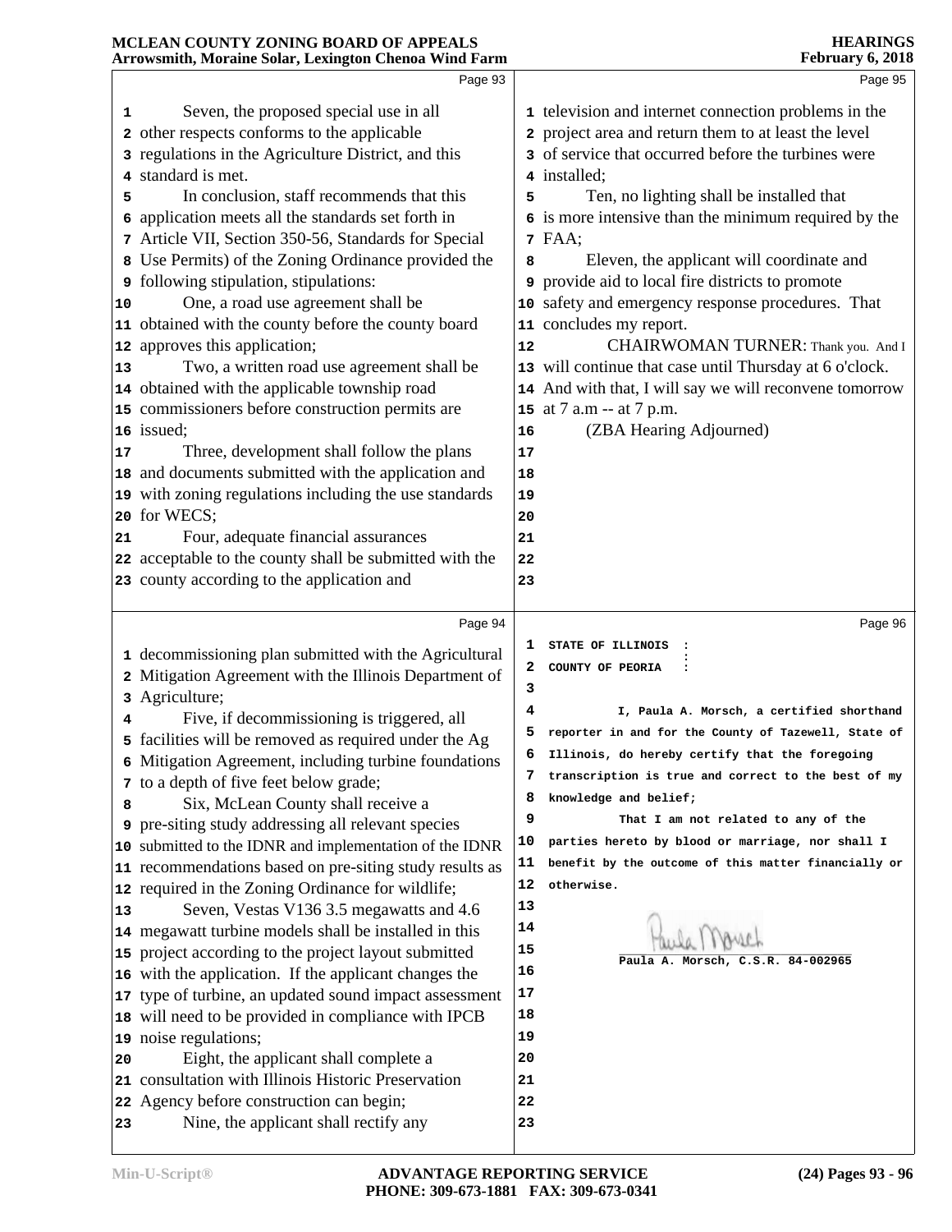Seven, the proposed special use in all other respects conforms to the applicable regulations in the Agriculture District, and this standard is met.

In conclusion, staff recommends that this application meets all the standards set forth in Article VII, Section 350-56, Standards for Special Use Permits) of the Zoning Ordinance provided the following stipulation, stipulations:

One, a road use agreement shall be obtained with the county before the county board approves this application;

Two, a written road use agreement shall be obtained with the applicable township road commissioners before construction permits are issued;

Three, development shall follow the plans and documents submitted with the application and with zoning regulations including the use standards for WECS;

Four, adequate financial assurances acceptable to the county shall be submitted with the county according to the application and decommissioning plan submitted with the Agricultural Mitigation Agreement with the Illinois Department of Agriculture;

Five, if decommissioning is triggered, all facilities will be removed as required under the Ag Mitigation Agreement, including turbine foundations to a depth of five feet below grade;

Six, McLean County shall receive a pre-siting study addressing all relevant species submitted to the IDNR and implementation of the IDNR recommendations based on pre-siting study results as required in the Zoning Ordinance for wildlife;

Seven, Vestas V136 3.5 megawatts and 4.6 megawatt turbine models shall be installed in this project according to the project layout submitted with the application. If the applicant changes the type of turbine, an updated sound impact assessment will need to be provided in compliance with IPCB noise regulations;

Eight, the applicant shall complete a consultation with Illinois Historic Preservation Agency before construction can begin;

Nine, the applicant shall rectify any television and internet connection problems in the project area and return them to at least the level of service that occurred before the turbines were installed;

Ten, no lighting shall be installed that is more intensive than the minimum required by the FAA;

Eleven, the applicant will coordinate and provide aid to local fire districts to promote safety and emergency response procedures. That concludes my report.

CHAIRWOMAN TURNER: Thank you. And I will continue that case until Thursday at 6 o'clock. And with that, I will say we will reconvene tomorrow at 7 a.m -- at 7 p.m.

(ZBA Hearing Adjourned)

STATE OF ILLINOIS :
COUNTY OF PEORIA :

I, Paula A. Morsch, a certified shorthand reporter in and for the County of Tazewell, State of Illinois, do hereby certify that the foregoing transcription is true and correct to the best of my knowledge and belief;

That I am not related to any of the parties hereto by blood or marriage, nor shall I benefit by the outcome of this matter financially or otherwise.

Paula A. Morsch, C.S.R. 84-002965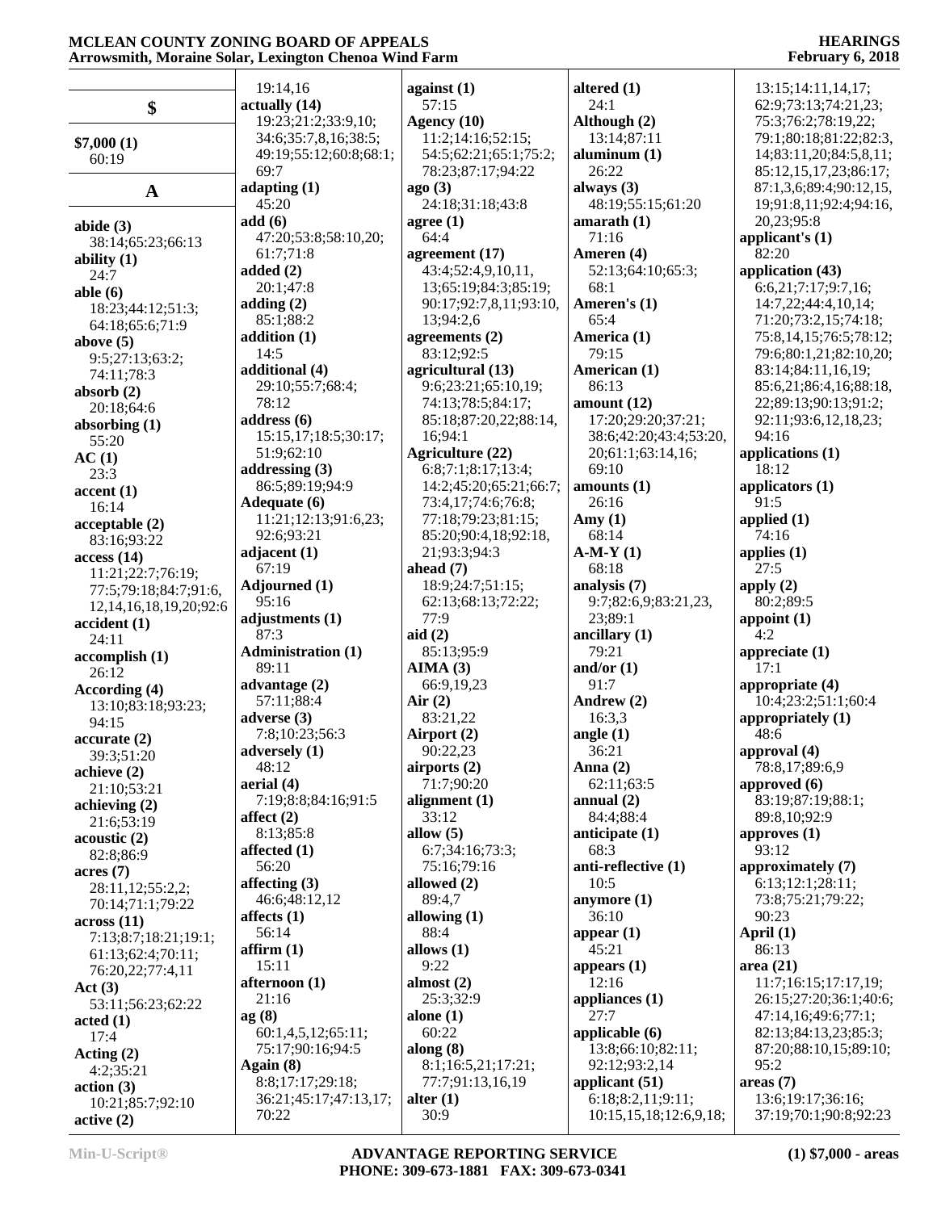## $

**$7,000 (1)**
60:19

## A

**abide (3)**
38:14;65:23;66:13
**ability (1)**
24:7
**able (6)**
18:23;44:12;51:3;64:18;65:6;71:9
**above (5)**
9:5;27:13;63:2;74:11;78:3
**absorb (2)**
20:18;64:6
**absorbing (1)**
55:20
**AC (1)**
23:3
**accent (1)**
16:14
**acceptable (2)**
83:16;93:22
**access (14)**
11:21;22:7;76:19;77:5;79:18;84:7;91:6,12,14,16,18,19,20;92:6
**accident (1)**
24:11
**accomplish (1)**
26:12
**According (4)**
13:10;83:18;93:23;94:15
**accurate (2)**
39:3;51:20
**achieve (2)**
21:10;53:21
**achieving (2)**
21:6;53:19
**acoustic (2)**
82:8;86:9
**acres (7)**
28:11,12;55:2,2;70:14;71:1;79:22
**across (11)**
7:13;8:7;18:21;19:1;61:13;62:4;70:11;76:20,22;77:4,11
**Act (3)**
53:11;56:23;62:22
**acted (1)**
17:4
**Acting (2)**
4:2;35:21
**action (3)**
10:21;85:7;92:10
**active (2)**
19:14,16
**actually (14)**
19:23;21:2;33:9,10;34:6;35:7,8,16;38:5;49:19;55:12;60:8;68:1;69:7
**adapting (1)**
45:20
**add (6)**
47:20;53:8;58:10,20;61:7;71:8
**added (2)**
20:1;47:8
**adding (2)**
85:1;88:2
**addition (1)**
14:5
**additional (4)**
29:10;55:7;68:4;78:12
**address (6)**
15:15,17;18:5;30:17;51:9;62:10
**addressing (3)**
86:5;89:19;94:9
**Adequate (6)**
11:21;12:13;91:6,23;92:6;93:21
**adjacent (1)**
67:19
**Adjourned (1)**
95:16
**adjustments (1)**
87:3
**Administration (1)**
89:11
**advantage (2)**
57:11;88:4
**adverse (3)**
7:8;10:23;56:3
**adversely (1)**
48:12
**aerial (4)**
7:19;8:8;84:16;91:5
**affect (2)**
8:13;85:8
**affected (1)**
56:20
**affecting (3)**
46:6;48:12,12
**affects (1)**
56:14
**affirm (1)**
15:11
**afternoon (1)**
21:16
**ag (8)**
60:1,4,5,12;65:11;75:17;90:16;94:5
**Again (8)**
8:8;17:17;29:18;36:21;45:17;47:13,17;70:22
**against (1)**
57:15
**Agency (10)**
11:2;14:16;52:15;54:5;62:21;65:1;75:2;78:23;87:17;94:22
**ago (3)**
24:18;31:18;43:8
**agree (1)**
64:4
**agreement (17)**
43:4;52:4,9,10,11,13;65:19;84:3;85:19;90:17;92:7,8,11;93:10,13;94:2,6
**agreements (2)**
83:12;92:5
**agricultural (13)**
9:6;23:21;65:10,19;74:13;78:5;84:17;85:18;87:20,22;88:14,16;94:1
**Agriculture (22)**
6:8;7:1;8:17;13:4;14:2;45:20;65:21;66:7;73:4,17;74:6;76:8;77:18;79:23;81:15;85:20;90:4,18;92:18,21;93:3;94:3
**ahead (7)**
18:9;24:7;51:15;62:13;68:13;72:22;77:9
**aid (2)**
85:13;95:9
**AIMA (3)**
66:9,19,23
**Air (2)**
83:21,22
**Airport (2)**
90:22,23
**airports (2)**
71:7;90:20
**alignment (1)**
33:12
**allow (5)**
6:7;34:16;73:3;75:16;79:16
**allowed (2)**
89:4,7
**allowing (1)**
88:4
**allows (1)**
9:22
**almost (2)**
25:3;32:9
**alone (1)**
60:22
**along (8)**
8:1;16:5,21;17:21;77:7;91:13,16,19
**alter (1)**
30:9
**altered (1)**
24:1
**Although (2)**
13:14;87:11
**aluminum (1)**
26:22
**always (3)**
48:19;55:15;61:20
**amarath (1)**
71:16
**Ameren (4)**
52:13;64:10;65:3;68:1
**Ameren's (1)**
65:4
**America (1)**
79:15
**American (1)**
86:13
**amount (12)**
17:20;29:20;37:21;38:6;42:20;43:4;53:20,20;61:1;63:14,16;69:10
**amounts (1)**
26:16
**Amy (1)**
68:14
**A-M-Y (1)**
68:18
**analysis (7)**
9:7;82:6,9;83:21,23,23;89:1
**ancillary (1)**
79:21
**and/or (1)**
91:7
**Andrew (2)**
16:3,3
**angle (1)**
36:21
**Anna (2)**
62:11;63:5
**annual (2)**
84:4;88:4
**anticipate (1)**
68:3
**anti-reflective (1)**
10:5
**anymore (1)**
36:10
**appear (1)**
45:21
**appears (1)**
12:16
**appliances (1)**
27:7
**applicable (6)**
13:8;66:10;82:11;92:12;93:2,14
**applicant (51)**
6:18;8:2,11;9:11;10:15,15,18;12:6,9,18;13:15;14:11,14,17;62:9;73:13;74:21,23;75:3;76:2;78:19,22;79:1;80:18;81:22;82:3,14;83:11,20;84:5,8,11;85:12,15,17,23;86:17;87:1,3,6;89:4;90:12,15,19;91:8,11;92:4;94:16,20,23;95:8
**applicant's (1)**
82:20
**application (43)**
6:6,21;7:17;9:7,16;14:7,22;44:4,10,14;71:20;73:2,15;74:18;75:8,14,15;76:5;78:12;79:6;80:1,21;82:10,20;83:14;84:11,16,19;85:6,21;86:4,16;88:18,22;89:13;90:13;91:2;92:11;93:6,12,18,23;94:16
**applications (1)**
18:12
**applicators (1)**
91:5
**applied (1)**
74:16
**applies (1)**
27:5
**apply (2)**
80:2;89:5
**appoint (1)**
4:2
**appreciate (1)**
17:1
**appropriate (4)**
10:4;23:2;51:1;60:4
**appropriately (1)**
48:6
**approval (4)**
78:8,17;89:6,9
**approved (6)**
83:19;87:19;88:1;89:8,10;92:9
**approves (1)**
93:12
**approximately (7)**
6:13;12:1;28:11;73:8;75:21;79:22;90:23
**April (1)**
86:13
**area (21)**
11:7;16:15;17:17,19;26:15;27:20;36:1;40:6;47:14,16;49:6;77:1;82:13;84:13,23;85:3;87:20;88:10,15;89:10;95:2
**areas (7)**
13:6;19:17;36:16;37:19;70:1;90:8;92:23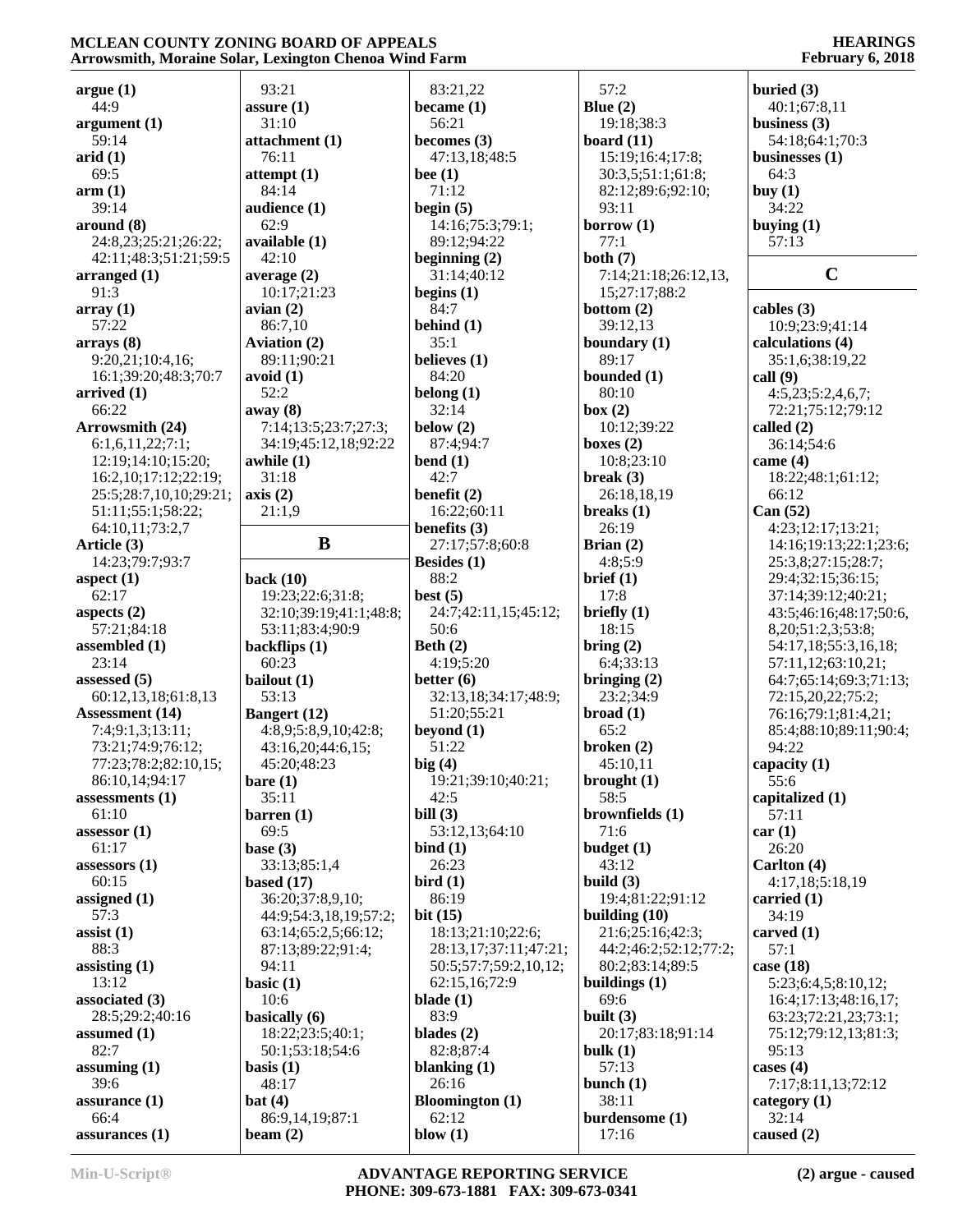**argue (1)**
44:9
**argument (1)**
59:14
**arid (1)**
69:5
**arm (1)**
39:14
**around (8)**
24:8,23;25:21;26:22;
42:11;48:3;51:21;59:5
**arranged (1)**
91:3
**array (1)**
57:22
**arrays (8)**
9:20,21;10:4,16;
16:1;39:20;48:3;70:7
**arrived (1)**
66:22
**Arrowsmith (24)**
6:1,6,11,22;7:1;
12:19;14:10;15:20;
16:2,10;17:12;22:19;
25:5;28:7,10,10;29:21;
51:11;55:1;58:22;
64:10,11;73:2,7
**Article (3)**
14:23;79:7;93:7
**aspect (1)**
62:17
**aspects (2)**
57:21;84:18
**assembled (1)**
23:14
**assessed (5)**
60:12,13,18;61:8,13
**Assessment (14)**
7:4;9:1,3;13:11;
73:21;74:9;76:12;
77:23;78:2;82:10,15;
86:10,14;94:17
**assessments (1)**
61:10
**assessor (1)**
61:17
**assessors (1)**
60:15
**assigned (1)**
57:3
**assist (1)**
88:3
**assisting (1)**
13:12
**associated (3)**
28:5;29:2;40:16
**assumed (1)**
82:7
**assuming (1)**
39:6
**assurance (1)**
66:4
**assurances (1)**
93:21
**assure (1)**
31:10
**attachment (1)**
76:11
**attempt (1)**
84:14
**audience (1)**
62:9
**available (1)**
42:10
**average (2)**
10:17;21:23
**avian (2)**
86:7,10
**Aviation (2)**
89:11;90:21
**avoid (1)**
52:2
**away (8)**
7:14;13:5;23:7;27:3;
34:19;45:12,18;92:22
**awhile (1)**
31:18
**axis (2)**
21:1,9

## B

**back (10)**
19:23;22:6;31:8;
32:10;39:19;41:1;48:8;
53:11;83:4;90:9
**backflips (1)**
60:23
**bailout (1)**
53:13
**Bangert (12)**
4:8,9;5:8,9,10;42:8;
43:16,20;44:6,15;
45:20;48:23
**bare (1)**
35:11
**barren (1)**
69:5
**base (3)**
33:13;85:1,4
**based (17)**
36:20;37:8,9,10;
44:9;54:3,18,19;57:2;
63:14;65:2,5;66:12;
87:13;89:22;91:4;
94:11
**basic (1)**
10:6
**basically (6)**
18:22;23:5;40:1;
50:1;53:18;54:6
**basis (1)**
48:17
**bat (4)**
86:9,14,19;87:1
**beam (2)**
83:21,22
**became (1)**
56:21
**becomes (3)**
47:13,18;48:5
**bee (1)**
71:12
**begin (5)**
14:16;75:3;79:1;
89:12;94:22
**beginning (2)**
31:14;40:12
**begins (1)**
84:7
**behind (1)**
35:1
**believes (1)**
84:20
**belong (1)**
32:14
**below (2)**
87:4;94:7
**bend (1)**
42:7
**benefit (2)**
16:22;60:11
**benefits (3)**
27:17;57:8;60:8
**Besides (1)**
88:2
**best (5)**
24:7;42:11,15;45:12;
50:6
**Beth (2)**
4:19;5:20
**better (6)**
32:13,18;34:17;48:9;
51:20;55:21
**beyond (1)**
51:22
**big (4)**
19:21;39:10;40:21;
42:5
**bill (3)**
53:12,13;64:10
**bind (1)**
26:23
**bird (1)**
86:19
**bit (15)**
18:13;21:10;22:6;
28:13,17;37:11;47:21;
50:5;57:7;59:2,10,12;
62:15,16;72:9
**blade (1)**
83:9
**blades (2)**
82:8;87:4
**blanking (1)**
26:16
**Bloomington (1)**
62:12
**blow (1)**
57:2
**Blue (2)**
19:18;38:3
**board (11)**
15:19;16:4;17:8;
30:3,5;51:1;61:8;
82:12;89:6;92:10;
93:11
**borrow (1)**
77:1
**both (7)**
7:14;21:18;26:12,13,
15;27:17;88:2
**bottom (2)**
39:12,13
**boundary (1)**
89:17
**bounded (1)**
80:10
**box (2)**
10:12;39:22
**boxes (2)**
10:8;23:10
**break (3)**
26:18,18,19
**breaks (1)**
26:19
**Brian (2)**
4:8;5:9
**brief (1)**
17:8
**briefly (1)**
18:15
**bring (2)**
6:4;33:13
**bringing (2)**
23:2;34:9
**broad (1)**
65:2
**broken (2)**
45:10,11
**brought (1)**
58:5
**brownfields (1)**
71:6
**budget (1)**
43:12
**build (3)**
19:4;81:22;91:12
**building (10)**
21:6;25:16;42:3;
44:2;46:2;52:12;77:2;
80:2;83:14;89:5
**buildings (1)**
69:6
**built (3)**
20:17;83:18;91:14
**bulk (1)**
57:13
**bunch (1)**
38:11
**burdensome (1)**
17:16
**buried (3)**
40:1;67:8,11
**business (3)**
54:18;64:1;70:3
**businesses (1)**
64:3
**buy (1)**
34:22
**buying (1)**
57:13

## C

**cables (3)**
10:9;23:9;41:14
**calculations (4)**
35:1,6;38:19,22
**call (9)**
4:5,23;5:2,4,6,7;
72:21;75:12;79:12
**called (2)**
36:14;54:6
**came (4)**
18:22;48:1;61:12;
66:12
**Can (52)**
4:23;12:17;13:21;
14:16;19:13;22:1;23:6;
25:3,8;27:15;28:7;
29:4;32:15;36:15;
37:14;39:12;40:21;
43:5;46:16;48:17;50:6,
8,20;51:2,3;53:8;
54:17,18;55:3,16,18;
57:11,12;63:10,21;
64:7;65:14;69:3;71:13;
72:15,20,22;75:2;
76:16;79:1;81:4,21;
85:4;88:10;89:11;90:4;
94:22
**capacity (1)**
55:6
**capitalized (1)**
57:11
**car (1)**
26:20
**Carlton (4)**
4:17,18;5:18,19
**carried (1)**
34:19
**carved (1)**
57:1
**case (18)**
5:23;6:4,5;8:10,12;
16:4;17:13;48:16,17;
63:23;72:21,23;73:1;
75:12;79:12,13;81:3;
95:13
**cases (4)**
7:17;8:11,13;72:12
**category (1)**
32:14
**caused (2)**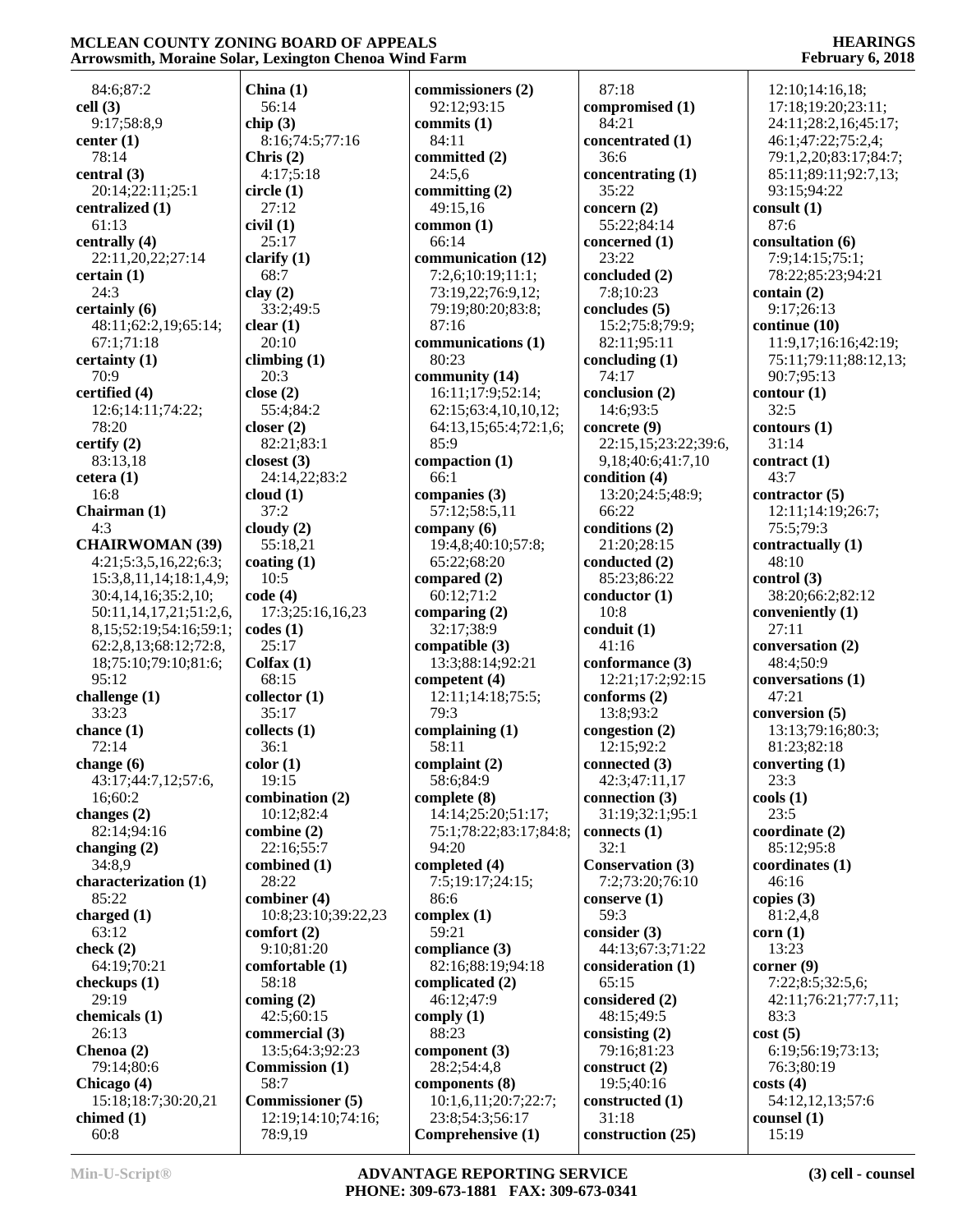84:6;87:2
**cell (3)**
9:17;58:8,9
**center (1)**
78:14
**central (3)**
20:14;22:11;25:1
**centralized (1)**
61:13
**centrally (4)**
22:11,20,22;27:14
**certain (1)**
24:3
**certainly (6)**
48:11;62:2,19;65:14;67:1;71:18
**certainty (1)**
70:9
**certified (4)**
12:6;14:11;74:22;78:20
**certify (2)**
83:13,18
**cetera (1)**
16:8
**Chairman (1)**
4:3
**CHAIRWOMAN (39)**
4:21;5:3,5,16,22;6:3;15:3,8,11,14;18:1,4,9;30:4,14,16;35:2,10;50:11,14,17,21;51:2,6,8,15;52:19;54:16;59:1;62:2,8,13;68:12;72:8,18;75:10;79:10;81:6;95:12
**challenge (1)**
33:23
**chance (1)**
72:14
**change (6)**
43:17;44:7,12;57:6,16;60:2
**changes (2)**
82:14;94:16
**changing (2)**
34:8,9
**characterization (1)**
85:22
**charged (1)**
63:12
**check (2)**
64:19;70:21
**checkups (1)**
29:19
**chemicals (1)**
26:13
**Chenoa (2)**
79:14;80:6
**Chicago (4)**
15:18;18:7;30:20,21
**chimed (1)**
60:8
**China (1)**
56:14
**chip (3)**
8:16;74:5;77:16
**Chris (2)**
4:17;5:18
**circle (1)**
27:12
**civil (1)**
25:17
**clarify (1)**
68:7
**clay (2)**
33:2;49:5
**clear (1)**
20:10
**climbing (1)**
20:3
**close (2)**
55:4;84:2
**closer (2)**
82:21;83:1
**closest (3)**
24:14,22;83:2
**cloud (1)**
37:2
**cloudy (2)**
55:18,21
**coating (1)**
10:5
**code (4)**
17:3;25:16,16,23
**codes (1)**
25:17
**Colfax (1)**
68:15
**collector (1)**
35:17
**collects (1)**
36:1
**color (1)**
19:15
**combination (2)**
10:12;82:4
**combine (2)**
22:16;55:7
**combined (1)**
28:22
**combiner (4)**
10:8;23:10;39:22,23
**comfort (2)**
9:10;81:20
**comfortable (1)**
58:18
**coming (2)**
42:5;60:15
**commercial (3)**
13:5;64:3;92:23
**Commission (1)**
58:7
**Commissioner (5)**
12:19;14:10;74:16;78:9,19
**commissioners (2)**
92:12;93:15
**commits (1)**
84:11
**committed (2)**
24:5,6
**committing (2)**
49:15,16
**common (1)**
66:14
**communication (12)**
7:2,6;10:19;11:1;73:19,22;76:9,12;79:19;80:20;83:8;87:16
**communications (1)**
80:23
**community (14)**
16:11;17:9;52:14;62:15;63:4,10,10,12;64:13,15;65:4;72:1,6;85:9
**compaction (1)**
66:1
**companies (3)**
57:12;58:5,11
**company (6)**
19:4,8;40:10;57:8;65:22;68:20
**compared (2)**
60:12;71:2
**comparing (2)**
32:17;38:9
**compatible (3)**
13:3;88:14;92:21
**competent (4)**
12:11;14:18;75:5;79:3
**complaining (1)**
58:11
**complaint (2)**
58:6;84:9
**complete (8)**
14:14;25:20;51:17;75:1;78:22;83:17;84:8;94:20
**completed (4)**
7:5;19:17;24:15;86:6
**complex (1)**
59:21
**compliance (3)**
82:16;88:19;94:18
**complicated (2)**
46:12;47:9
**comply (1)**
88:23
**component (3)**
28:2;54:4,8
**components (8)**
10:1,6,11;20:7;22:7;23:8;54:3;56:17
**Comprehensive (1)**
87:18
**compromised (1)**
84:21
**concentrated (1)**
36:6
**concentrating (1)**
35:22
**concern (2)**
55:22;84:14
**concerned (1)**
23:22
**concluded (2)**
7:8;10:23
**concludes (5)**
15:2;75:8;79:9;82:11;95:11
**concluding (1)**
74:17
**conclusion (2)**
14:6;93:5
**concrete (9)**
22:15,15;23:22;39:6,9,18;40:6;41:7,10
**condition (4)**
13:20;24:5;48:9;66:22
**conditions (2)**
21:20;28:15
**conducted (2)**
85:23;86:22
**conductor (1)**
10:8
**conduit (1)**
41:16
**conformance (3)**
12:21;17:2;92:15
**conforms (2)**
13:8;93:2
**congestion (2)**
12:15;92:2
**connected (3)**
42:3;47:11,17
**connection (3)**
31:19;32:1;95:1
**connects (1)**
32:1
**Conservation (3)**
7:2;73:20;76:10
**conserve (1)**
59:3
**consider (3)**
44:13;67:3;71:22
**consideration (1)**
65:15
**considered (2)**
48:15;49:5
**consisting (2)**
79:16;81:23
**construct (2)**
19:5;40:16
**constructed (1)**
31:18
**construction (25)**
12:10;14:16,18;17:18;19:20;23:11;24:11;28:2,16;45:17;46:1;47:22;75:2,4;79:1,2,20;83:17;84:7;85:11;89:11;92:7,13;93:15;94:22
**consult (1)**
87:6
**consultation (6)**
7:9;14:15;75:1;78:22;85:23;94:21
**contain (2)**
9:17;26:13
**continue (10)**
11:9,17;16:16;42:19;75:11;79:11;88:12,13;90:7;95:13
**contour (1)**
32:5
**contours (1)**
31:14
**contract (1)**
43:7
**contractor (5)**
12:11;14:19;26:7;75:5;79:3
**contractually (1)**
48:10
**control (3)**
38:20;66:2;82:12
**conveniently (1)**
27:11
**conversation (2)**
48:4;50:9
**conversations (1)**
47:21
**conversion (5)**
13:13;79:16;80:3;81:23;82:18
**converting (1)**
23:3
**cools (1)**
23:5
**coordinate (2)**
85:12;95:8
**coordinates (1)**
46:16
**copies (3)**
81:2,4,8
**corn (1)**
13:23
**corner (9)**
7:22;8:5;32:5,6;42:11;76:21;77:7,11;83:3
**cost (5)**
6:19;56:19;73:13;76:3;80:19
**costs (4)**
54:12,12,13;57:6
**counsel (1)**
15:19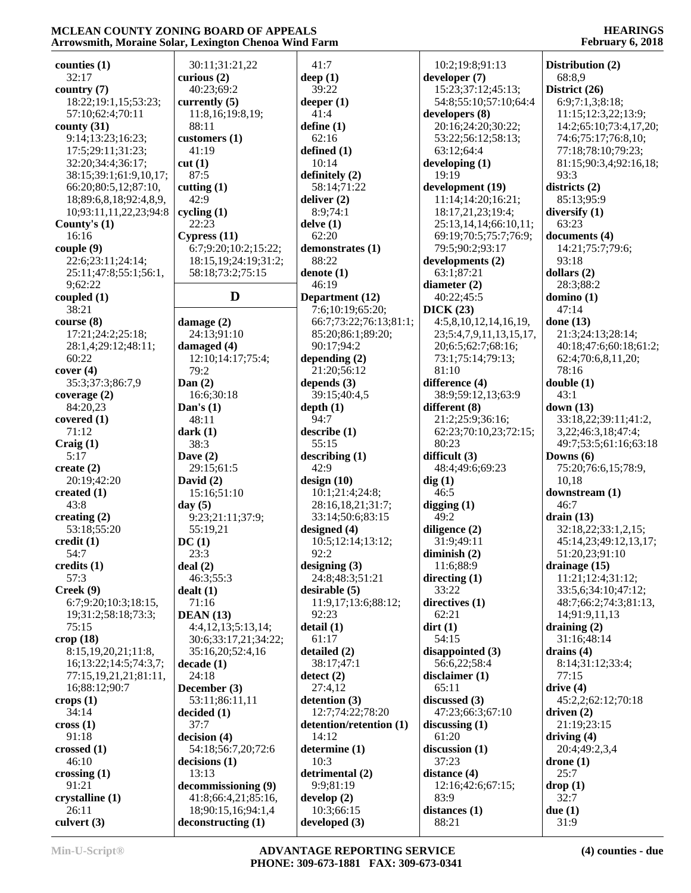**counties (1)**
32:17
**country (7)**
18:22;19:1,15;53:23;
57:10;62:4;70:11
**county (31)**
9:14;13:23;16:23;
17:5;29:11;31:23;
32:20;34:4;36:17;
38:15;39:1;61:9,10,17;
66:20;80:5,12;87:10,
18;89:6,8,18;92:4,8,9,
10;93:11,11,22,23;94:8
**County's (1)**
16:16
**couple (9)**
22:6;23:11;24:14;
25:11;47:8;55:1;56:1,
9;62:22
**coupled (1)**
38:21
**course (8)**
17:21;24:2;25:18;
28:1,4;29:12;48:11;
60:22
**cover (4)**
35:3;37:3;86:7,9
**coverage (2)**
84:20,23
**covered (1)**
71:12
**Craig (1)**
5:17
**create (2)**
20:19;42:20
**created (1)**
43:8
**creating (2)**
53:18;55:20
**credit (1)**
54:7
**credits (1)**
57:3
**Creek (9)**
6:7;9:20;10:3;18:15,
19;31:2;58:18;73:3;
75:15
**crop (18)**
8:15,19,20,21;11:8,
16;13:22;14:5;74:3,7;
77:15,19,21,21;81:11,
16;88:12;90:7
**crops (1)**
34:14
**cross (1)**
91:18
**crossed (1)**
46:10
**crossing (1)**
91:21
**crystalline (1)**
26:11
**culvert (3)**
30:11;31:21,22
**curious (2)**
40:23;69:2
**currently (5)**
11:8,16;19:8,19;
88:11
**customers (1)**
41:19
**cut (1)**
87:5
**cutting (1)**
42:9
**cycling (1)**
22:23
**Cypress (11)**
6:7;9:20;10:2;15:22;
18:15,19;24:19;31:2;
58:18;73:2;75:15

## D

**damage (2)**
24:13;91:10
**damaged (4)**
12:10;14:17;75:4;
79:2
**Dan (2)**
16:6;30:18
**Dan's (1)**
48:11
**dark (1)**
38:3
**Dave (2)**
29:15;61:5
**David (2)**
15:16;51:10
**day (5)**
9:23;21:11;37:9;
55:19,21
**DC (1)**
23:3
**deal (2)**
46:3;55:3
**dealt (1)**
71:16
**DEAN (13)**
4:4,12,13;5:13,14;
30:6;33:17,21;34:22;
35:16,20;52:4,16
**decade (1)**
24:18
**December (3)**
53:11;86:11,11
**decided (1)**
37:7
**decision (4)**
54:18;56:7,20;72:6
**decisions (1)**
13:13
**decommissioning (9)**
41:8;66:4,21;85:16,
18;90:15,16;94:1,4
**deconstructing (1)**
41:7
**deep (1)**
39:22
**deeper (1)**
41:4
**define (1)**
62:16
**defined (1)**
10:14
**definitely (2)**
58:14;71:22
**deliver (2)**
8:9;74:1
**delve (1)**
62:20
**demonstrates (1)**
88:22
**denote (1)**
46:19
**Department (12)**
7:6;10:19;65:20;
66:7;73:22;76:13;81:1;
85:20;86:1;89:20;
90:17;94:2
**depending (2)**
21:20;56:12
**depends (3)**
39:15;40:4,5
**depth (1)**
94:7
**describe (1)**
55:15
**describing (1)**
42:9
**design (10)**
10:1;21:4;24:8;
28:16,18,21;31:7;
33:14;50:6;83:15
**designed (4)**
10:5;12:14;13:12;
92:2
**designing (3)**
24:8;48:3;51:21
**desirable (5)**
11:9,17;13:6;88:12;
92:23
**detail (1)**
61:17
**detailed (2)**
38:17;47:1
**detect (2)**
27:4,12
**detention (3)**
12:7;74:22;78:20
**detention/retention (1)**
14:12
**determine (1)**
10:3
**detrimental (2)**
9:9;81:19
**develop (2)**
10:3;66:15
**developed (3)**
10:2;19:8;91:13
**developer (7)**
15:23;37:12;45:13;
54:8;55:10;57:10;64:4
**developers (8)**
20:16;24:20;30:22;
53:22;56:12;58:13;
63:12;64:4
**developing (1)**
19:19
**development (19)**
11:14;14:20;16:21;
18:17,21,23;19:4;
25:13,14,14;66:10,11;
69:19;70:5;75:7;76:9;
79:5;90:2;93:17
**developments (2)**
63:1;87:21
**diameter (2)**
40:22;45:5
**DICK (23)**
4:5,8,10,12,14,16,19,
23;5:4,7,9,11,13,15,17,
20;6:5;62:7;68:16;
73:1;75:14;79:13;
81:10
**difference (4)**
38:9;59:12,13;63:9
**different (8)**
21:2;25:9;36:16;
62:23;70:10,23;72:15;
80:23
**difficult (3)**
48:4;49:6;69:23
**dig (1)**
46:5
**digging (1)**
49:2
**diligence (2)**
31:9;49:11
**diminish (2)**
11:6;88:9
**directing (1)**
33:22
**directives (1)**
62:21
**dirt (1)**
54:15
**disappointed (3)**
56:6,22;58:4
**disclaimer (1)**
65:11
**discussed (3)**
47:23;66:3;67:10
**discussing (1)**
61:20
**discussion (1)**
37:23
**distance (4)**
12:16;42:6;67:15;
83:9
**distances (1)**
88:21
**Distribution (2)**
68:8,9
**District (26)**
6:9;7:1,3;8:18;
11:15;12:3,22;13:9;
14:2;65:10;73:4,17,20;
74:6;75:17;76:8,10;
77:18;78:10;79:23;
81:15;90:3,4;92:16,18;
93:3
**districts (2)**
85:13;95:9
**diversify (1)**
63:23
**documents (4)**
14:21;75:7;79:6;
93:18
**dollars (2)**
28:3;88:2
**domino (1)**
47:14
**done (13)**
21:3;24:13;28:14;
40:18;47:6;60:18;61:2;
62:4;70:6,8,11,20;
78:16
**double (1)**
43:1
**down (13)**
33:18,22;39:11;41:2,
3,22;46:3,18;47:4;
49:7;53:5;61:16;63:18
**Downs (6)**
75:20;76:6,15;78:9,
10,18
**downstream (1)**
46:7
**drain (13)**
32:18,22;33:1,2,15;
45:14,23;49:12,13,17;
51:20,23;91:10
**drainage (15)**
11:21;12:4;31:12;
33:5,6;34:10;47:12;
48:7;66:2;74:3;81:13,
14;91:9,11,13
**draining (2)**
31:16;48:14
**drains (4)**
8:14;31:12;33:4;
77:15
**drive (4)**
45:2,2;62:12;70:18
**driven (2)**
21:19;23:15
**driving (4)**
20:4;49:2,3,4
**drone (1)**
25:7
**drop (1)**
32:7
**due (1)**
31:9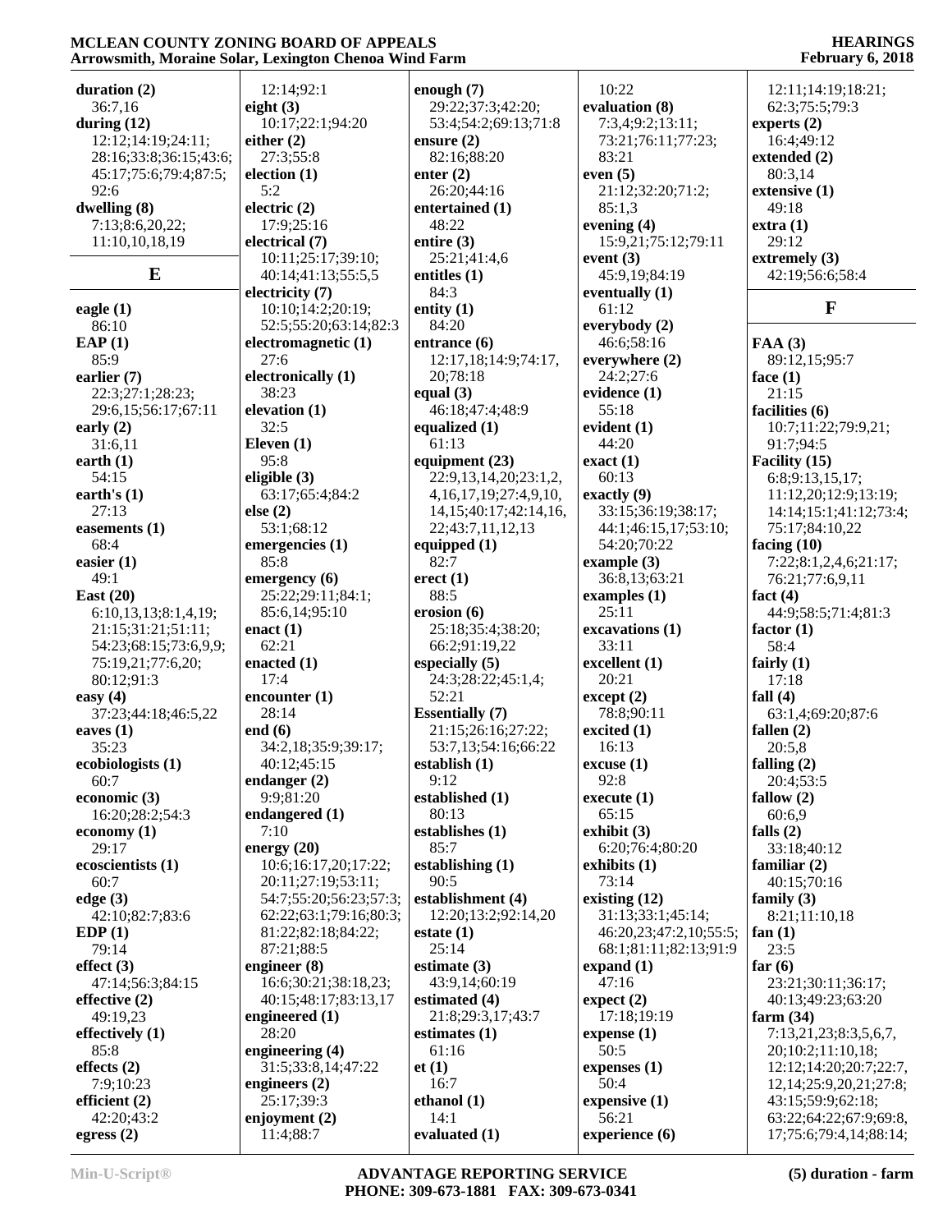**duration (2)**
36:7,16
**during (12)**
12:12;14:19;24:11;
28:16;33:8;36:15;43:6;
45:17;75:6;79:4;87:5;
92:6
**dwelling (8)**
7:13;8:6,20,22;
11:10,10,18,19

## E

**eagle (1)**
86:10
**EAP (1)**
85:9
**earlier (7)**
22:3;27:1;28:23;
29:6,15;56:17;67:11
**early (2)**
31:6,11
**earth (1)**
54:15
**earth's (1)**
27:13
**easements (1)**
68:4
**easier (1)**
49:1
**East (20)**
6:10,13,13;8:1,4,19;
21:15;31:21;51:11;
54:23;68:15;73:6,9,9;
75:19,21;77:6,20;
80:12;91:3
**easy (4)**
37:23;44:18;46:5,22
**eaves (1)**
35:23
**ecobiologists (1)**
60:7
**economic (3)**
16:20;28:2;54:3
**economy (1)**
29:17
**ecoscientists (1)**
60:7
**edge (3)**
42:10;82:7;83:6
**EDP (1)**
79:14
**effect (3)**
47:14;56:3;84:15
**effective (2)**
49:19,23
**effectively (1)**
85:8
**effects (2)**
7:9;10:23
**efficient (2)**
42:20;43:2
**egress (2)**
12:14;92:1
**eight (3)**
10:17;22:1;94:20
**either (2)**
27:3;55:8
**election (1)**
5:2
**electric (2)**
17:9;25:16
**electrical (7)**
10:11;25:17;39:10;
40:14;41:13;55:5,5
**electricity (7)**
10:10;14:2;20:19;
52:5;55:20;63:14;82:3
**electromagnetic (1)**
27:6
**electronically (1)**
38:23
**elevation (1)**
32:5
**Eleven (1)**
95:8
**eligible (3)**
63:17;65:4;84:2
**else (2)**
53:1;68:12
**emergencies (1)**
85:8
**emergency (6)**
25:22;29:11;84:1;
85:6,14;95:10
**enact (1)**
62:21
**enacted (1)**
17:4
**encounter (1)**
28:14
**end (6)**
34:2,18;35:9;39:17;
40:12;45:15
**endanger (2)**
9:9;81:20
**endangered (1)**
7:10
**energy (20)**
10:6;16:17,20;17:22;
20:11;27:19;53:11;
54:7;55:20;56:23;57:3;
62:22;63:1;79:16;80:3;
81:22;82:18;84:22;
87:21;88:5
**engineer (8)**
16:6;30:21;38:18,23;
40:15;48:17;83:13,17
**engineered (1)**
28:20
**engineering (4)**
31:5;33:8,14;47:22
**engineers (2)**
25:17;39:3
**enjoyment (2)**
11:4;88:7
**enough (7)**
29:22;37:3;42:20;
53:4;54:2;69:13;71:8
**ensure (2)**
82:16;88:20
**enter (2)**
26:20;44:16
**entertained (1)**
48:22
**entire (3)**
25:21;41:4,6
**entitles (1)**
84:3
**entity (1)**
84:20
**entrance (6)**
12:17,18;14:9;74:17,
20;78:18
**equal (3)**
46:18;47:4;48:9
**equalized (1)**
61:13
**equipment (23)**
22:9,13,14,20;23:1,2,
4,16,17,19;27:4,9,10,
14,15;40:17;42:14,16,
22;43:7,11,12,13
**equipped (1)**
82:7
**erect (1)**
88:5
**erosion (6)**
25:18;35:4;38:20;
66:2;91:19,22
**especially (5)**
24:3;28:22;45:1,4;
52:21
**Essentially (7)**
21:15;26:16;27:22;
53:7,13;54:16;66:22
**establish (1)**
9:12
**established (1)**
80:13
**establishes (1)**
85:7
**establishing (1)**
90:5
**establishment (4)**
12:20;13:2;92:14,20
**estate (1)**
25:14
**estimate (3)**
43:9,14;60:19
**estimated (4)**
21:8;29:3,17;43:7
**estimates (1)**
61:16
**et (1)**
16:7
**ethanol (1)**
14:1
**evaluated (1)**
10:22
**evaluation (8)**
7:3,4;9:2;13:11;
73:21;76:11;77:23;
83:21
**even (5)**
21:12;32:20;71:2;
85:1,3
**evening (4)**
15:9,21;75:12;79:11
**event (3)**
45:9,19;84:19
**eventually (1)**
61:12
**everybody (2)**
46:6;58:16
**everywhere (2)**
24:2;27:6
**evidence (1)**
55:18
**evident (1)**
44:20
**exact (1)**
60:13
**exactly (9)**
33:15;36:19;38:17;
44:1;46:15,17;53:10;
54:20;70:22
**example (3)**
36:8,13;63:21
**examples (1)**
25:11
**excavations (1)**
33:11
**excellent (1)**
20:21
**except (2)**
78:8;90:11
**excited (1)**
16:13
**excuse (1)**
92:8
**execute (1)**
65:15
**exhibit (3)**
6:20;76:4;80:20
**exhibits (1)**
73:14
**existing (12)**
31:13;33:1;45:14;
46:20,23;47:2,10;55:5;
68:1;81:11;82:13;91:9
**expand (1)**
47:16
**expect (2)**
17:18;19:19
**expense (1)**
50:5
**expenses (1)**
50:4
**expensive (1)**
56:21
**experience (6)**
12:11;14:19;18:21;
62:3;75:5;79:3
**experts (2)**
16:4;49:12
**extended (2)**
80:3,14
**extensive (1)**
49:18
**extra (1)**
29:12
**extremely (3)**
42:19;56:6;58:4

## F

**FAA (3)**
89:12,15;95:7
**face (1)**
21:15
**facilities (6)**
10:7;11:22;79:9,21;
91:7;94:5
**Facility (15)**
6:8;9:13,15,17;
11:12,20;12:9;13:19;
14:14;15:1;41:12;73:4;
75:17;84:10,22
**facing (10)**
7:22;8:1,2,4,6;21:17;
76:21;77:6,9,11
**fact (4)**
44:9;58:5;71:4;81:3
**factor (1)**
58:4
**fairly (1)**
17:18
**fall (4)**
63:1,4;69:20;87:6
**fallen (2)**
20:5,8
**falling (2)**
20:4;53:5
**fallow (2)**
60:6,9
**falls (2)**
33:18;40:12
**familiar (2)**
40:15;70:16
**family (3)**
8:21;11:10,18
**fan (1)**
23:5
**far (6)**
23:21;30:11;36:17;
40:13;49:23;63:20
**farm (34)**
7:13,21,23;8:3,5,6,7,
20;10:2;11:10,18;
12:12;14:20;20:7;22:7,
12,14;25:9,20,21;27:8;
43:15;59:9;62:18;
63:22;64:22;67:9;69:8,
17;75:6;79:4,14;88:14;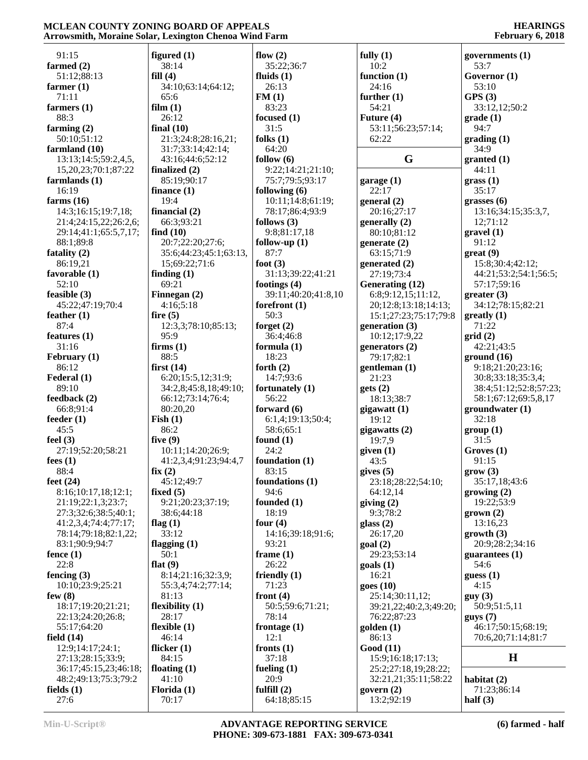91:15
**farmed (2)**
51:12;88:13
**farmer (1)**
71:11
**farmers (1)**
88:3
**farming (2)**
50:10;51:12
**farmland (10)**
13:13;14:5;59:2,4,5,15,20,23;70:1;87:22
**farmlands (1)**
16:19
**farms (16)**
14:3;16:15;19:7,18;21:4;24:15,22;26:2,6;29:14;41:1;65:5,7,17;88:1;89:8
**fatality (2)**
86:19,21
**favorable (1)**
52:10
**feasible (3)**
45:22;47:19;70:4
**feather (1)**
87:4
**features (1)**
31:16
**February (1)**
86:12
**Federal (1)**
89:10
**feedback (2)**
66:8;91:4
**feeder (1)**
45:5
**feel (3)**
27:19;52:20;58:21
**fees (1)**
88:4
**feet (24)**
8:16;10:17,18;12:1;21:19;22:1,3;23:7;27:3;32:6;38:5;40:1;41:2,3,4;74:4;77:17;78:14;79:18;82:1,22;83:1;90:9;94:7
**fence (1)**
22:8
**fencing (3)**
10:10;23:9;25:21
**few (8)**
18:17;19:20;21:21;22:13;24:20;26:8;55:17;64:20
**field (14)**
12:9;14:17;24:1;27:13;28:15;33:9;36:17;45:15,23;46:18;48:2;49:13;75:3;79:2
**fields (1)**
27:6

**figured (1)**
38:14
**fill (4)**
34:10;63:14;64:12;65:6
**film (1)**
26:12
**final (10)**
21:3;24:8;28:16,21;31:7;33:14;42:14;43:16;44:6;52:12
**finalized (2)**
85:19;90:17
**finance (1)**
19:4
**financial (2)**
66:3;93:21
**find (10)**
20:7;22:20;27:6;35:6;44:23;45:1;63:13,15;69:22;71:6
**finding (1)**
69:21
**Finnegan (2)**
4:16;5:18
**fire (5)**
12:3,3;78:10;85:13;88:5
**firms (1)**
88:5
**first (14)**
6:20;15:5,12;31:9;34:2,8;45:8,18;49:10;66:12;73:14;76:4;80:20,20
**Fish (1)**
86:2
**five (9)**
10:11;14:20;26:9;41:2,3,4;91:23;94:4,7
**fix (2)**
45:12;49:7
**fixed (5)**
9:21;20:23;37:19;38:6;44:18
**flag (1)**
33:12
**flagging (1)**
50:1
**flat (9)**
8:14;21:16;32:3,9;55:3,4;74:2;77:14;81:13
**flexibility (1)**
28:17
**flexible (1)**
46:14
**flicker (1)**
84:15
**floating (1)**
41:10
**Florida (1)**
70:17

**flow (2)**
35:22;36:7
**fluids (1)**
26:13
**FM (1)**
83:23
**focused (1)**
31:5
**folks (1)**
64:20
**follow (6)**
9:22;14:21;21:10;75:7;79:5;93:17
**following (6)**
10:11;14:8;61:19;78:17;86:4;93:9
**follows (3)**
9:8;81:17,18
**follow-up (1)**
87:7
**foot (3)**
31:13;39:22;41:21
**footings (4)**
39:11;40:20;41:8,10
**forefront (1)**
50:3
**forget (2)**
36:4;46:8
**formula (1)**
18:23
**forth (2)**
14:7;93:6
**fortunately (1)**
56:22
**forward (6)**
6:1,4;19:13;50:4;58:6;65:1
**found (1)**
24:2
**foundation (1)**
83:15
**foundations (1)**
94:6
**founded (1)**
18:19
**four (4)**
14:16;39:18;91:6;93:21
**frame (1)**
26:22
**friendly (1)**
71:23
**front (4)**
50:5;59:6;71:21;78:14
**frontage (1)**
12:1
**fronts (1)**
37:18
**fueling (1)**
20:9
**fulfill (2)**
64:18;85:15

**fully (1)**
10:2
**function (1)**
24:16
**further (1)**
54:21
**Future (4)**
53:11;56:23;57:14;62:22

## G

**garage (1)**
22:17
**general (2)**
20:16;27:17
**generally (2)**
80:10;81:12
**generate (2)**
63:15;71:9
**generated (2)**
27:19;73:4
**Generating (12)**
6:8;9:12,15;11:12,20;12:8;13:18;14:13;15:1;27:23;75:17;79:8
**generation (3)**
10:12;17:9,22
**generators (2)**
79:17;82:1
**gentleman (1)**
21:23
**gets (2)**
18:13;38:7
**gigawatt (1)**
19:12
**gigawatts (2)**
19:7,9
**given (1)**
43:5
**gives (5)**
23:18;28:22;54:10;64:12,14
**giving (2)**
9:3;78:2
**glass (2)**
26:17,20
**goal (2)**
29:23;53:14
**goals (1)**
16:21
**goes (10)**
25:14;30:11,12;39:21,22;40:2,3;49:20;76:22;87:23
**golden (1)**
86:13
**Good (11)**
15:9;16:18;17:13;25:2;27:18,19;28:22;32:21,21;35:11;58:22
**govern (2)**
13:2;92:19

**governments (1)**
53:7
**Governor (1)**
53:10
**GPS (3)**
33:12,12;50:2
**grade (1)**
94:7
**grading (1)**
34:9
**granted (1)**
44:11
**grass (1)**
35:17
**grasses (6)**
13:16;34:15;35:3,7,12;71:12
**gravel (1)**
91:12
**great (9)**
15:8;30:4;42:12;44:21;53:2;54:1;56:5;57:17;59:16
**greater (3)**
34:12;78:15;82:21
**greatly (1)**
71:22
**grid (2)**
42:21;43:5
**ground (16)**
9:18;21:20;23:16;30:8;33:18;35:3,4;38:4;51:12;52:8;57:23;58:1;67:12;69:5,8,17
**groundwater (1)**
32:18
**group (1)**
31:5
**Groves (1)**
91:15
**grow (3)**
35:17,18;43:6
**growing (2)**
19:22;53:9
**grown (2)**
13:16,23
**growth (3)**
20:9;28:2;34:16
**guarantees (1)**
54:6
**guess (1)**
4:15
**guy (3)**
50:9;51:5,11
**guys (7)**
46:17;50:15;68:19;70:6,20;71:14;81:7

## H

**habitat (2)**
71:23;86:14
**half (3)**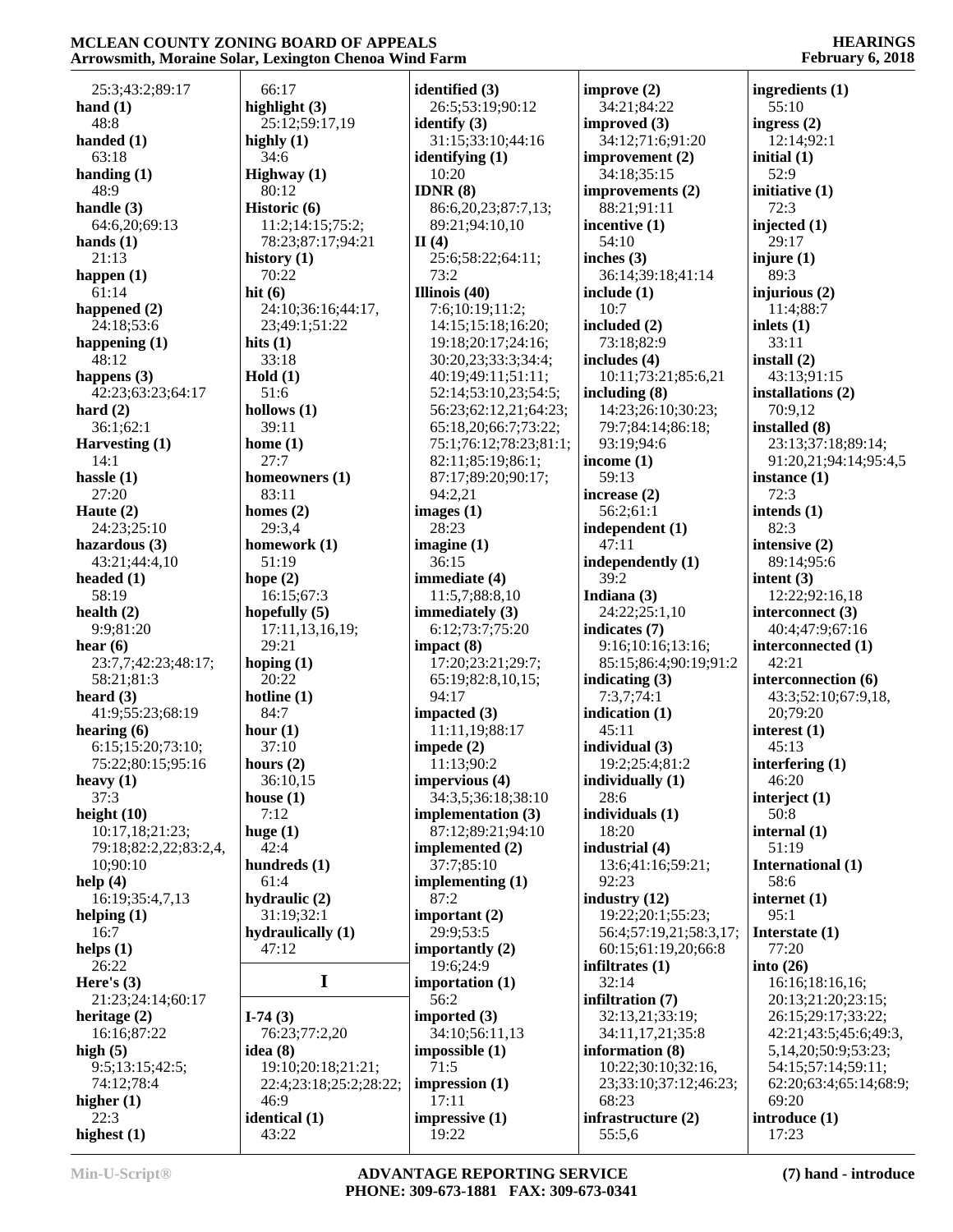25:3;43:2;89:17
**hand (1)**
48:8
**handed (1)**
63:18
**handing (1)**
48:9
**handle (3)**
64:6,20;69:13
**hands (1)**
21:13
**happen (1)**
61:14
**happened (2)**
24:18;53:6
**happening (1)**
48:12
**happens (3)**
42:23;63:23;64:17
**hard (2)**
36:1;62:1
**Harvesting (1)**
14:1
**hassle (1)**
27:20
**Haute (2)**
24:23;25:10
**hazardous (3)**
43:21;44:4,10
**headed (1)**
58:19
**health (2)**
9:9;81:20
**hear (6)**
23:7,7;42:23;48:17;
58:21;81:3
**heard (3)**
41:9;55:23;68:19
**hearing (6)**
6:15;15:20;73:10;
75:22;80:15;95:16
**heavy (1)**
37:3
**height (10)**
10:17,18;21:23;
79:18;82:2,22;83:2,4,
10;90:10
**help (4)**
16:19;35:4,7,13
**helping (1)**
16:7
**helps (1)**
26:22
**Here's (3)**
21:23;24:14;60:17
**heritage (2)**
16:16;87:22
**high (5)**
9:5;13:15;42:5;
74:12;78:4
**higher (1)**
22:3
**highest (1)**
66:17
**highlight (3)**
25:12;59:17,19
**highly (1)**
34:6
**Highway (1)**
80:12
**Historic (6)**
11:2;14:15;75:2;
78:23;87:17;94:21
**history (1)**
70:22
**hit (6)**
24:10;36:16;44:17,
23;49:1;51:22
**hits (1)**
33:18
**Hold (1)**
51:6
**hollows (1)**
39:11
**home (1)**
27:7
**homeowners (1)**
83:11
**homes (2)**
29:3,4
**homework (1)**
51:19
**hope (2)**
16:15;67:3
**hopefully (5)**
17:11,13,16,19;
29:21
**hoping (1)**
20:22
**hotline (1)**
84:7
**hour (1)**
37:10
**hours (2)**
36:10,15
**house (1)**
7:12
**huge (1)**
42:4
**hundreds (1)**
61:4
**hydraulic (2)**
31:19;32:1
**hydraulically (1)**
47:12

**I**

**I-74 (3)**
76:23;77:2,20
**idea (8)**
19:10;20:18;21:21;
22:4;23:18;25:2;28:22;
46:9
**identical (1)**
43:22
**identified (3)**
26:5;53:19;90:12
**identify (3)**
31:15;33:10;44:16
**identifying (1)**
10:20
**IDNR (8)**
86:6,20,23;87:7,13;
89:21;94:10,10
**II (4)**
25:6;58:22;64:11;
73:2
**Illinois (40)**
7:6;10:19;11:2;
14:15;15:18;16:20;
19:18;20:17;24:16;
30:20,23;33:3;34:4;
40:19;49:11;51:11;
52:14;53:10,23;54:5;
56:23;62:12,21;64:23;
65:18,20;66:7;73:22;
75:1;76:12;78:23;81:1;
82:11;85:19;86:1;
87:17;89:20;90:17;
94:2,21
**images (1)**
28:23
**imagine (1)**
36:15
**immediate (4)**
11:5,7;88:8,10
**immediately (3)**
6:12;73:7;75:20
**impact (8)**
17:20;23:21;29:7;
65:19;82:8,10,15;
94:17
**impacted (3)**
11:11,19;88:17
**impede (2)**
11:13;90:2
**impervious (4)**
34:3,5;36:18;38:10
**implementation (3)**
87:12;89:21;94:10
**implemented (2)**
37:7;85:10
**implementing (1)**
87:2
**important (2)**
29:9;53:5
**importantly (2)**
19:6;24:9
**importation (1)**
56:2
**imported (3)**
34:10;56:11,13
**impossible (1)**
71:5
**impression (1)**
17:11
**impressive (1)**
19:22
**improve (2)**
34:21;84:22
**improved (3)**
34:12;71:6;91:20
**improvement (2)**
34:18;35:15
**improvements (2)**
88:21;91:11
**incentive (1)**
54:10
**inches (3)**
36:14;39:18;41:14
**include (1)**
10:7
**included (2)**
73:18;82:9
**includes (4)**
10:11;73:21;85:6,21
**including (8)**
14:23;26:10;30:23;
79:7;84:14;86:18;
93:19;94:6
**income (1)**
59:13
**increase (2)**
56:2;61:1
**independent (1)**
47:11
**independently (1)**
39:2
**Indiana (3)**
24:22;25:1,10
**indicates (7)**
9:16;10:16;13:16;
85:15;86:4;90:19;91:2
**indicating (3)**
7:3,7;74:1
**indication (1)**
45:11
**individual (3)**
19:2;25:4;81:2
**individually (1)**
28:6
**individuals (1)**
18:20
**industrial (4)**
13:6;41:16;59:21;
92:23
**industry (12)**
19:22;20:1;55:23;
56:4;57:19,21;58:3,17;
60:15;61:19,20;66:8
**infiltrates (1)**
32:14
**infiltration (7)**
32:13,21;33:19;
34:11,17,21;35:8
**information (8)**
10:22;30:10;32:16,
23;33:10;37:12;46:23;
68:23
**infrastructure (2)**
55:5,6
**ingredients (1)**
55:10
**ingress (2)**
12:14;92:1
**initial (1)**
52:9
**initiative (1)**
72:3
**injected (1)**
29:17
**injure (1)**
89:3
**injurious (2)**
11:4;88:7
**inlets (1)**
33:11
**install (2)**
43:13;91:15
**installations (2)**
70:9,12
**installed (8)**
23:13;37:18;89:14;
91:20,21;94:14;95:4,5
**instance (1)**
72:3
**intends (1)**
82:3
**intensive (2)**
89:14;95:6
**intent (3)**
12:22;92:16,18
**interconnect (3)**
40:4;47:9;67:16
**interconnected (1)**
42:21
**interconnection (6)**
43:3;52:10;67:9,18,
20;79:20
**interest (1)**
45:13
**interfering (1)**
46:20
**interject (1)**
50:8
**internal (1)**
51:19
**International (1)**
58:6
**internet (1)**
95:1
**Interstate (1)**
77:20
**into (26)**
16:16;18:16,16;
20:13;21:20;23:15;
26:15;29:17;33:22;
42:21;43:5;45:6;49:3,
5,14,20;50:9;53:23;
54:15;57:14;59:11;
62:20;63:4;65:14;68:9;
69:20
**introduce (1)**
17:23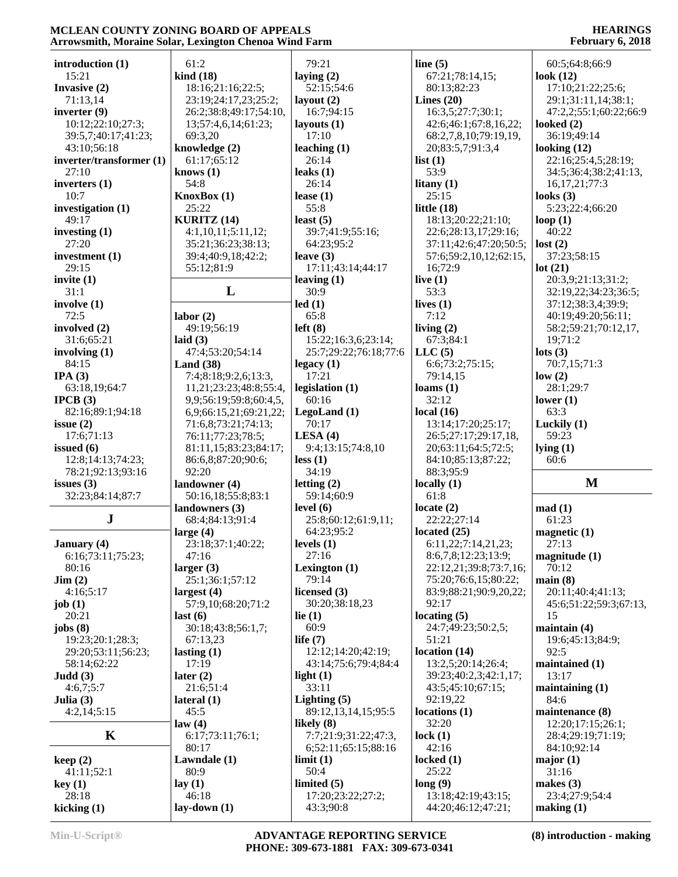**introduction (1)**
15:21
**Invasive (2)**
71:13,14
**inverter (9)**
10:12;22:10;27:3;
39:5,7;40:17;41:23;
43:10;56:18
**inverter/transformer (1)**
27:10
**inverters (1)**
10:7
**investigation (1)**
49:17
**investing (1)**
27:20
**investment (1)**
29:15
**invite (1)**
31:1
**involve (1)**
72:5
**involved (2)**
31:6;65:21
**involving (1)**
84:15
**IPA (3)**
63:18,19;64:7
**IPCB (3)**
82:16;89:1;94:18
**issue (2)**
17:6;71:13
**issued (6)**
12:8;14:13;74:23;
78:21;92:13;93:16
**issues (3)**
32:23;84:14;87:7

## J

**January (4)**
6:16;73:11;75:23;
80:16
**Jim (2)**
4:16;5:17
**job (1)**
20:21
**jobs (8)**
19:23;20:1;28:3;
29:20;53:11;56:23;
58:14;62:22
**Judd (3)**
4:6,7;5:7
**Julia (3)**
4:2,14;5:15

## K

**keep (2)**
41:11;52:1
**key (1)**
28:18
**kicking (1)**
61:2
**kind (18)**
18:16;21:16;22:5;
23:19;24:17,23;25:2;
26:2;38:8;49:17;54:10,
13;57:4,6,14;61:23;
69:3,20
**knowledge (2)**
61:17;65:12
**knows (1)**
54:8
**KnoxBox (1)**
25:22
**KURITZ (14)**
4:1,10,11;5:11,12;
35:21;36:23;38:13;
39:4;40:9,18;42:2;
55:12;81:9

## L

**labor (2)**
49:19;56:19
**laid (3)**
47:4;53:20;54:14
**Land (38)**
7:4;8:18;9:2,6;13:3,
11,21;23:23;48:8;55:4,
9,9;56:19;59:8;60:4,5,
6,9;66:15,21;69:21,22;
71:6,8;73:21;74:13;
76:11;77:23;78:5;
81:11,15;83:23;84:17;
86:6,8;87:20;90:6;
92:20
**landowner (4)**
50:16,18;55:8;83:1
**landowners (3)**
68:4;84:13;91:4
**large (4)**
23:18;37:1;40:22;
47:16
**larger (3)**
25:1;36:1;57:12
**largest (4)**
57:9,10;68:20;71:2
**last (6)**
30:18;43:8;56:1,7;
67:13,23
**lasting (1)**
17:19
**later (2)**
21:6;51:4
**lateral (1)**
45:5
**law (4)**
6:17;73:11;76:1;
80:17
**Lawndale (1)**
80:9
**lay (1)**
46:18
**lay-down (1)**
79:21
**laying (2)**
52:15;54:6
**layout (2)**
16:7;94:15
**layouts (1)**
17:10
**leaching (1)**
26:14
**leaks (1)**
26:14
**lease (1)**
55:8
**least (5)**
39:7;41:9;55:16;
64:23;95:2
**leave (3)**
17:11;43:14;44:17
**leaving (1)**
30:9
**led (1)**
65:8
**left (8)**
15:22;16:3,6;23:14;
25:7;29:22;76:18;77:6
**legacy (1)**
17:21
**legislation (1)**
60:16
**LegoLand (1)**
70:17
**LESA (4)**
9:4;13:15;74:8,10
**less (1)**
34:19
**letting (2)**
59:14;60:9
**level (6)**
25:8;60:12;61:9,11;
64:23;95:2
**levels (1)**
27:16
**Lexington (1)**
79:14
**licensed (3)**
30:20;38:18,23
**lie (1)**
60:9
**life (7)**
12:12;14:20;42:19;
43:14;75:6;79:4;84:4
**light (1)**
33:11
**Lighting (5)**
89:12,13,14,15;95:5
**likely (8)**
7:7;21:9;31:22;47:3,
6;52:11;65:15;88:16
**limit (1)**
50:4
**limited (5)**
17:20;23:22;27:2;
43:3;90:8
**line (5)**
67:21;78:14,15;
80:13;82:23
**Lines (20)**
16:3,5;27:7;30:1;
42:6;46:1;67:8,16,22;
68:2,7,8,10;79:19,19,
20;83:5,7;91:3,4
**list (1)**
53:9
**litany (1)**
25:15
**little (18)**
18:13;20:22;21:10;
22:6;28:13,17;29:16;
37:11;42:6;47:20;50:5;
57:6;59:2,10,12;62:15,
16;72:9
**live (1)**
53:3
**lives (1)**
7:12
**living (2)**
67:3;84:1
**LLC (5)**
6:6;73:2;75:15;
79:14,15
**loams (1)**
32:12
**local (16)**
13:14;17:20;25:17;
26:5;27:17;29:17,18,
20;63:11;64:5;72:5;
84:10;85:13;87:22;
88:3;95:9
**locally (1)**
61:8
**locate (2)**
22:22;27:14
**located (25)**
6:11,22;7:14,21,23;
8:6,7,8;12:23;13:9;
22:12,21;39:8;73:7,16;
75:20;76:6,15;80:22;
83:9;88:21;90:9,20,22;
92:17
**locating (5)**
24:7;49:23;50:2,5;
51:21
**location (14)**
13:2,5;20:14;26:4;
39:23;40:2,3;42:1,17;
43:5;45:10;67:15;
92:19,22
**locations (1)**
32:20
**lock (1)**
42:16
**locked (1)**
25:22
**long (9)**
13:18;42:19;43:15;
44:20;46:12;47:21;
60:5;64:8;66:9
**look (12)**
17:10;21:22;25:6;
29:1;31:11,14;38:1;
47:2,2;55:1;60:22;66:9
**looked (2)**
36:19;49:14
**looking (12)**
22:16;25:4,5;28:19;
34:5;36:4;38:2;41:13,
16,17,21;77:3
**looks (3)**
5:23;22:4;66:20
**loop (1)**
40:22
**lost (2)**
37:23;58:15
**lot (21)**
20:3,9;21:13;31:2;
32:19,22;34:23;36:5;
37:12;38:3,4;39:9;
40:19;49:20;56:11;
58:2;59:21;70:12,17,
19;71:2
**lots (3)**
70:7,15;71:3
**low (2)**
28:1;29:7
**lower (1)**
63:3
**Luckily (1)**
59:23
**lying (1)**
60:6

## M

**mad (1)**
61:23
**magnetic (1)**
27:13
**magnitude (1)**
70:12
**main (8)**
20:11;40:4;41:13;
45:6;51:22;59:3;67:13,
15
**maintain (4)**
19:6;45:13;84:9;
92:5
**maintained (1)**
13:17
**maintaining (1)**
84:6
**maintenance (8)**
12:20;17:15;26:1;
28:4;29:19;71:19;
84:10;92:14
**major (1)**
31:16
**makes (3)**
23:4;27:9;54:4
**making (1)**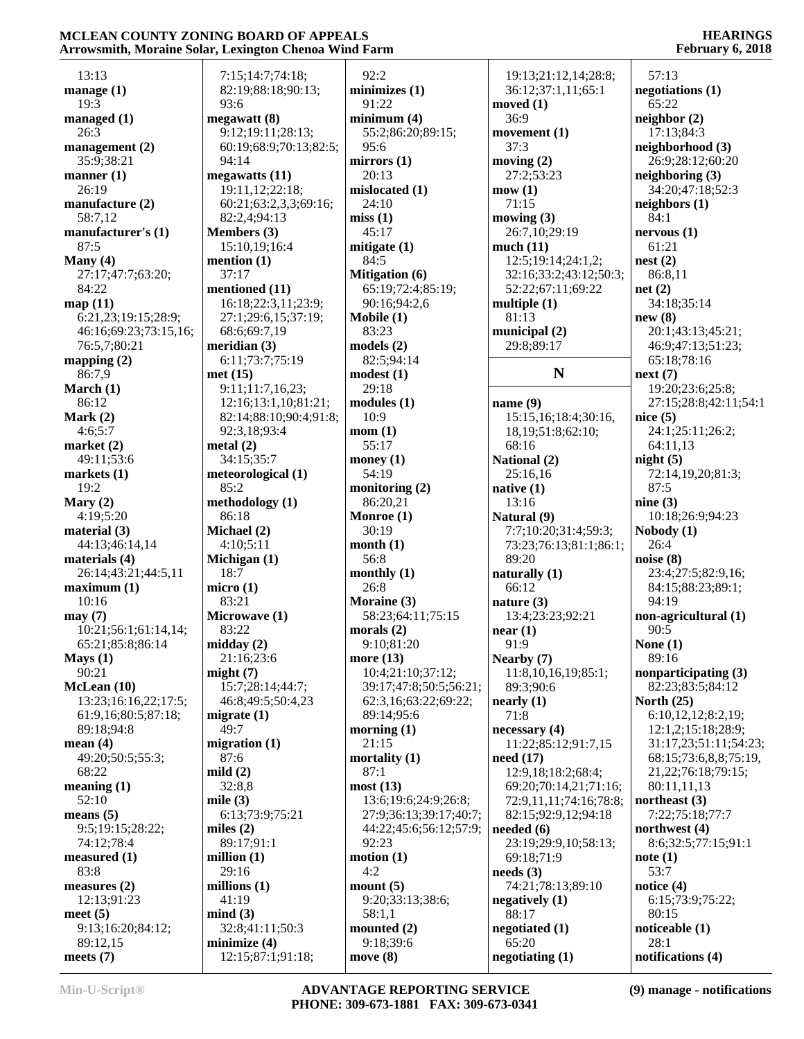13:13
**manage (1)**
19:3
**managed (1)**
26:3
**management (2)**
35:9;38:21
**manner (1)**
26:19
**manufacture (2)**
58:7,12
**manufacturer's (1)**
87:5
**Many (4)**
27:17;47:7;63:20;
84:22
**map (11)**
6:21,23;19:15;28:9;
46:16;69:23;73:15,16;
76:5,7;80:21
**mapping (2)**
86:7,9
**March (1)**
86:12
**Mark (2)**
4:6;5:7
**market (2)**
49:11;53:6
**markets (1)**
19:2
**Mary (2)**
4:19;5:20
**material (3)**
44:13;46:14,14
**materials (4)**
26:14;43:21;44:5,11
**maximum (1)**
10:16
**may (7)**
10:21;56:1;61:14,14;
65:21;85:8;86:14
**Mays (1)**
90:21
**McLean (10)**
13:23;16:16,22;17:5;
61:9,16;80:5;87:18;
89:18;94:8
**mean (4)**
49:20;50:5;55:3;
68:22
**meaning (1)**
52:10
**means (5)**
9:5;19:15;28:22;
74:12;78:4
**measured (1)**
83:8
**measures (2)**
12:13;91:23
**meet (5)**
9:13;16:20;84:12;
89:12,15
**meets (7)**
7:15;14:7;74:18;
82:19;88:18;90:13;
93:6
**megawatt (8)**
9:12;19:11;28:13;
60:19;68:9;70:13;82:5;
94:14
**megawatts (11)**
19:11,12;22:18;
60:21;63:2,3,3;69:16;
82:2,4;94:13
**Members (3)**
15:10,19;16:4
**mention (1)**
37:17
**mentioned (11)**
16:18;22:3,11;23:9;
27:1;29:6,15;37:19;
68:6;69:7,19
**meridian (3)**
6:11;73:7;75:19
**met (15)**
9:11;11:7,16,23;
12:16;13:1,10;81:21;
82:14;88:10;90:4;91:8;
92:3,18;93:4
**metal (2)**
34:15;35:7
**meteorological (1)**
85:2
**methodology (1)**
86:18
**Michael (2)**
4:10;5:11
**Michigan (1)**
18:7
**micro (1)**
83:21
**Microwave (1)**
83:22
**midday (2)**
21:16;23:6
**might (7)**
15:7;28:14;44:7;
46:8;49:5;50:4,23
**migrate (1)**
49:7
**migration (1)**
87:6
**mild (2)**
32:8,8
**mile (3)**
6:13;73:9;75:21
**miles (2)**
89:17;91:1
**million (1)**
29:16
**millions (1)**
41:19
**mind (3)**
32:8;41:11;50:3
**minimize (4)**
12:15;87:1;91:18;
92:2
**minimizes (1)**
91:22
**minimum (4)**
55:2;86:20;89:15;
95:6
**mirrors (1)**
20:13
**mislocated (1)**
24:10
**miss (1)**
45:17
**mitigate (1)**
84:5
**Mitigation (6)**
65:19;72:4;85:19;
90:16;94:2,6
**Mobile (1)**
83:23
**models (2)**
82:5;94:14
**modest (1)**
29:18
**modules (1)**
10:9
**mom (1)**
55:17
**money (1)**
54:19
**monitoring (2)**
86:20,21
**Monroe (1)**
30:19
**month (1)**
56:8
**monthly (1)**
26:8
**Moraine (3)**
58:23;64:11;75:15
**morals (2)**
9:10;81:20
**more (13)**
10:4;21:10;37:12;
39:17;47:8;50:5;56:21;
62:3,16;63:22;69:22;
89:14;95:6
**morning (1)**
21:15
**mortality (1)**
87:1
**most (13)**
13:6;19:6;24:9;26:8;
27:9;36:13;39:17;40:7;
44:22;45:6;56:12;57:9;
92:23
**motion (1)**
4:2
**mount (5)**
9:20;33:13;38:6;
58:1,1
**mounted (2)**
9:18;39:6
**move (8)**
19:13;21:12,14;28:8;
36:12;37:1,11;65:1
**moved (1)**
36:9
**movement (1)**
37:3
**moving (2)**
27:2;53:23
**mow (1)**
71:15
**mowing (3)**
26:7,10;29:19
**much (11)**
12:5;19:14;24:1,2;
32:16;33:2;43:12;50:3;
52:22;67:11;69:22
**multiple (1)**
81:13
**municipal (2)**
29:8;89:17

## N

**name (9)**
15:15,16;18:4;30:16,
18,19;51:8;62:10;
68:16
**National (2)**
25:16,16
**native (1)**
13:16
**Natural (9)**
7:7;10:20;31:4;59:3;
73:23;76:13;81:1;86:1;
89:20
**naturally (1)**
66:12
**nature (3)**
13:4;23:23;92:21
**near (1)**
91:9
**Nearby (7)**
11:8,10,16,19;85:1;
89:3;90:6
**nearly (1)**
71:8
**necessary (4)**
11:22;85:12;91:7,15
**need (17)**
12:9,18;18:2;68:4;
69:20;70:14,21;71:16;
72:9,11,11;74:16;78:8;
82:15;92:9,12;94:18
**needed (6)**
23:19;29:9,10;58:13;
69:18;71:9
**needs (3)**
74:21;78:13;89:10
**negatively (1)**
88:17
**negotiated (1)**
65:20
**negotiating (1)**
57:13
**negotiations (1)**
65:22
**neighbor (2)**
17:13;84:3
**neighborhood (3)**
26:9;28:12;60:20
**neighboring (3)**
34:20;47:18;52:3
**neighbors (1)**
84:1
**nervous (1)**
61:21
**nest (2)**
86:8,11
**net (2)**
34:18;35:14
**new (8)**
20:1;43:13;45:21;
46:9;47:13;51:23;
65:18;78:16
**next (7)**
19:20;23:6;25:8;
27:15;28:8;42:11;54:1
**nice (5)**
24:1;25:11;26:2;
64:11,13
**night (5)**
72:14,19,20;81:3;
87:5
**nine (3)**
10:18;26:9;94:23
**Nobody (1)**
26:4
**noise (8)**
23:4;27:5;82:9,16;
84:15;88:23;89:1;
94:19
**non-agricultural (1)**
90:5
**None (1)**
89:16
**nonparticipating (3)**
82:23;83:5;84:12
**North (25)**
6:10,12,12;8:2,19;
12:1,2;15:18;28:9;
31:17,23;51:11;54:23;
68:15;73:6,8,8;75:19,
21,22;76:18;79:15;
80:11,11,13
**northeast (3)**
7:22;75:18;77:7
**northwest (4)**
8:6;32:5;77:15;91:1
**note (1)**
53:7
**notice (4)**
6:15;73:9;75:22;
80:15
**noticeable (1)**
28:1
**notifications (4)**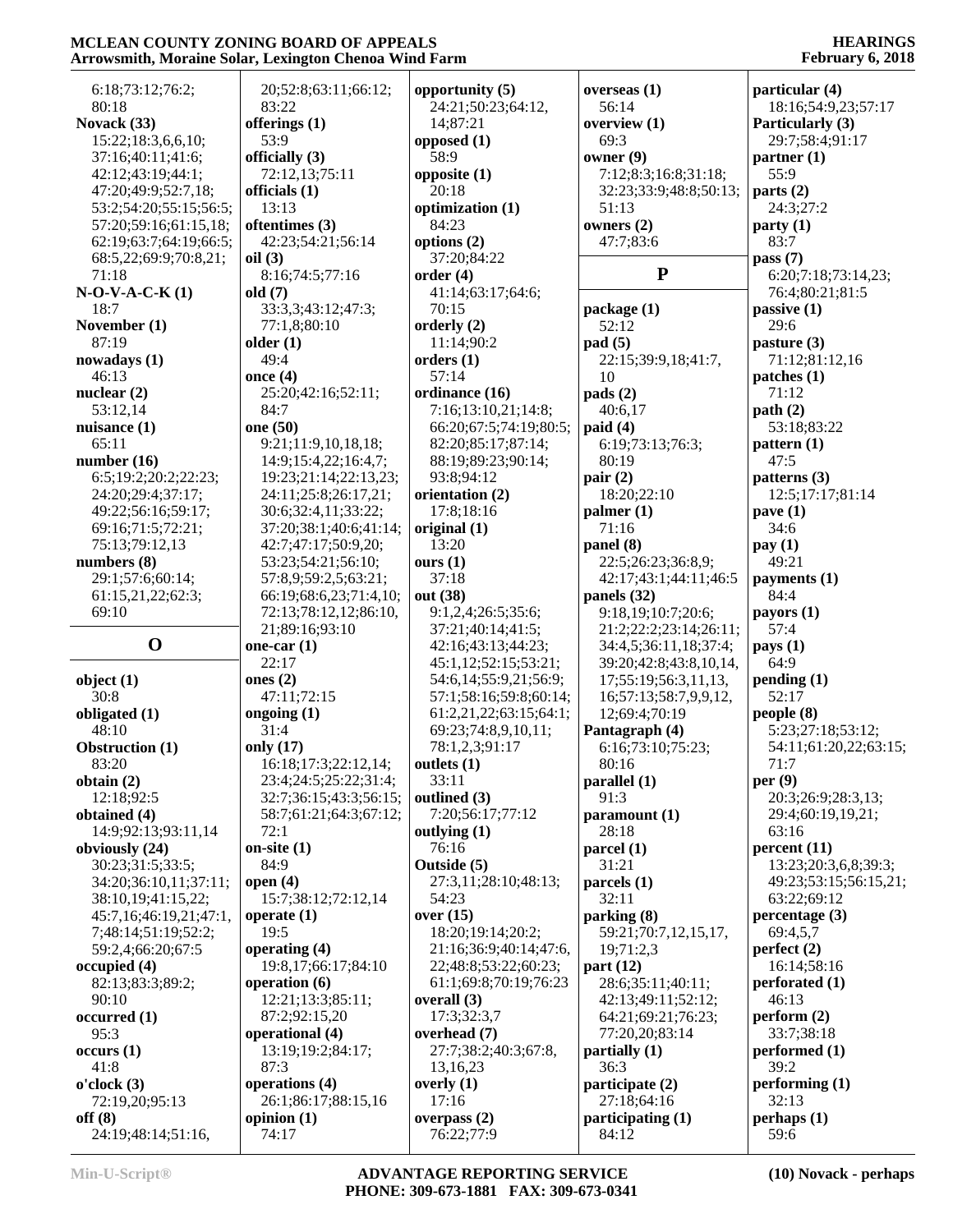6:18;73:12;76:2;
80:18

**Novack (33)**
15:22;18:3,6,6,10;
37:16;40:11;41:6;
42:12;43:19;44:1;
47:20;49:9;52:7,18;
53:2;54:20;55:15;56:5;
57:20;59:16;61:15,18;
62:19;63:7;64:19;66:5;
68:5,22;69:9;70:8,21;
71:18

**N-O-V-A-C-K (1)**
18:7

**November (1)**
87:19

**nowadays (1)**
46:13

**nuclear (2)**
53:12,14

**nuisance (1)**
65:11

**number (16)**
6:5;19:2;20:2;22:23;
24:20;29:4;37:17;
49:22;56:16;59:17;
69:16;71:5;72:21;
75:13;79:12,13

**numbers (8)**
29:1;57:6;60:14;
61:15,21,22;62:3;
69:10

## O

**object (1)**
30:8

**obligated (1)**
48:10

**Obstruction (1)**
83:20

**obtain (2)**
12:18;92:5

**obtained (4)**
14:9;92:13;93:11,14

**obviously (24)**
30:23;31:5;33:5;
34:20;36:10,11;37:11;
38:10,19;41:15,22;
45:7,16;46:19,21;47:1,
7;48:14;51:19;52:2;
59:2,4;66:20;67:5

**occupied (4)**
82:13;83:3;89:2;
90:10

**occurred (1)**
95:3

**occurs (1)**
41:8

**o'clock (3)**
72:19,20;95:13

**off (8)**
24:19;48:14;51:16,
20;52:8;63:11;66:12;
83:22

**offerings (1)**
53:9

**officially (3)**
72:12,13;75:11

**officials (1)**
13:13

**oftentimes (3)**
42:23;54:21;56:14

**oil (3)**
8:16;74:5;77:16

**old (7)**
33:3,3;43:12;47:3;
77:1,8;80:10

**older (1)**
49:4

**once (4)**
25:20;42:16;52:11;
84:7

**one (50)**
9:21;11:9,10,18,18;
14:9;15:4,22;16:4,7;
19:23;21:14;22:13,23;
24:11;25:8;26:17,21;
30:6;32:4,11;33:22;
37:20;38:1;40:6;41:14;
42:7;47:17;50:9,20;
53:23;54:21;56:10;
57:8,9;59:2,5;63:21;
66:19;68:6,23;71:4,10;
72:13;78:12,12;86:10,
21;89:16;93:10

**one-car (1)**
22:17

**ones (2)**
47:11;72:15

**ongoing (1)**
31:4

**only (17)**
16:18;17:3;22:12,14;
23:4;24:5;25:22;31:4;
32:7;36:15;43:3;56:15;
58:7;61:21;64:3;67:12;
72:1

**on-site (1)**
84:9

**open (4)**
15:7;38:12;72:12,14

**operate (1)**
19:5

**operating (4)**
19:8,17;66:17;84:10

**operation (6)**
12:21;13:3;85:11;
87:2;92:15,20

**operational (4)**
13:19;19:2;84:17;
87:3

**operations (4)**
26:1;86:17;88:15,16

**opinion (1)**
74:17

**opportunity (5)**
24:21;50:23;64:12,
14;87:21

**opposed (1)**
58:9

**opposite (1)**
20:18

**optimization (1)**
84:23

**options (2)**
37:20;84:22

**order (4)**
41:14;63:17;64:6;
70:15

**orderly (2)**
11:14;90:2

**orders (1)**
57:14

**ordinance (16)**
7:16;13:10,21;14:8;
66:20;67:5;74:19;80:5;
82:20;85:17;87:14;
88:19;89:23;90:14;
93:8;94:12

**orientation (2)**
17:8;18:16

**original (1)**
13:20

**ours (1)**
37:18

**out (38)**
9:1,2,4;26:5;35:6;
37:21;40:14;41:5;
42:16;43:13;44:23;
45:1,12;52:15;53:21;
54:6,14;55:9,21;56:9;
57:1;58:16;59:8;60:14;
61:2,21,22;63:15;64:1;
69:23;74:8,9,10,11;
78:1,2,3;91:17

**outlets (1)**
33:11

**outlined (3)**
7:20;56:17;77:12

**outlying (1)**
76:16

**Outside (5)**
27:3,11;28:10;48:13;
54:23

**over (15)**
18:20;19:14;20:2;
21:16;36:9;40:14;47:6,
22;48:8;53:22;60:23;
61:1;69:8;70:19;76:23

**overall (3)**
17:3;32:3,7

**overhead (7)**
27:7;38:2;40:3;67:8,
13,16,23

**overly (1)**
17:16

**overpass (2)**
76:22;77:9

**overseas (1)**
56:14

**overview (1)**
69:3

**owner (9)**
7:12;8:3;16:8;31:18;
32:23;33:9;48:8;50:13;
51:13

**owners (2)**
47:7;83:6

## P

**package (1)**
52:12

**pad (5)**
22:15;39:9,18;41:7,
10

**pads (2)**
40:6,17

**paid (4)**
6:19;73:13;76:3;
80:19

**pair (2)**
18:20;22:10

**palmer (1)**
71:16

**panel (8)**
22:5;26:23;36:8,9;
42:17;43:1;44:11;46:5

**panels (32)**
9:18,19;10:7;20:6;
21:2;22:2;23:14;26:11;
34:4,5;36:11,18;37:4;
39:20;42:8;43:8,10,14,
17;55:19;56:3,11,13,
16;57:13;58:7,9,9,12,
12;69:4;70:19

**Pantagraph (4)**
6:16;73:10;75:23;
80:16

**parallel (1)**
91:3

**paramount (1)**
28:18

**parcel (1)**
31:21

**parcels (1)**
32:11

**parking (8)**
59:21;70:7,12,15,17,
19;71:2,3

**part (12)**
28:6;35:11;40:11;
42:13;49:11;52:12;
64:21;69:21;76:23;
77:20,20;83:14

**partially (1)**
36:3

**participate (2)**
27:18;64:16

**participating (1)**
84:12

**particular (4)**
18:16;54:9,23;57:17

**Particularly (3)**
29:7;58:4;91:17

**partner (1)**
55:9

**parts (2)**
24:3;27:2

**party (1)**
83:7

**pass (7)**
6:20;7:18;73:14,23;
76:4;80:21;81:5

**passive (1)**
29:6

**pasture (3)**
71:12;81:12,16

**patches (1)**
71:12

**path (2)**
53:18;83:22

**pattern (1)**
47:5

**patterns (3)**
12:5;17:17;81:14

**pave (1)**
34:6

**pay (1)**
49:21

**payments (1)**
84:4

**payors (1)**
57:4

**pays (1)**
64:9

**pending (1)**
52:17

**people (8)**
5:23;27:18;53:12;
54:11;61:20,22;63:15;
71:7

**per (9)**
20:3;26:9;28:3,13;
29:4;60:19,19,21;
63:16

**percent (11)**
13:23;20:3,6,8;39:3;
49:23;53:15;56:15,21;
63:22;69:12

**percentage (3)**
69:4,5,7

**perfect (2)**
16:14;58:16

**perforated (1)**
46:13

**perform (2)**
33:7;38:18

**performed (1)**
39:2

**performing (1)**
32:13

**perhaps (1)**
59:6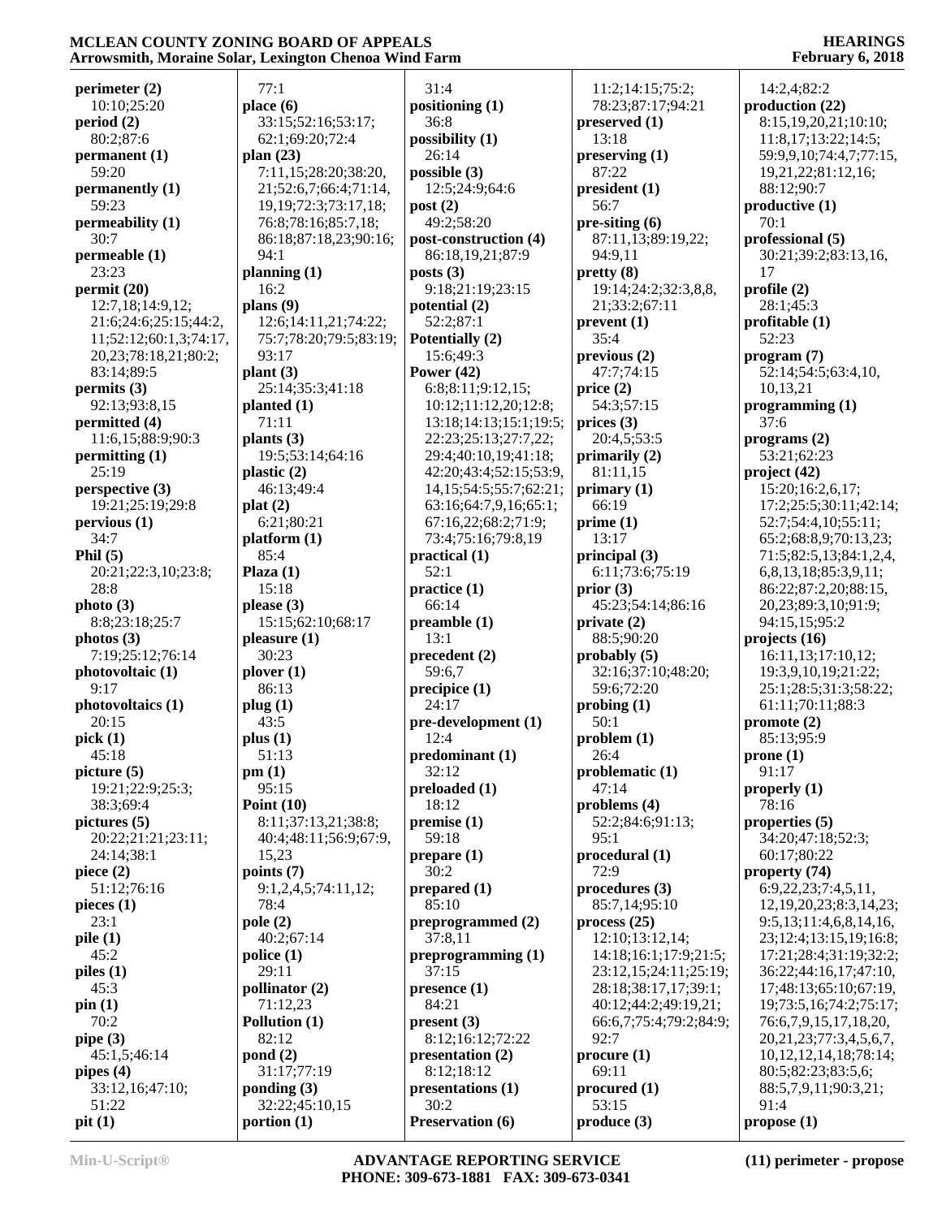**perimeter (2)**
10:10;25:20
**period (2)**
80:2;87:6
**permanent (1)**
59:20
**permanently (1)**
59:23
**permeability (1)**
30:7
**permeable (1)**
23:23
**permit (20)**
12:7,18;14:9,12;
21:6;24:6;25:15;44:2,
11;52:12;60:1,3;74:17,
20,23;78:18,21;80:2;
83:14;89:5
**permits (3)**
92:13;93:8,15
**permitted (4)**
11:6,15;88:9;90:3
**permitting (1)**
25:19
**perspective (3)**
19:21;25:19;29:8
**pervious (1)**
34:7
**Phil (5)**
20:21;22:3,10;23:8;
28:8
**photo (3)**
8:8;23:18;25:7
**photos (3)**
7:19;25:12;76:14
**photovoltaic (1)**
9:17
**photovoltaics (1)**
20:15
**pick (1)**
45:18
**picture (5)**
19:21;22:9;25:3;
38:3;69:4
**pictures (5)**
20:22;21:21;23:11;
24:14;38:1
**piece (2)**
51:12;76:16
**pieces (1)**
23:1
**pile (1)**
45:2
**piles (1)**
45:3
**pin (1)**
70:2
**pipe (3)**
45:1,5;46:14
**pipes (4)**
33:12,16;47:10;
51:22
**pit (1)**
77:1
**place (6)**
33:15;52:16;53:17;
62:1;69:20;72:4
**plan (23)**
7:11,15;28:20;38:20,
21;52:6,7;66:4;71:14,
19,19;72:3;73:17,18;
76:8;78:16;85:7,18;
86:18;87:18,23;90:16;
94:1
**planning (1)**
16:2
**plans (9)**
12:6;14:11,21;74:22;
75:7;78:20;79:5;83:19;
93:17
**plant (3)**
25:14;35:3;41:18
**planted (1)**
71:11
**plants (3)**
19:5;53:14;64:16
**plastic (2)**
46:13;49:4
**plat (2)**
6:21;80:21
**platform (1)**
85:4
**Plaza (1)**
15:18
**please (3)**
15:15;62:10;68:17
**pleasure (1)**
30:23
**plover (1)**
86:13
**plug (1)**
43:5
**plus (1)**
51:13
**pm (1)**
95:15
**Point (10)**
8:11;37:13,21;38:8;
40:4;48:11;56:9;67:9,
15,23
**points (7)**
9:1,2,4,5;74:11,12;
78:4
**pole (2)**
40:2;67:14
**police (1)**
29:11
**pollinator (2)**
71:12,23
**Pollution (1)**
82:12
**pond (2)**
31:17;77:19
**ponding (3)**
32:22;45:10,15
**portion (1)**
31:4
**positioning (1)**
36:8
**possibility (1)**
26:14
**possible (3)**
12:5;24:9;64:6
**post (2)**
49:2;58:20
**post-construction (4)**
86:18,19,21;87:9
**posts (3)**
9:18;21:19;23:15
**potential (2)**
52:2;87:1
**Potentially (2)**
15:6;49:3
**Power (42)**
6:8;8:11;9:12,15;
10:12;11:12,20;12:8;
13:18;14:13;15:1;19:5;
22:23;25:13;27:7,22;
29:4;40:10,19;41:18;
42:20;43:4;52:15;53:9,
14,15;54:5;55:7;62:21;
63:16;64:7,9,16;65:1;
67:16,22;68:2;71:9;
73:4;75:16;79:8,19
**practical (1)**
52:1
**practice (1)**
66:14
**preamble (1)**
13:1
**precedent (2)**
59:6,7
**precipice (1)**
24:17
**pre-development (1)**
12:4
**predominant (1)**
32:12
**preloaded (1)**
18:12
**premise (1)**
59:18
**prepare (1)**
30:2
**prepared (1)**
85:10
**preprogrammed (2)**
37:8,11
**preprogramming (1)**
37:15
**presence (1)**
84:21
**present (3)**
8:12;16:12;72:22
**presentation (2)**
8:12;18:12
**presentations (1)**
30:2
**Preservation (6)**
11:2;14:15;75:2;
78:23;87:17;94:21
**preserved (1)**
13:18
**preserving (1)**
87:22
**president (1)**
56:7
**pre-siting (6)**
87:11,13;89:19,22;
94:9,11
**pretty (8)**
19:14;24:2;32:3,8,8,
21;33:2;67:11
**prevent (1)**
35:4
**previous (2)**
47:7;74:15
**price (2)**
54:3;57:15
**prices (3)**
20:4,5;53:5
**primarily (2)**
81:11,15
**primary (1)**
66:19
**prime (1)**
13:17
**principal (3)**
6:11;73:6;75:19
**prior (3)**
45:23;54:14;86:16
**private (2)**
88:5;90:20
**probably (5)**
32:16;37:10;48:20;
59:6;72:20
**probing (1)**
50:1
**problem (1)**
26:4
**problematic (1)**
47:14
**problems (4)**
52:2;84:6;91:13;
95:1
**procedural (1)**
72:9
**procedures (3)**
85:7,14;95:10
**process (25)**
12:10;13:12,14;
14:18;16:1;17:9;21:5;
23:12,15;24:11;25:19;
28:18;38:17,17;39:1;
40:12;44:2;49:19,21;
66:6,7;75:4;79:2;84:9;
92:7
**procure (1)**
69:11
**procured (1)**
53:15
**produce (3)**
14:2,4;82:2
**production (22)**
8:15,19,20,21;10:10;
11:8,17;13:22;14:5;
59:9,10;74:4,7;77:15,
19,21,22;81:12,16;
88:12;90:7
**productive (1)**
70:1
**professional (5)**
30:21;39:2;83:13,16,
17
**profile (2)**
28:1;45:3
**profitable (1)**
52:23
**program (7)**
52:14;54:5;63:4,10,
10,13,21
**programming (1)**
37:6
**programs (2)**
53:21;62:23
**project (42)**
15:20;16:2,6,17;
17:2;25:5;30:11;42:14;
52:7;54:4,10;55:11;
65:2;68:8,9;70:13,23;
71:5;82:5,13;84:1,2,4,
6,8,13,18;85:3,9,11;
86:22;87:2,20;88:15,
20,23;89:3,10;91:9;
94:15,15;95:2
**projects (16)**
16:11,13;17:10,12;
19:3,9,10,19;21:22;
25:1;28:5;31:3;58:22;
61:11;70:11;88:3
**promote (2)**
85:13;95:9
**prone (1)**
91:17
**properly (1)**
78:16
**properties (5)**
34:20;47:18;52:3;
60:17;80:22
**property (74)**
6:9,22,23;7:4,5,11,
12,19,20,23;8:3,14,23;
9:5,13;11:4,6,8,14,16,
23;12:4;13:15,19;16:8;
17:21;28:4;31:19;32:2;
36:22;44:16,17;47:10,
17;48:13;65:10;67:19,
19;73:5,16;74:2;75:17;
76:6,7,9,15,17,18,20,
20,21,23;77:3,4,5,6,7,
10,12,12,14,18;78:14;
80:5;82:23;83:5,6;
88:5,7,9,11;90:3,21;
91:4
**propose (1)**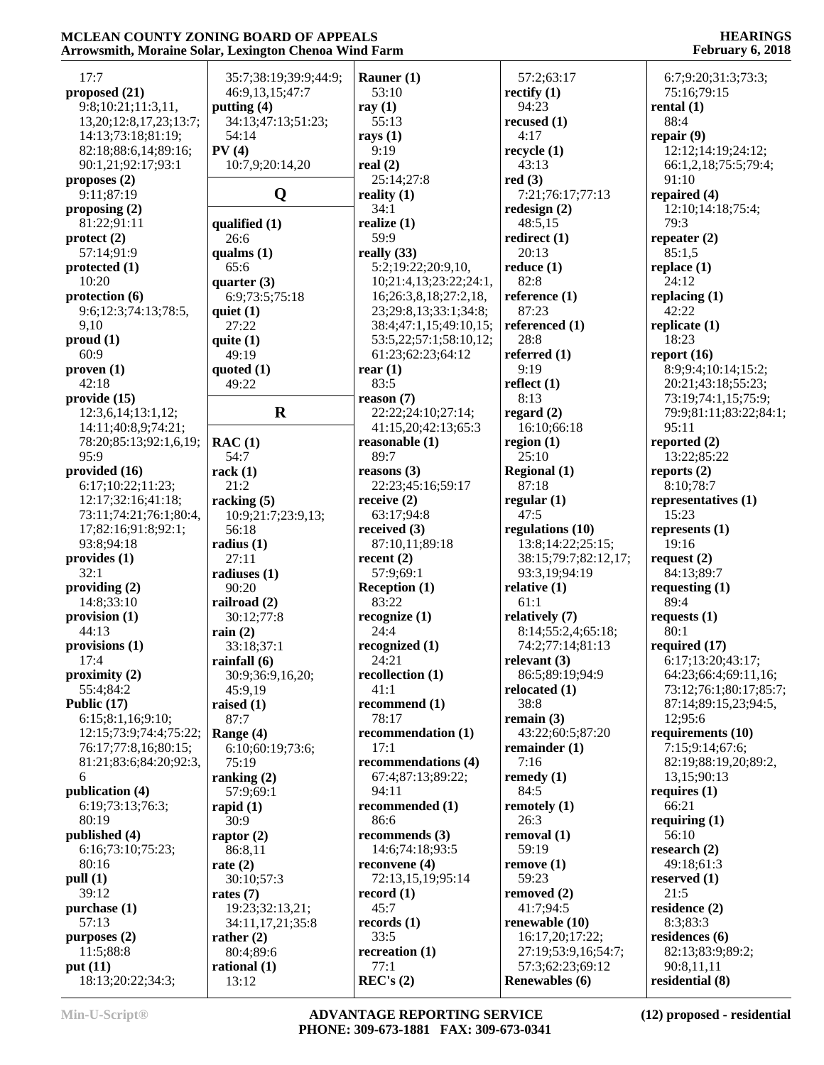17:7
**proposed (21)**
9:8;10:21;11:3,11,
13,20;12:8,17,23;13:7;
14:13;73:18;81:19;
82:18;88:6,14;89:16;
90:1,21;92:17;93:1
**proposes (2)**
9:11;87:19
**proposing (2)**
81:22;91:11
**protect (2)**
57:14;91:9
**protected (1)**
10:20
**protection (6)**
9:6;12:3;74:13;78:5,
9,10
**proud (1)**
60:9
**proven (1)**
42:18
**provide (15)**
12:3,6,14;13:1,12;
14:11;40:8,9;74:21;
78:20;85:13;92:1,6,19;
95:9
**provided (16)**
6:17;10:22;11:23;
12:17;32:16;41:18;
73:11;74:21;76:1;80:4,
17;82:16;91:8;92:1;
93:8;94:18
**provides (1)**
32:1
**providing (2)**
14:8;33:10
**provision (1)**
44:13
**provisions (1)**
17:4
**proximity (2)**
55:4;84:2
**Public (17)**
6:15;8:1,16;9:10;
12:15;73:9;74:4;75:22;
76:17;77:8,16;80:15;
81:21;83:6;84:20;92:3,
6
**publication (4)**
6:19;73:13;76:3;
80:19
**published (4)**
6:16;73:10;75:23;
80:16
**pull (1)**
39:12
**purchase (1)**
57:13
**purposes (2)**
11:5;88:8
**put (11)**
18:13;20:22;34:3;
35:7;38:19;39:9;44:9;
46:9,13,15;47:7
**putting (4)**
34:13;47:13;51:23;
54:14
**PV (4)**
10:7,9;20:14,20

## Q

**qualified (1)**
26:6
**qualms (1)**
65:6
**quarter (3)**
6:9;73:5;75:18
**quiet (1)**
27:22
**quite (1)**
49:19
**quoted (1)**
49:22

## R

**RAC (1)**
54:7
**rack (1)**
21:2
**racking (5)**
10:9;21:7;23:9,13;
56:18
**radius (1)**
27:11
**radiuses (1)**
90:20
**railroad (2)**
30:12;77:8
**rain (2)**
33:18;37:1
**rainfall (6)**
30:9;36:9,16,20;
45:9,19
**raised (1)**
87:7
**Range (4)**
6:10;60:19;73:6;
75:19
**ranking (2)**
57:9;69:1
**rapid (1)**
30:9
**raptor (2)**
86:8,11
**rate (2)**
30:10;57:3
**rates (7)**
19:23;32:13,21;
34:11,17,21;35:8
**rather (2)**
80:4;89:6
**rational (1)**
13:12
**Rauner (1)**
53:10
**ray (1)**
55:13
**rays (1)**
9:19
**real (2)**
25:14;27:8
**reality (1)**
34:1
**realize (1)**
59:9
**really (33)**
5:2;19:22;20:9,10,
10;21:4,13;23:22;24:1,
16;26:3,8,18;27:2,18,
23;29:8,13;33:1;34:8;
38:4;47:1,15;49:10,15;
53:5,22;57:1;58:10,12;
61:23;62:23;64:12
**rear (1)**
83:5
**reason (7)**
22:22;24:10;27:14;
41:15,20;42:13;65:3
**reasonable (1)**
89:7
**reasons (3)**
22:23;45:16;59:17
**receive (2)**
63:17;94:8
**received (3)**
87:10,11;89:18
**recent (2)**
57:9;69:1
**Reception (1)**
83:22
**recognize (1)**
24:4
**recognized (1)**
24:21
**recollection (1)**
41:1
**recommend (1)**
78:17
**recommendation (1)**
17:1
**recommendations (4)**
67:4;87:13;89:22;
94:11
**recommended (1)**
86:6
**recommends (3)**
14:6;74:18;93:5
**reconvene (4)**
72:13,15,19;95:14
**record (1)**
45:7
**records (1)**
33:5
**recreation (1)**
77:1
**REC's (2)**
57:2;63:17
**rectify (1)**
94:23
**recused (1)**
4:17
**recycle (1)**
43:13
**red (3)**
7:21;76:17;77:13
**redesign (2)**
48:5,15
**redirect (1)**
20:13
**reduce (1)**
82:8
**reference (1)**
87:23
**referenced (1)**
28:8
**referred (1)**
9:19
**reflect (1)**
8:13
**regard (2)**
16:10;66:18
**region (1)**
25:10
**Regional (1)**
87:18
**regular (1)**
47:5
**regulations (10)**
13:8;14:22;25:15;
38:15;79:7;82:12,17;
93:3,19;94:19
**relative (1)**
61:1
**relatively (7)**
8:14;55:2,4;65:18;
74:2;77:14;81:13
**relevant (3)**
86:5;89:19;94:9
**relocated (1)**
38:8
**remain (3)**
43:22;60:5;87:20
**remainder (1)**
7:16
**remedy (1)**
84:5
**remotely (1)**
26:3
**removal (1)**
59:19
**remove (1)**
59:23
**removed (2)**
41:7;94:5
**renewable (10)**
16:17,20;17:22;
27:19;53:9,16;54:7;
57:3;62:23;69:12
**Renewables (6)**
6:7;9:20;31:3;73:3;
75:16;79:15
**rental (1)**
88:4
**repair (9)**
12:12;14:19;24:12;
66:1,2,18;75:5;79:4;
91:10
**repaired (4)**
12:10;14:18;75:4;
79:3
**repeater (2)**
85:1,5
**replace (1)**
24:12
**replacing (1)**
42:22
**replicate (1)**
18:23
**report (16)**
8:9;9:4;10:14;15:2;
20:21;43:18;55:23;
73:19;74:1,15;75:9;
79:9;81:11;83:22;84:1;
95:11
**reported (2)**
13:22;85:22
**reports (2)**
8:10;78:7
**representatives (1)**
15:23
**represents (1)**
19:16
**request (2)**
84:13;89:7
**requesting (1)**
89:4
**requests (1)**
80:1
**required (17)**
6:17;13:20;43:17;
64:23;66:4;69:11,16;
73:12;76:1;80:17;85:7;
87:14;89:15,23;94:5,
12;95:6
**requirements (10)**
7:15;9:14;67:6;
82:19;88:19,20;89:2,
13,15;90:13
**requires (1)**
66:21
**requiring (1)**
56:10
**research (2)**
49:18;61:3
**reserved (1)**
21:5
**residence (2)**
8:3;83:3
**residences (6)**
82:13;83:9;89:2;
90:8,11,11
**residential (8)**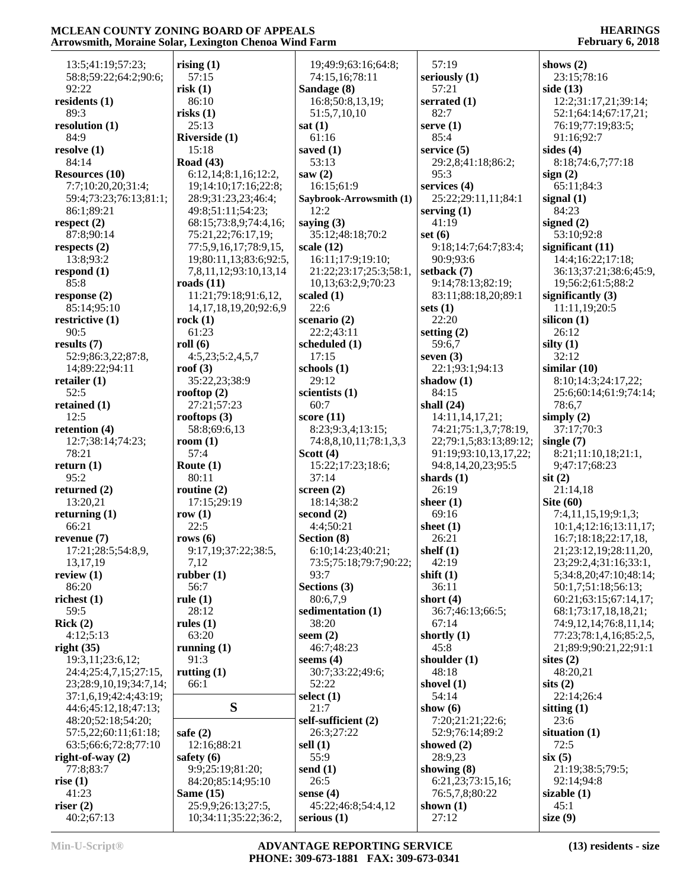13:5;41:19;57:23;58:8;59:22;64:2;90:6;92:22

**residents (1)**
89:3

**resolution (1)**
84:9

**resolve (1)**
84:14

**Resources (10)**
7:7;10:20,20;31:4;59:4;73:23;76:13;81:1;86:1;89:21

**respect (2)**
87:8;90:14

**respects (2)**
13:8;93:2

**respond (1)**
85:8

**response (2)**
85:14;95:10

**restrictive (1)**
90:5

**results (7)**
52:9;86:3,22;87:8,14;89:22;94:11

**retailer (1)**
52:5

**retained (1)**
12:5

**retention (4)**
12:7;38:14;74:23;78:21

**return (1)**
95:2

**returned (2)**
13:20,21

**returning (1)**
66:21

**revenue (7)**
17:21;28:5;54:8,9,13,17,19

**review (1)**
86:20

**richest (1)**
59:5

**Rick (2)**
4:12;5:13

**right (35)**
19:3,11;23:6,12;24:4;25:4,7,15;27:15,23;28:9,10,19;34:7,14;37:1,6,19;42:4;43:19;44:6;45:12,18;47:13;48:20;52:18;54:20;57:5,22;60:11;61:18;63:5;66:6;72:8;77:10

**right-of-way (2)**
77:8;83:7

**rise (1)**
41:23

**riser (2)**
40:2;67:13

**rising (1)**
57:15

**risk (1)**
86:10

**risks (1)**
25:13

**Riverside (1)**
15:18

**Road (43)**
6:12,14;8:1,16;12:2,19;14:10;17:16;22:8;28:9;31:23,23;46:4;49:8;51:11;54:23;68:15;73:8,9;74:4,16;75:21,22;76:17,19;77:5,9,16,17;78:9,15,19;80:11,13;83:6;92:5,7,8,11,12;93:10,13,14

**roads (11)**
11:21;79:18;91:6,12,14,17,18,19,20;92:6,9

**rock (1)**
61:23

**roll (6)**
4:5,23;5:2,4,5,7

**roof (3)**
35:22,23;38:9

**rooftop (2)**
27:21;57:23

**rooftops (3)**
58:8;69:6,13

**room (1)**
57:4

**Route (1)**
80:11

**routine (2)**
17:15;29:19

**row (1)**
22:5

**rows (6)**
9:17,19;37:22;38:5,7,12

**rubber (1)**
56:7

**rule (1)**
28:12

**rules (1)**
63:20

**running (1)**
91:3

**rutting (1)**
66:1

## S

**safe (2)**
12:16;88:21

**safety (6)**
9:9;25:19;81:20;84:20;85:14;95:10

**Same (15)**
25:9,9;26:13;27:5,10;34:11;35:22;36:2,19;49:9;63:16;64:8;74:15,16;78:11

**Sandage (8)**
16:8;50:8,13,19;51:5,7,10,10

**sat (1)**
61:16

**saved (1)**
53:13

**saw (2)**
16:15;61:9

**Saybrook-Arrowsmith (1)**
12:2

**saying (3)**
35:12;48:18;70:2

**scale (12)**
16:11;17:9;19:10;21:22;23:17;25:3;58:1,10,13;63:2,9;70:23

**scaled (1)**
22:6

**scenario (2)**
22:2;43:11

**scheduled (1)**
17:15

**schools (1)**
29:12

**scientists (1)**
60:7

**score (11)**
8:23;9:3,4;13:15;74:8,8,10,11;78:1,3,3

**Scott (4)**
15:22;17:23;18:6;37:14

**screen (2)**
18:14;38:2

**second (2)**
4:4;50:21

**Section (8)**
6:10;14:23;40:21;73:5;75:18;79:7;90:22;93:7

**Sections (3)**
80:6,7,9

**sedimentation (1)**
38:20

**seem (2)**
46:7;48:23

**seems (4)**
30:7;33:22;49:6;52:22

**select (1)**
21:7

**self-sufficient (2)**
26:3;27:22

**sell (1)**
55:9

**send (1)**
26:5

**sense (4)**
45:22;46:8;54:4,12

**serious (1)**
57:19

**seriously (1)**
57:21

**serrated (1)**
82:7

**serve (1)**
85:4

**service (5)**
29:2,8;41:18;86:2;95:3

**services (4)**
25:22;29:11,11;84:1

**serving (1)**
41:19

**set (6)**
9:18;14:7;64:7;83:4;90:9;93:6

**setback (7)**
9:14;78:13;82:19;83:11;88:18,20;89:1

**sets (1)**
22:20

**setting (2)**
59:6,7

**seven (3)**
22:1;93:1;94:13

**shadow (1)**
84:15

**shall (24)**
14:11,14,17,21;74:21;75:1,3,7;78:19,22;79:1,5;83:13;89:12;91:19;93:10,13,17,22;94:8,14,20,23;95:5

**shards (1)**
26:19

**sheer (1)**
69:16

**sheet (1)**
26:21

**shelf (1)**
42:19

**shift (1)**
36:11

**short (4)**
36:7;46:13;66:5;67:14

**shortly (1)**
45:8

**shoulder (1)**
48:18

**shovel (1)**
54:14

**show (6)**
7:20;21:21;22:6;52:9;76:14;89:2

**showed (2)**
28:9,23

**showing (8)**
6:21,23;73:15,16;76:5,7,8;80:22

**shown (1)**
27:12

**shows (2)**
23:15;78:16

**side (13)**
12:2;31:17,21;39:14;52:1;64:14;67:17,21;76:19;77:19;83:5;91:16;92:7

**sides (4)**
8:18;74:6,7;77:18

**sign (2)**
65:11;84:3

**signal (1)**
84:23

**signed (2)**
53:10;92:8

**significant (11)**
14:4;16:22;17:18;36:13;37:21;38:6;45:9,19;56:2;61:5;88:2

**significantly (3)**
11:11,19;20:5

**silicon (1)**
26:12

**silty (1)**
32:12

**similar (10)**
8:10;14:3;24:17,22;25:6;60:14;61:9;74:14;78:6,7

**simply (2)**
37:17;70:3

**single (7)**
8:21;11:10,18;21:1,9;47:17;68:23

**sit (2)**
21:14,18

**Site (60)**
7:4,11,15,19;9:1,3;10:1,4;12:16;13:11,17;16:7;18:18;22:17,18,21;23:12,19;28:11,20,23;29:2,4;31:16;33:1,5;34:8,20;47:10;48:14;50:1,7;51:18;56:13;60:21;63:15;67:14,17;68:1;73:17,18,18,21;74:9,12,14;76:8,11,14;77:23;78:1,4,16;85:2,5,21;89:9;90:21,22;91:1

**sites (2)**
48:20,21

**sits (2)**
22:14;26:4

**sitting (1)**
23:6

**situation (1)**
72:5

**six (5)**
21:19;38:5;79:5;92:14;94:8

**sizable (1)**
45:1

**size (9)**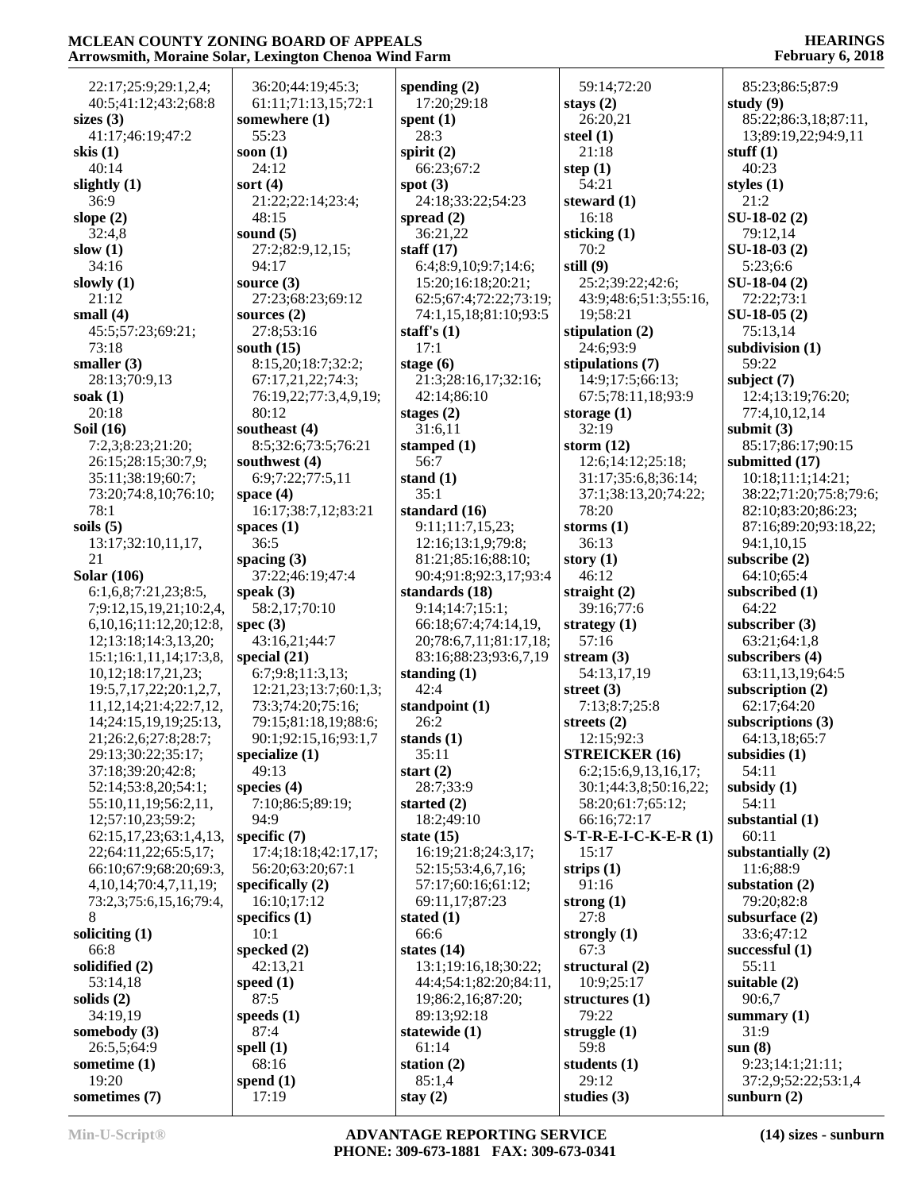22:17;25:9;29:1,2,4;
40:5;41:12;43:2;68:8

**sizes (3)**
41:17;46:19;47:2

**skis (1)**
40:14

**slightly (1)**
36:9

**slope (2)**
32:4,8

**slow (1)**
34:16

**slowly (1)**
21:12

**small (4)**
45:5;57:23;69:21;
73:18

**smaller (3)**
28:13;70:9,13

**soak (1)**
20:18

**Soil (16)**
7:2,3;8:23;21:20;
26:15;28:15;30:7,9;
35:11;38:19;60:7;
73:20;74:8,10;76:10;
78:1

**soils (5)**
13:17;32:10,11,17,
21

**Solar (106)**
6:1,6,8;7:21,23;8:5,
7;9:12,15,19,21;10:2,4,
6,10,16;11:12,20;12:8,
12;13:18;14:3,13,20;
15:1;16:1,11,14;17:3,8,
10,12;18:17,21,23;
19:5,7,17,22;20:1,2,7,
11,12,14;21:4;22:7,12,
14;24:15,19,19;25:13,
21;26:2,6;27:8;28:7;
29:13;30:22;35:17;
37:18;39:20;42:8;
52:14;53:8,20;54:1;
55:10,11,19;56:2,11,
12;57:10,23;59:2;
62:15,17,23;63:1,4,13,
22;64:11,22;65:5,17;
66:10;67:9;68:20;69:3,
4,10,14;70:4,7,11,19;
73:2,3;75:6,15,16;79:4,
8

**soliciting (1)**
66:8

**solidified (2)**
53:14,18

**solids (2)**
34:19,19

**somebody (3)**
26:5,5;64:9

**sometime (1)**
19:20

**sometimes (7)**
36:20;44:19;45:3;
61:11;71:13,15;72:1

**somewhere (1)**
55:23

**soon (1)**
24:12

**sort (4)**
21:22;22:14;23:4;
48:15

**sound (5)**
27:2;82:9,12,15;
94:17

**source (3)**
27:23;68:23;69:12

**sources (2)**
27:8;53:16

**south (15)**
8:15,20;18:7;32:2;
67:17,21,22;74:3;
76:19,22;77:3,4,9,19;
80:12

**southeast (4)**
8:5;32:6;73:5;76:21

**southwest (4)**
6:9;7:22;77:5,11

**space (4)**
16:17;38:7,12;83:21

**spaces (1)**
36:5

**spacing (3)**
37:22;46:19;47:4

**speak (3)**
58:2,17;70:10

**spec (3)**
43:16,21;44:7

**special (21)**
6:7;9:8;11:3,13;
12:21,23;13:7;60:1,3;
73:3;74:20;75:16;
79:15;81:18,19;88:6;
90:1;92:15,16;93:1,7

**specialize (1)**
49:13

**species (4)**
7:10;86:5;89:19;
94:9

**specific (7)**
17:4;18:18;42:17,17;
56:20;63:20;67:1

**specifically (2)**
16:10;17:12

**specifics (1)**
10:1

**specked (2)**
42:13,21

**speed (1)**
87:5

**speeds (1)**
87:4

**spell (1)**
68:16

**spend (1)**
17:19

**spending (2)**
17:20;29:18

**spent (1)**
28:3

**spirit (2)**
66:23;67:2

**spot (3)**
24:18;33:22;54:23

**spread (2)**
36:21,22

**staff (17)**
6:4;8:9,10;9:7;14:6;
15:20;16:18;20:21;
62:5;67:4;72:22;73:19;
74:1,15,18;81:10;93:5

**staff's (1)**
17:1

**stage (6)**
21:3;28:16,17;32:16;
42:14;86:10

**stages (2)**
31:6,11

**stamped (1)**
56:7

**stand (1)**
35:1

**standard (16)**
9:11;11:7,15,23;
12:16;13:1,9;79:8;
81:21;85:16;88:10;
90:4;91:8;92:3,17;93:4

**standards (18)**
9:14;14:7;15:1;
66:18;67:4;74:14,19,
20;78:6,7,11;81:17,18;
83:16;88:23;93:6,7,19

**standing (1)**
42:4

**standpoint (1)**
26:2

**stands (1)**
35:11

**start (2)**
28:7;33:9

**started (2)**
18:2;49:10

**state (15)**
16:19;21:8;24:3,17;
52:15;53:4,6,7,16;
57:17;60:16;61:12;
69:11,17;87:23

**stated (1)**
66:6

**states (14)**
13:1;19:16,18;30:22;
44:4;54:1;82:20;84:11,
19;86:2,16;87:20;
89:13;92:18

**statewide (1)**
61:14

**station (2)**
85:1,4

**stay (2)**
59:14;72:20

**stays (2)**
26:20,21

**steel (1)**
21:18

**step (1)**
54:21

**steward (1)**
16:18

**sticking (1)**
70:2

**still (9)**
25:2;39:22;42:6;
43:9;48:6;51:3;55:16,
19;58:21

**stipulation (2)**
24:6;93:9

**stipulations (7)**
14:9;17:5;66:13;
67:5;78:11,18;93:9

**storage (1)**
32:19

**storm (12)**
12:6;14:12;25:18;
31:17;35:6,8;36:14;
37:1;38:13,20;74:22;
78:20

**storms (1)**
36:13

**story (1)**
46:12

**straight (2)**
39:16;77:6

**strategy (1)**
57:16

**stream (3)**
54:13,17,19

**street (3)**
7:13;8:7;25:8

**streets (2)**
12:15;92:3

**STREICKER (16)**
6:2;15:6,9,13,16,17;
30:1;44:3,8;50:16,22;
58:20;61:7;65:12;
66:16;72:17

**S-T-R-E-I-C-K-E-R (1)**
15:17

**strips (1)**
91:16

**strong (1)**
27:8

**strongly (1)**
67:3

**structural (2)**
10:9;25:17

**structures (1)**
79:22

**struggle (1)**
59:8

**students (1)**
29:12

**studies (3)**
85:23;86:5;87:9

**study (9)**
85:22;86:3,18;87:11,
13;89:19,22;94:9,11

**stuff (1)**
40:23

**styles (1)**
21:2

**SU-18-02 (2)**
79:12,14

**SU-18-03 (2)**
5:23;6:6

**SU-18-04 (2)**
72:22;73:1

**SU-18-05 (2)**
75:13,14

**subdivision (1)**
59:22

**subject (7)**
12:4;13:19;76:20;
77:4,10,12,14

**submit (3)**
85:17;86:17;90:15

**submitted (17)**
10:18;11:1;14:21;
38:22;71:20;75:8;79:6;
82:10;83:20;86:23;
87:16;89:20;93:18,22;
94:1,10,15

**subscribe (2)**
64:10;65:4

**subscribed (1)**
64:22

**subscriber (3)**
63:21;64:1,8

**subscribers (4)**
63:11,13,19;64:5

**subscription (2)**
62:17;64:20

**subscriptions (3)**
64:13,18;65:7

**subsidies (1)**
54:11

**subsidy (1)**
54:11

**substantial (1)**
60:11

**substantially (2)**
11:6;88:9

**substation (2)**
79:20;82:8

**subsurface (2)**
33:6;47:12

**successful (1)**
55:11

**suitable (2)**
90:6,7

**summary (1)**
31:9

**sun (8)**
9:23;14:1;21:11;
37:2,9;52:22;53:1,4

**sunburn (2)**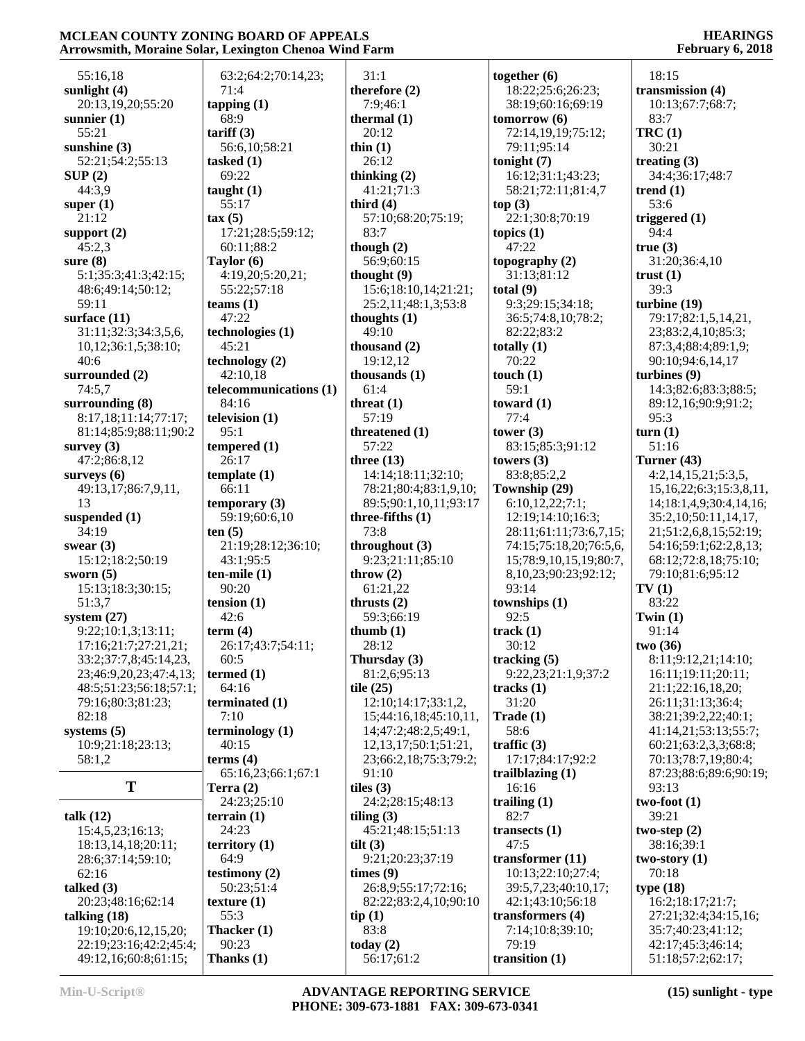55:16,18
**sunlight (4)**
20:13,19,20;55:20
**sunnier (1)**
55:21
**sunshine (3)**
52:21;54:2;55:13
**SUP (2)**
44:3,9
**super (1)**
21:12
**support (2)**
45:2,3
**sure (8)**
5:1;35:3;41:3;42:15; 48:6;49:14;50:12; 59:11
**surface (11)**
31:11;32:3;34:3,5,6, 10,12;36:1,5;38:10; 40:6
**surrounded (2)**
74:5,7
**surrounding (8)**
8:17,18;11:14;77:17; 81:14;85:9;88:11;90:2
**survey (3)**
47:2;86:8,12
**surveys (6)**
49:13,17;86:7,9,11, 13
**suspended (1)**
34:19
**swear (3)**
15:12;18:2;50:19
**sworn (5)**
15:13;18:3;30:15; 51:3,7
**system (27)**
9:22;10:1,3;13:11; 17:16;21:7;27:21,21; 33:2;37:7,8;45:14,23, 23;46:9,20,23;47:4,13; 48:5;51:23;56:18;57:1; 79:16;80:3;81:23; 82:18
**systems (5)**
10:9;21:18;23:13; 58:1,2

## T

**talk (12)**
15:4,5,23;16:13; 18:13,14,18;20:11; 28:6;37:14;59:10; 62:16
**talked (3)**
20:23;48:16;62:14
**talking (18)**
19:10;20:6,12,15,20; 22:19;23:16;42:2;45:4; 49:12,16;60:8;61:15; 63:2;64:2;70:14,23; 71:4
**tapping (1)**
68:9
**tariff (3)**
56:6,10;58:21
**tasked (1)**
69:22
**taught (1)**
55:17
**tax (5)**
17:21;28:5;59:12; 60:11;88:2
**Taylor (6)**
4:19,20;5:20,21; 55:22;57:18
**teams (1)**
47:22
**technologies (1)**
45:21
**technology (2)**
42:10,18
**telecommunications (1)**
84:16
**television (1)**
95:1
**tempered (1)**
26:17
**template (1)**
66:11
**temporary (3)**
59:19;60:6,10
**ten (5)**
21:19;28:12;36:10; 43:1;95:5
**ten-mile (1)**
90:20
**tension (1)**
42:6
**term (4)**
26:17;43:7;54:11; 60:5
**termed (1)**
64:16
**terminated (1)**
7:10
**terminology (1)**
40:15
**terms (4)**
65:16,23;66:1;67:1
**Terra (2)**
24:23;25:10
**terrain (1)**
24:23
**territory (1)**
64:9
**testimony (2)**
50:23;51:4
**texture (1)**
55:3
**Thacker (1)**
90:23
**Thanks (1)**
31:1
**therefore (2)**
7:9;46:1
**thermal (1)**
20:12
**thin (1)**
26:12
**thinking (2)**
41:21;71:3
**third (4)**
57:10;68:20;75:19; 83:7
**though (2)**
56:9;60:15
**thought (9)**
15:6;18:10,14;21:21; 25:2,11;48:1,3;53:8
**thoughts (1)**
49:10
**thousand (2)**
19:12,12
**thousands (1)**
61:4
**threat (1)**
57:19
**threatened (1)**
57:22
**three (13)**
14:14;18:11;32:10; 78:21;80:4;83:1,9,10; 89:5;90:1,10,11;93:17
**three-fifths (1)**
73:8
**throughout (3)**
9:23;21:11;85:10
**throw (2)**
61:21,22
**thrusts (2)**
59:3;66:19
**thumb (1)**
28:12
**Thursday (3)**
81:2,6;95:13
**tile (25)**
12:10;14:17;33:1,2, 15;44:16,18;45:10,11, 14;47:2;48:2,5;49:1, 12,13,17;50:1;51:21, 23;66:2,18;75:3;79:2; 91:10
**tiles (3)**
24:2;28:15;48:13
**tiling (3)**
45:21;48:15;51:13
**tilt (3)**
9:21;20:23;37:19
**times (9)**
26:8,9;55:17;72:16; 82:22;83:2,4,10;90:10
**tip (1)**
83:8
**today (2)**
56:17;61:2
**together (6)**
18:22;25:6;26:23; 38:19;60:16;69:19
**tomorrow (6)**
72:14,19,19;75:12; 79:11;95:14
**tonight (7)**
16:12;31:1;43:23; 58:21;72:11;81:4,7
**top (3)**
22:1;30:8;70:19
**topics (1)**
47:22
**topography (2)**
31:13;81:12
**total (9)**
9:3;29:15;34:18; 36:5;74:8,10;78:2; 82:22;83:2
**totally (1)**
70:22
**touch (1)**
59:1
**toward (1)**
77:4
**tower (3)**
83:15;85:3;91:12
**towers (3)**
83:8;85:2,2
**Township (29)**
6:10,12,22;7:1; 12:19;14:10;16:3; 28:11;61:11;73:6,7,15; 74:15;75:18,20;76:5,6, 15;78:9,10,15,19;80:7, 8,10,23;90:23;92:12; 93:14
**townships (1)**
92:5
**track (1)**
30:12
**tracking (5)**
9:22,23;21:1,9;37:2
**tracks (1)**
31:20
**Trade (1)**
58:6
**traffic (3)**
17:17;84:17;92:2
**trailblazing (1)**
16:16
**trailing (1)**
82:7
**transects (1)**
47:5
**transformer (11)**
10:13;22:10;27:4; 39:5,7,23;40:10,17; 42:1;43:10;56:18
**transformers (4)**
7:14;10:8;39:10; 79:19
**transition (1)**
18:15
**transmission (4)**
10:13;67:7;68:7; 83:7
**TRC (1)**
30:21
**treating (3)**
34:4;36:17;48:7
**trend (1)**
53:6
**triggered (1)**
94:4
**true (3)**
31:20;36:4,10
**trust (1)**
39:3
**turbine (19)**
79:17;82:1,5,14,21, 23;83:2,4,10;85:3; 87:3,4;88:4;89:1,9; 90:10;94:6,14,17
**turbines (9)**
14:3;82:6;83:3;88:5; 89:12,16;90:9;91:2; 95:3
**turn (1)**
51:16
**Turner (43)**
4:2,14,15,21;5:3,5, 15,16,22;6:3;15:3,8,11, 14;18:1,4,9;30:4,14,16; 35:2,10;50:11,14,17, 21;51:2,6,8,15;52:19; 54:16;59:1;62:2,8,13; 68:12;72:8,18;75:10; 79:10;81:6;95:12
**TV (1)**
83:22
**Twin (1)**
91:14
**two (36)**
8:11;9:12,21;14:10; 16:11;19:11;20:11; 21:1;22:16,18,20; 26:11;31:13;36:4; 38:21;39:2,22;40:1; 41:14,21;53:13;55:7; 60:21;63:2,3,3;68:8; 70:13;78:7,19;80:4; 87:23;88:6;89:6;90:19; 93:13
**two-foot (1)**
39:21
**two-step (2)**
38:16;39:1
**two-story (1)**
70:18
**type (18)**
16:2;18:17;21:7; 27:21;32:4;34:15,16; 35:7;40:23;41:12; 42:17;45:3;46:14; 51:18;57:2;62:17;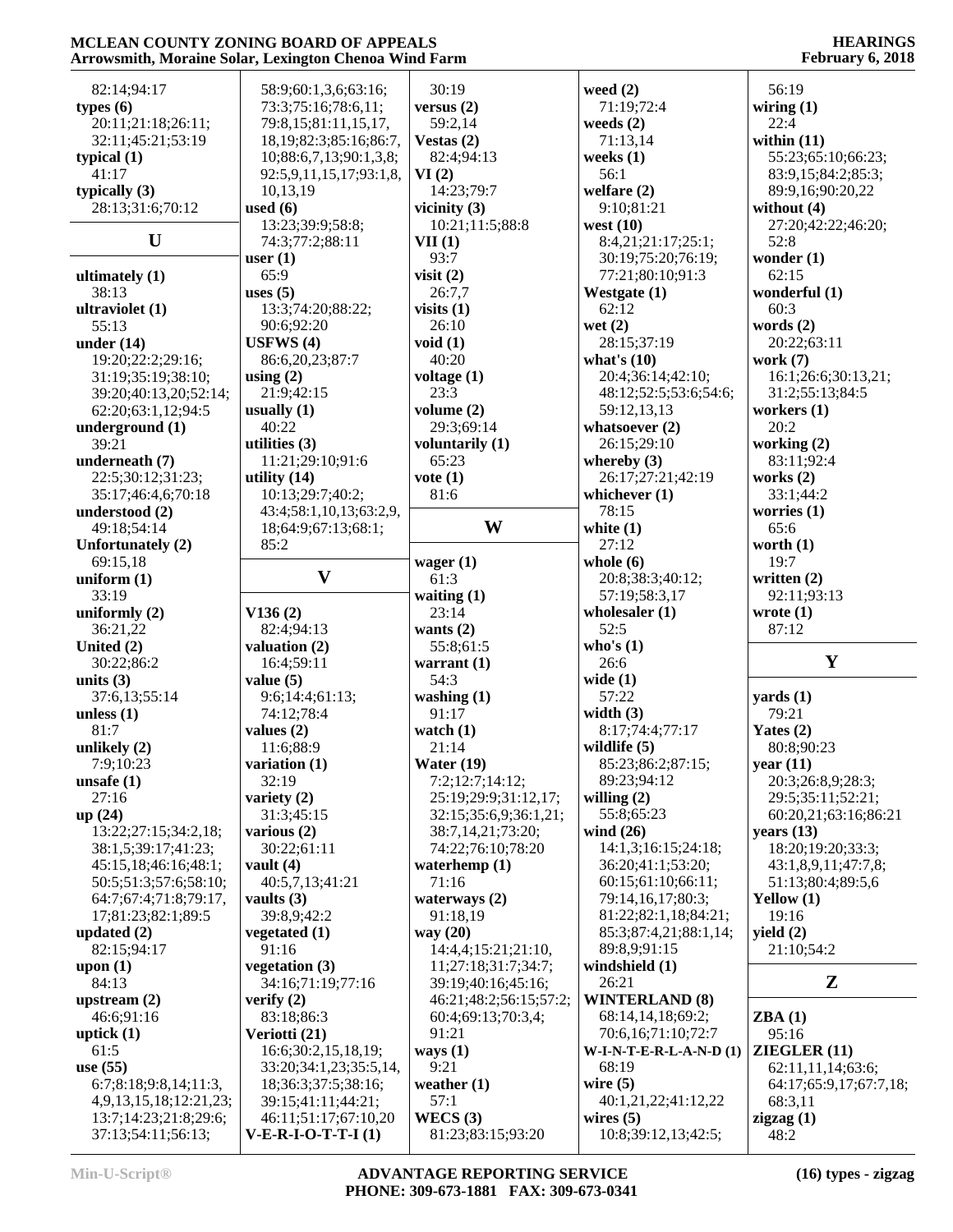82:14;94:17
**types (6)**
20:11;21:18;26:11;
32:11;45:21;53:19
**typical (1)**
41:17
**typically (3)**
28:13;31:6;70:12

## U

**ultimately (1)**
38:13
**ultraviolet (1)**
55:13
**under (14)**
19:20;22:2;29:16;
31:19;35:19;38:10;
39:20;40:13,20;52:14;
62:20;63:1,12;94:5
**underground (1)**
39:21
**underneath (7)**
22:5;30:12;31:23;
35:17;46:4,6;70:18
**understood (2)**
49:18;54:14
**Unfortunately (2)**
69:15,18
**uniform (1)**
33:19
**uniformly (2)**
36:21,22
**United (2)**
30:22;86:2
**units (3)**
37:6,13;55:14
**unless (1)**
81:7
**unlikely (2)**
7:9;10:23
**unsafe (1)**
27:16
**up (24)**
13:22;27:15;34:2,18;
38:1,5;39:17;41:23;
45:15,18;46:16;48:1;
50:5;51:3;57:6;58:10;
64:7;67:4;71:8;79:17,
17;81:23;82:1;89:5
**updated (2)**
82:15;94:17
**upon (1)**
84:13
**upstream (2)**
46:6;91:16
**uptick (1)**
61:5
**use (55)**
6:7;8:18;9:8,14;11:3,
4,9,13,15,18;12:21,23;
13:7;14:23;21:8;29:6;
37:13;54:11;56:13;
58:9;60:1,3,6;63:16;
73:3;75:16;78:6,11;
79:8,15;81:11,15,17,
18,19;82:3;85:16;86:7,
10;88:6,7,13;90:1,3,8;
92:5,9,11,15,17;93:1,8,
10,13,19
**used (6)**
13:23;39:9;58:8;
74:3;77:2;88:11
**user (1)**
65:9
**uses (5)**
13:3;74:20;88:22;
90:6;92:20
**USFWS (4)**
86:6,20,23;87:7
**using (2)**
21:9;42:15
**usually (1)**
40:22
**utilities (3)**
11:21;29:10;91:6
**utility (14)**
10:13;29:7;40:2;
43:4;58:1,10,13;63:2,9,
18;64:9;67:13;68:1;
85:2

## V

**V136 (2)**
82:4;94:13
**valuation (2)**
16:4;59:11
**value (5)**
9:6;14:4;61:13;
74:12;78:4
**values (2)**
11:6;88:9
**variation (1)**
32:19
**variety (2)**
31:3;45:15
**various (2)**
30:22;61:11
**vault (4)**
40:5,7,13;41:21
**vaults (3)**
39:8,9;42:2
**vegetated (1)**
91:16
**vegetation (3)**
34:16;71:19;77:16
**verify (2)**
83:18;86:3
**Veriotti (21)**
16:6;30:2,15,18,19;
33:20;34:1,23;35:5,14,
18;36:3;37:5;38:16;
39:15;41:11;44:21;
46:11;51:17;67:10,20
**V-E-R-I-O-T-T-I (1)**
30:19
**versus (2)**
59:2,14
**Vestas (2)**
82:4;94:13
**VI (2)**
14:23;79:7
**vicinity (3)**
10:21;11:5;88:8
**VII (1)**
93:7
**visit (2)**
26:7,7
**visits (1)**
26:10
**void (1)**
40:20
**voltage (1)**
23:3
**volume (2)**
29:3;69:14
**voluntarily (1)**
65:23
**vote (1)**
81:6

## W

**wager (1)**
61:3
**waiting (1)**
23:14
**wants (2)**
55:8;61:5
**warrant (1)**
54:3
**washing (1)**
91:17
**watch (1)**
21:14
**Water (19)**
7:2;12:7;14:12;
25:19;29:9;31:12,17;
32:15;35:6,9;36:1,21;
38:7,14,21;73:20;
74:22;76:10;78:20
**waterhemp (1)**
71:16
**waterways (2)**
91:18,19
**way (20)**
14:4,4;15:21;21:10,
11;27:18;31:7;34:7;
39:19;40:16;45:16;
46:21;48:2;56:15;57:2;
60:4;69:13;70:3,4;
91:21
**ways (1)**
9:21
**weather (1)**
57:1
**WECS (3)**
81:23;83:15;93:20
**weed (2)**
71:19;72:4
**weeds (2)**
71:13,14
**weeks (1)**
56:1
**welfare (2)**
9:10;81:21
**west (10)**
8:4,21;21:17;25:1;
30:19;75:20;76:19;
77:21;80:10;91:3
**Westgate (1)**
62:12
**wet (2)**
28:15;37:19
**what's (10)**
20:4;36:14;42:10;
48:12;52:5;53:6;54:6;
59:12,13,13
**whatsoever (2)**
26:15;29:10
**whereby (3)**
26:17;27:21;42:19
**whichever (1)**
78:15
**white (1)**
27:12
**whole (6)**
20:8;38:3;40:12;
57:19;58:3,17
**wholesaler (1)**
52:5
**who's (1)**
26:6
**wide (1)**
57:22
**width (3)**
8:17;74:4;77:17
**wildlife (5)**
85:23;86:2;87:15;
89:23;94:12
**willing (2)**
55:8;65:23
**wind (26)**
14:1,3;16:15;24:18;
36:20;41:1;53:20;
60:15;61:10;66:11;
79:14,16,17;80:3;
81:22;82:1,18;84:21;
85:3;87:4,21;88:1,14;
89:8,9;91:15
**windshield (1)**
26:21
**WINTERLAND (8)**
68:14,14,18;69:2;
70:6,16;71:10;72:7
**W-I-N-T-E-R-L-A-N-D (1)**
68:19
**wire (5)**
40:1,21,22;41:12,22
**wires (5)**
10:8;39:12,13;42:5;
56:19
**wiring (1)**
22:4
**within (11)**
55:23;65:10;66:23;
83:9,15;84:2;85:3;
89:9,16;90:20,22
**without (4)**
27:20;42:22;46:20;
52:8
**wonder (1)**
62:15
**wonderful (1)**
60:3
**words (2)**
20:22;63:11
**work (7)**
16:1;26:6;30:13,21;
31:2;55:13;84:5
**workers (1)**
20:2
**working (2)**
83:11;92:4
**works (2)**
33:1;44:2
**worries (1)**
65:6
**worth (1)**
19:7
**written (2)**
92:11;93:13
**wrote (1)**
87:12

## Y

**yards (1)**
79:21
**Yates (2)**
80:8;90:23
**year (11)**
20:3;26:8,9;28:3;
29:5;35:11;52:21;
60:20,21;63:16;86:21
**years (13)**
18:20;19:20;33:3;
43:1,8,9,11;47:7,8;
51:13;80:4;89:5,6
**Yellow (1)**
19:16
**yield (2)**
21:10;54:2

## Z

**ZBA (1)**
95:16
**ZIEGLER (11)**
62:11,11,14;63:6;
64:17;65:9,17;67:7,18;
68:3,11
**zigzag (1)**
48:2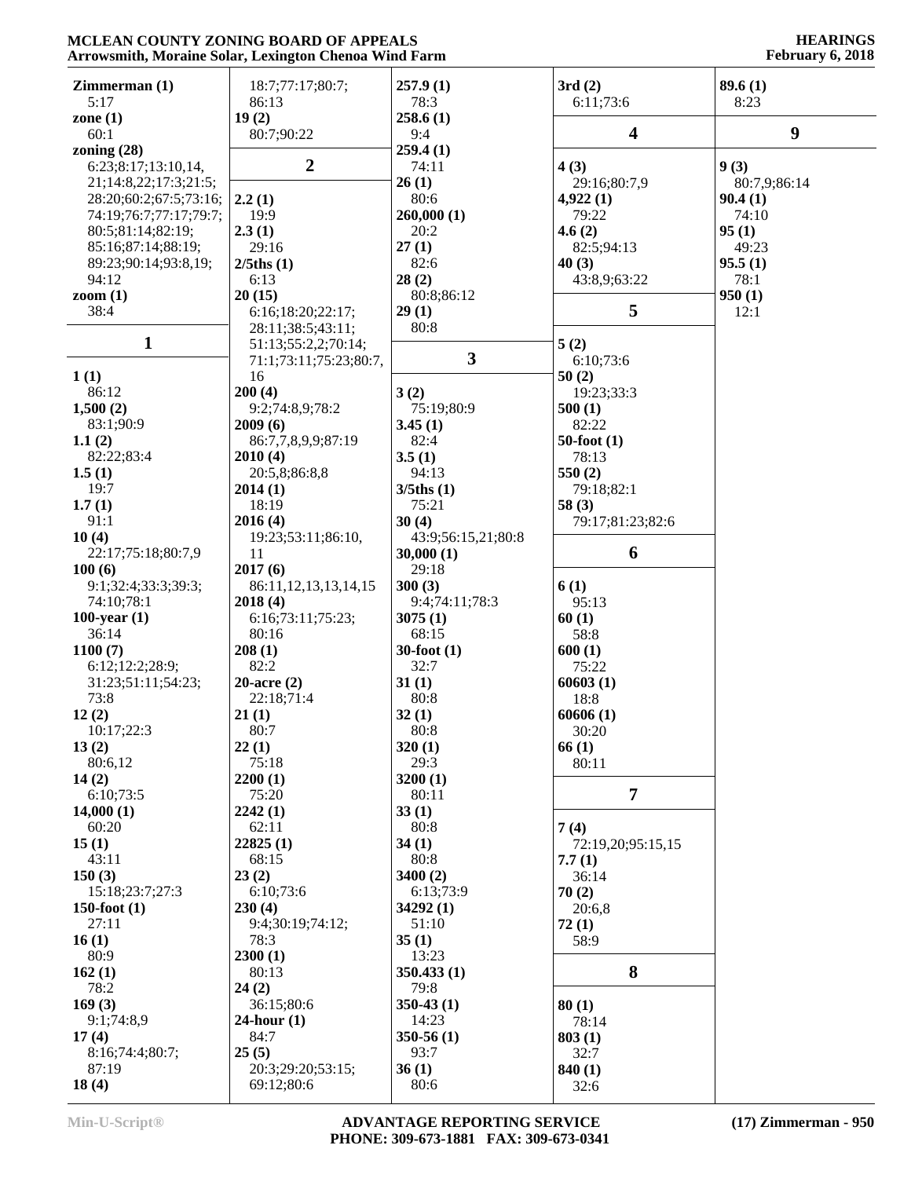**Zimmerman (1)**
5:17
**zone (1)**
60:1
**zoning (28)**
6:23;8:17;13:10,14,21;14:8,22;17:3;21:5;28:20;60:2;67:5;73:16;74:19;76:7;77:17;79:7;80:5;81:14;82:19;85:16;87:14;88:19;89:23;90:14;93:8,19;94:12
**zoom (1)**
38:4

## 1

**1 (1)**
86:12
**1,500 (2)**
83:1;90:9
**1.1 (2)**
82:22;83:4
**1.5 (1)**
19:7
**1.7 (1)**
91:1
**10 (4)**
22:17;75:18;80:7,9
**100 (6)**
9:1;32:4;33:3;39:3;74:10;78:1
**100-year (1)**
36:14
**1100 (7)**
6:12;12:2;28:9;31:23;51:11;54:23;73:8
**12 (2)**
10:17;22:3
**13 (2)**
80:6,12
**14 (2)**
6:10;73:5
**14,000 (1)**
60:20
**15 (1)**
43:11
**150 (3)**
15:18;23:7;27:3
**150-foot (1)**
27:11
**16 (1)**
80:9
**162 (1)**
78:2
**169 (3)**
9:1;74:8,9
**17 (4)**
8:16;74:4;80:7;87:19
**18 (4)**
18:7;77:17;80:7;86:13
**19 (2)**
80:7;90:22

## 2

**2.2 (1)**
19:9
**2.3 (1)**
29:16
**2/5ths (1)**
6:13
**20 (15)**
6:16;18:20;22:17;28:11;38:5;43:11;51:13;55:2,2;70:14;71:1;73:11;75:23;80:7,16
**200 (4)**
9:2;74:8,9;78:2
**2009 (6)**
86:7,7,8,9,9;87:19
**2010 (4)**
20:5,8;86:8,8
**2014 (1)**
18:19
**2016 (4)**
19:23;53:11;86:10,11
**2017 (6)**
86:11,12,13,13,14,15
**2018 (4)**
6:16;73:11;75:23;80:16
**208 (1)**
82:2
**20-acre (2)**
22:18;71:4
**21 (1)**
80:7
**22 (1)**
75:18
**2200 (1)**
75:20
**2242 (1)**
62:11
**22825 (1)**
68:15
**23 (2)**
6:10;73:6
**230 (4)**
9:4;30:19;74:12;78:3
**2300 (1)**
80:13
**24 (2)**
36:15;80:6
**24-hour (1)**
84:7
**25 (5)**
20:3;29:20;53:15;69:12;80:6
**257.9 (1)**
78:3
**258.6 (1)**
9:4
**259.4 (1)**
74:11
**26 (1)**
80:6
**260,000 (1)**
20:2
**27 (1)**
82:6
**28 (2)**
80:8;86:12
**29 (1)**
80:8

## 3

**3 (2)**
75:19;80:9
**3.45 (1)**
82:4
**3.5 (1)**
94:13
**3/5ths (1)**
75:21
**30 (4)**
43:9;56:15,21;80:8
**30,000 (1)**
29:18
**300 (3)**
9:4;74:11;78:3
**3075 (1)**
68:15
**30-foot (1)**
32:7
**31 (1)**
80:8
**32 (1)**
80:8
**320 (1)**
29:3
**3200 (1)**
80:11
**33 (1)**
80:8
**34 (1)**
80:8
**3400 (2)**
6:13;73:9
**34292 (1)**
51:10
**35 (1)**
13:23
**350.433 (1)**
79:8
**350-43 (1)**
14:23
**350-56 (1)**
93:7
**36 (1)**
80:6
**3rd (2)**
6:11;73:6

## 4

**4 (3)**
29:16;80:7,9
**4,922 (1)**
79:22
**4.6 (2)**
82:5;94:13
**40 (3)**
43:8,9;63:22

## 5

**5 (2)**
6:10;73:6
**50 (2)**
19:23;33:3
**500 (1)**
82:22
**50-foot (1)**
78:13
**550 (2)**
79:18;82:1
**58 (3)**
79:17;81:23;82:6

## 6

**6 (1)**
95:13
**60 (1)**
58:8
**600 (1)**
75:22
**60603 (1)**
18:8
**60606 (1)**
30:20
**66 (1)**
80:11

## 7

**7 (4)**
72:19,20;95:15,15
**7.7 (1)**
36:14
**70 (2)**
20:6,8
**72 (1)**
58:9

## 8

**80 (1)**
78:14
**803 (1)**
32:7
**840 (1)**
32:6
**89.6 (1)**
8:23

## 9

**9 (3)**
80:7,9;86:14
**90.4 (1)**
74:10
**95 (1)**
49:23
**95.5 (1)**
78:1
**950 (1)**
12:1